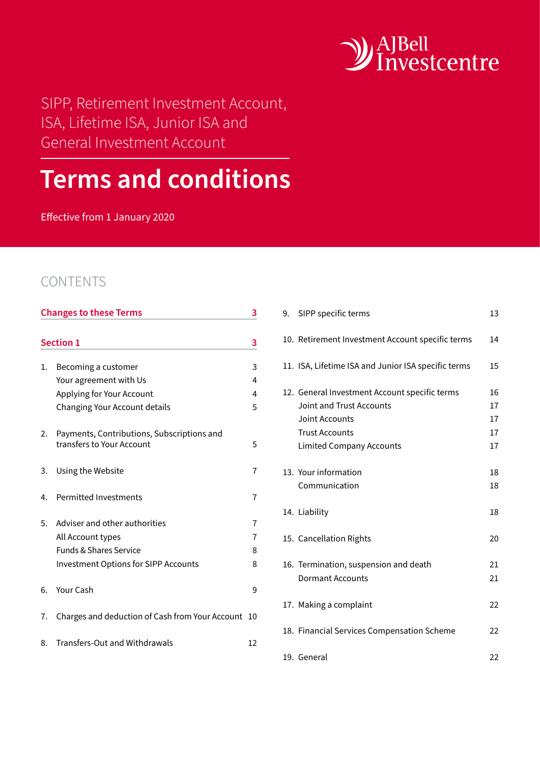AJBell Investcentre

SIPP, Retirement Investment Account, ISA, Lifetime ISA, Junior ISA and General Investment Account

# Terms and conditions

Effective from 1 January 2020

## CONTENTS

| | | |
|---|---|---|
| **Changes to these Terms** | | **3** |
| **Section 1** | | **3** |
| 1. | Becoming a customer | 3 |
| | Your agreement with Us | 4 |
| | Applying for Your Account | 4 |
| | Changing Your Account details | 5 |
| 2. | Payments, Contributions, Subscriptions and transfers to Your Account | 5 |
| 3. | Using the Website | 7 |
| 4. | Permitted Investments | 7 |
| 5. | Adviser and other authorities | 7 |
| | All Account types | 7 |
| | Funds & Shares Service | 8 |
| | Investment Options for SIPP Accounts | 8 |
| 6. | Your Cash | 9 |
| 7. | Charges and deduction of Cash from Your Account | 10 |
| 8. | Transfers-Out and Withdrawals | 12 |
| 9. | SIPP specific terms | 13 |
| 10. | Retirement Investment Account specific terms | 14 |
| 11. | ISA, Lifetime ISA and Junior ISA specific terms | 15 |
| 12. | General Investment Account specific terms | 16 |
| | Joint and Trust Accounts | 17 |
| | Joint Accounts | 17 |
| | Trust Accounts | 17 |
| | Limited Company Accounts | 17 |
| 13. | Your information | 18 |
| | Communication | 18 |
| 14. | Liability | 18 |
| 15. | Cancellation Rights | 20 |
| 16. | Termination, suspension and death | 21 |
| | Dormant Accounts | 21 |
| 17. | Making a complaint | 22 |
| 18. | Financial Services Compensation Scheme | 22 |
| 19. | General | 22 |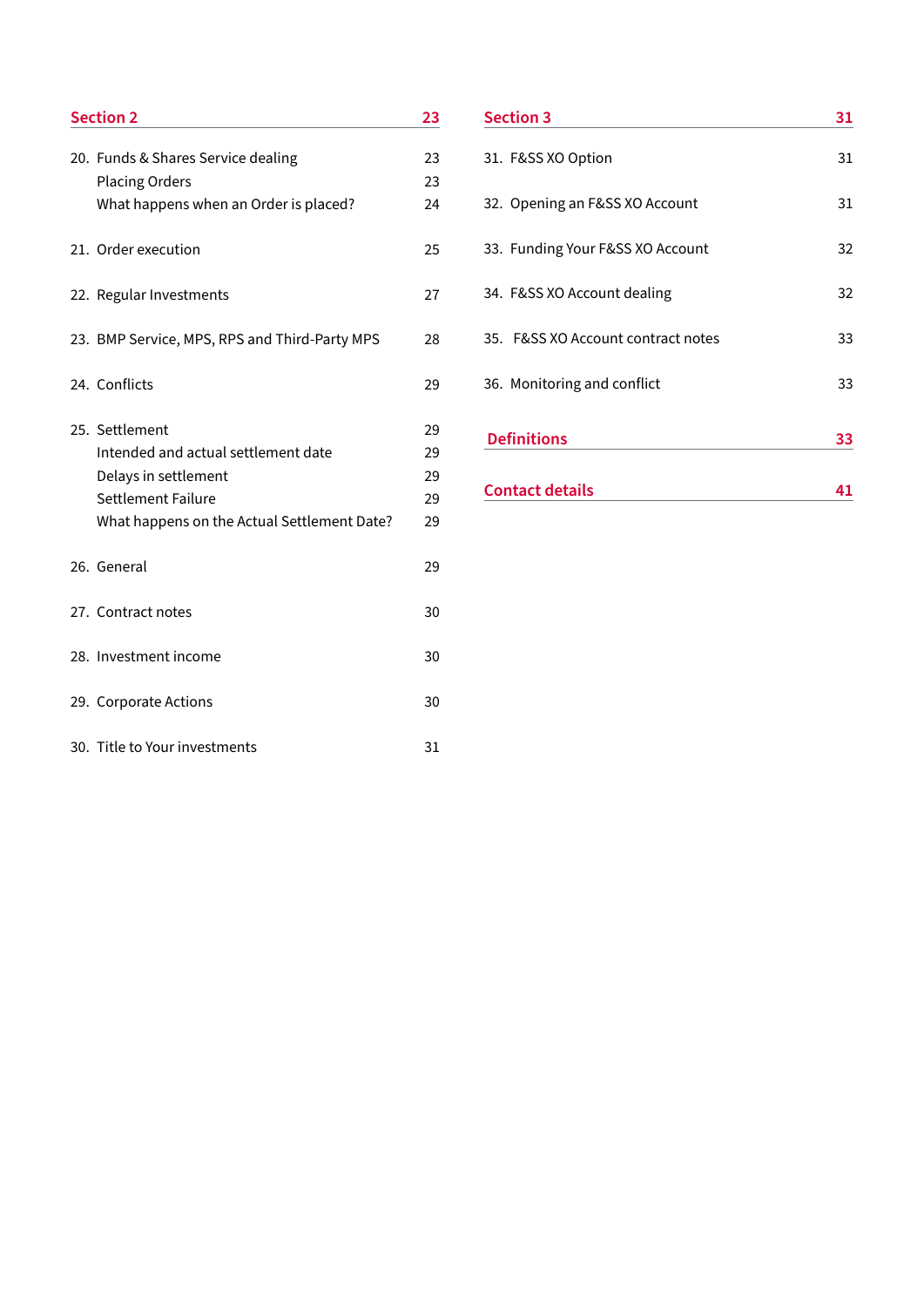| Section 2 | 23 |
|---|---|
| 20. Funds & Shares Service dealing | 23 |
| Placing Orders | 23 |
| What happens when an Order is placed? | 24 |
| 21. Order execution | 25 |
| 22. Regular Investments | 27 |
| 23. BMP Service, MPS, RPS and Third-Party MPS | 28 |
| 24. Conflicts | 29 |
| 25. Settlement | 29 |
| Intended and actual settlement date | 29 |
| Delays in settlement | 29 |
| Settlement Failure | 29 |
| What happens on the Actual Settlement Date? | 29 |
| 26. General | 29 |
| 27. Contract notes | 30 |
| 28. Investment income | 30 |
| 29. Corporate Actions | 30 |
| 30. Title to Your investments | 31 |

| Section 3 | 31 |
|---|---|
| 31. F&SS XO Option | 31 |
| 32. Opening an F&SS XO Account | 31 |
| 33. Funding Your F&SS XO Account | 32 |
| 34. F&SS XO Account dealing | 32 |
| 35. F&SS XO Account contract notes | 33 |
| 36. Monitoring and conflict | 33 |
| **Definitions** | **33** |
| **Contact details** | **41** |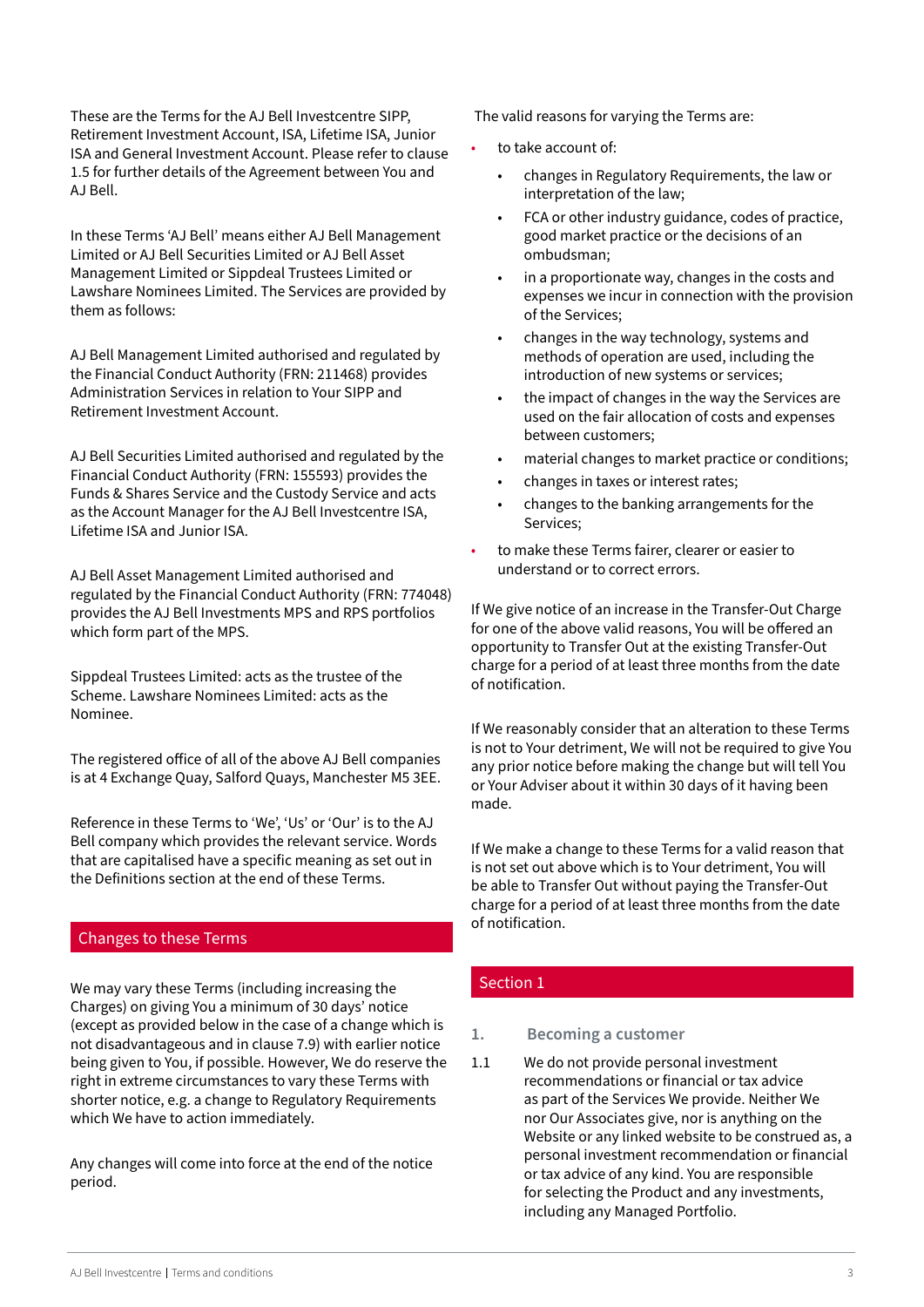These are the Terms for the AJ Bell Investcentre SIPP, Retirement Investment Account, ISA, Lifetime ISA, Junior ISA and General Investment Account. Please refer to clause 1.5 for further details of the Agreement between You and AJ Bell.

In these Terms 'AJ Bell' means either AJ Bell Management Limited or AJ Bell Securities Limited or AJ Bell Asset Management Limited or Sippdeal Trustees Limited or Lawshare Nominees Limited. The Services are provided by them as follows:

AJ Bell Management Limited authorised and regulated by the Financial Conduct Authority (FRN: 211468) provides Administration Services in relation to Your SIPP and Retirement Investment Account.

AJ Bell Securities Limited authorised and regulated by the Financial Conduct Authority (FRN: 155593) provides the Funds & Shares Service and the Custody Service and acts as the Account Manager for the AJ Bell Investcentre ISA, Lifetime ISA and Junior ISA.

AJ Bell Asset Management Limited authorised and regulated by the Financial Conduct Authority (FRN: 774048) provides the AJ Bell Investments MPS and RPS portfolios which form part of the MPS.

Sippdeal Trustees Limited: acts as the trustee of the Scheme. Lawshare Nominees Limited: acts as the Nominee.

The registered office of all of the above AJ Bell companies is at 4 Exchange Quay, Salford Quays, Manchester M5 3EE.

Reference in these Terms to 'We', 'Us' or 'Our' is to the AJ Bell company which provides the relevant service. Words that are capitalised have a specific meaning as set out in the Definitions section at the end of these Terms.

## Changes to these Terms

We may vary these Terms (including increasing the Charges) on giving You a minimum of 30 days' notice (except as provided below in the case of a change which is not disadvantageous and in clause 7.9) with earlier notice being given to You, if possible. However, We do reserve the right in extreme circumstances to vary these Terms with shorter notice, e.g. a change to Regulatory Requirements which We have to action immediately.

Any changes will come into force at the end of the notice period.

The valid reasons for varying the Terms are:

- to take account of:
  - changes in Regulatory Requirements, the law or interpretation of the law;
  - FCA or other industry guidance, codes of practice, good market practice or the decisions of an ombudsman;
  - in a proportionate way, changes in the costs and expenses we incur in connection with the provision of the Services;
  - changes in the way technology, systems and methods of operation are used, including the introduction of new systems or services;
  - the impact of changes in the way the Services are used on the fair allocation of costs and expenses between customers;
  - material changes to market practice or conditions;
  - changes in taxes or interest rates;
  - changes to the banking arrangements for the Services;
- to make these Terms fairer, clearer or easier to understand or to correct errors.

If We give notice of an increase in the Transfer-Out Charge for one of the above valid reasons, You will be offered an opportunity to Transfer Out at the existing Transfer-Out charge for a period of at least three months from the date of notification.

If We reasonably consider that an alteration to these Terms is not to Your detriment, We will not be required to give You any prior notice before making the change but will tell You or Your Adviser about it within 30 days of it having been made.

If We make a change to these Terms for a valid reason that is not set out above which is to Your detriment, You will be able to Transfer Out without paying the Transfer-Out charge for a period of at least three months from the date of notification.

## Section 1

### 1. Becoming a customer

1.1 We do not provide personal investment recommendations or financial or tax advice as part of the Services We provide. Neither We nor Our Associates give, nor is anything on the Website or any linked website to be construed as, a personal investment recommendation or financial or tax advice of any kind. You are responsible for selecting the Product and any investments, including any Managed Portfolio.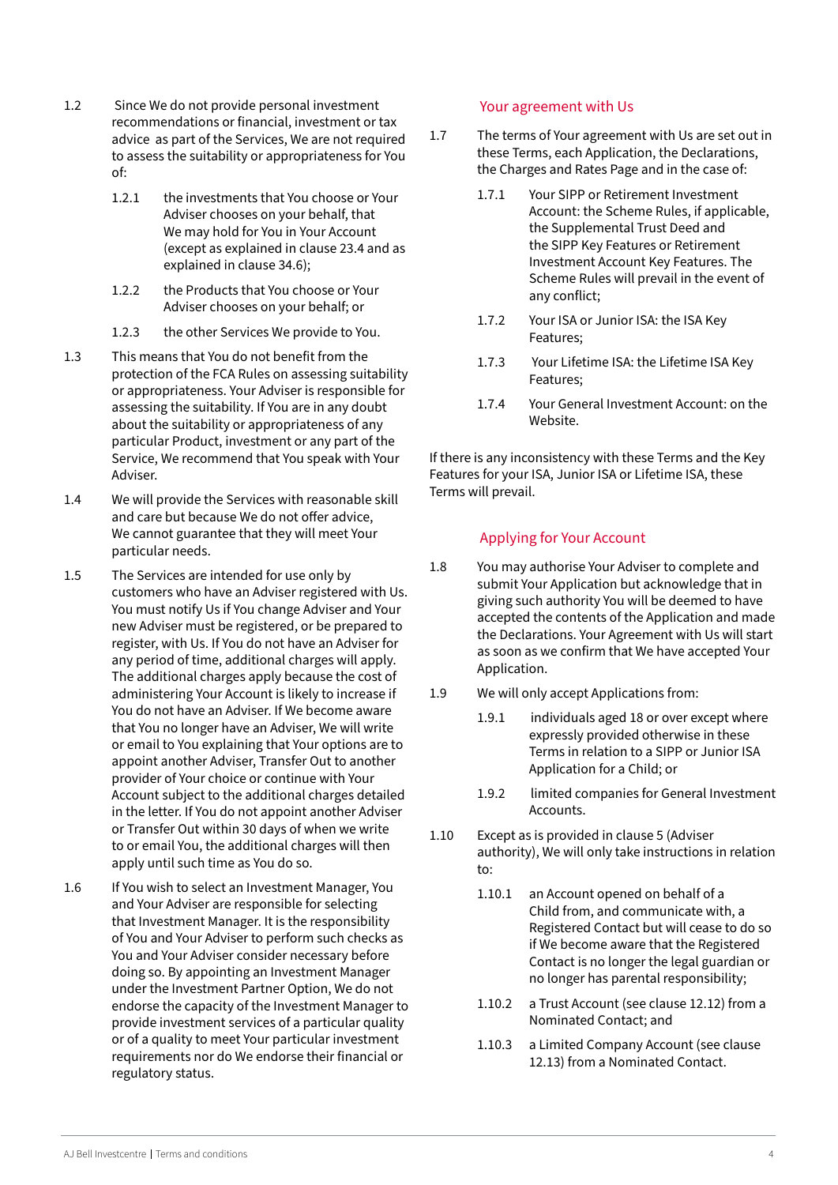1.2 Since We do not provide personal investment recommendations or financial, investment or tax advice as part of the Services, We are not required to assess the suitability or appropriateness for You of:

1.2.1 the investments that You choose or Your Adviser chooses on your behalf, that We may hold for You in Your Account (except as explained in clause 23.4 and as explained in clause 34.6);

1.2.2 the Products that You choose or Your Adviser chooses on your behalf; or

1.2.3 the other Services We provide to You.

1.3 This means that You do not benefit from the protection of the FCA Rules on assessing suitability or appropriateness. Your Adviser is responsible for assessing the suitability. If You are in any doubt about the suitability or appropriateness of any particular Product, investment or any part of the Service, We recommend that You speak with Your Adviser.

1.4 We will provide the Services with reasonable skill and care but because We do not offer advice, We cannot guarantee that they will meet Your particular needs.

1.5 The Services are intended for use only by customers who have an Adviser registered with Us. You must notify Us if You change Adviser and Your new Adviser must be registered, or be prepared to register, with Us. If You do not have an Adviser for any period of time, additional charges will apply. The additional charges apply because the cost of administering Your Account is likely to increase if You do not have an Adviser. If We become aware that You no longer have an Adviser, We will write or email to You explaining that Your options are to appoint another Adviser, Transfer Out to another provider of Your choice or continue with Your Account subject to the additional charges detailed in the letter. If You do not appoint another Adviser or Transfer Out within 30 days of when we write to or email You, the additional charges will then apply until such time as You do so.

1.6 If You wish to select an Investment Manager, You and Your Adviser are responsible for selecting that Investment Manager. It is the responsibility of You and Your Adviser to perform such checks as You and Your Adviser consider necessary before doing so. By appointing an Investment Manager under the Investment Partner Option, We do not endorse the capacity of the Investment Manager to provide investment services of a particular quality or of a quality to meet Your particular investment requirements nor do We endorse their financial or regulatory status.

## Your agreement with Us

1.7 The terms of Your agreement with Us are set out in these Terms, each Application, the Declarations, the Charges and Rates Page and in the case of:

1.7.1 Your SIPP or Retirement Investment Account: the Scheme Rules, if applicable, the Supplemental Trust Deed and the SIPP Key Features or Retirement Investment Account Key Features. The Scheme Rules will prevail in the event of any conflict;

1.7.2 Your ISA or Junior ISA: the ISA Key Features;

1.7.3 Your Lifetime ISA: the Lifetime ISA Key Features;

1.7.4 Your General Investment Account: on the Website.

If there is any inconsistency with these Terms and the Key Features for your ISA, Junior ISA or Lifetime ISA, these Terms will prevail.

## Applying for Your Account

1.8 You may authorise Your Adviser to complete and submit Your Application but acknowledge that in giving such authority You will be deemed to have accepted the contents of the Application and made the Declarations. Your Agreement with Us will start as soon as we confirm that We have accepted Your Application.

1.9 We will only accept Applications from:

1.9.1 individuals aged 18 or over except where expressly provided otherwise in these Terms in relation to a SIPP or Junior ISA Application for a Child; or

1.9.2 limited companies for General Investment Accounts.

1.10 Except as is provided in clause 5 (Adviser authority), We will only take instructions in relation to:

1.10.1 an Account opened on behalf of a Child from, and communicate with, a Registered Contact but will cease to do so if We become aware that the Registered Contact is no longer the legal guardian or no longer has parental responsibility;

1.10.2 a Trust Account (see clause 12.12) from a Nominated Contact; and

1.10.3 a Limited Company Account (see clause 12.13) from a Nominated Contact.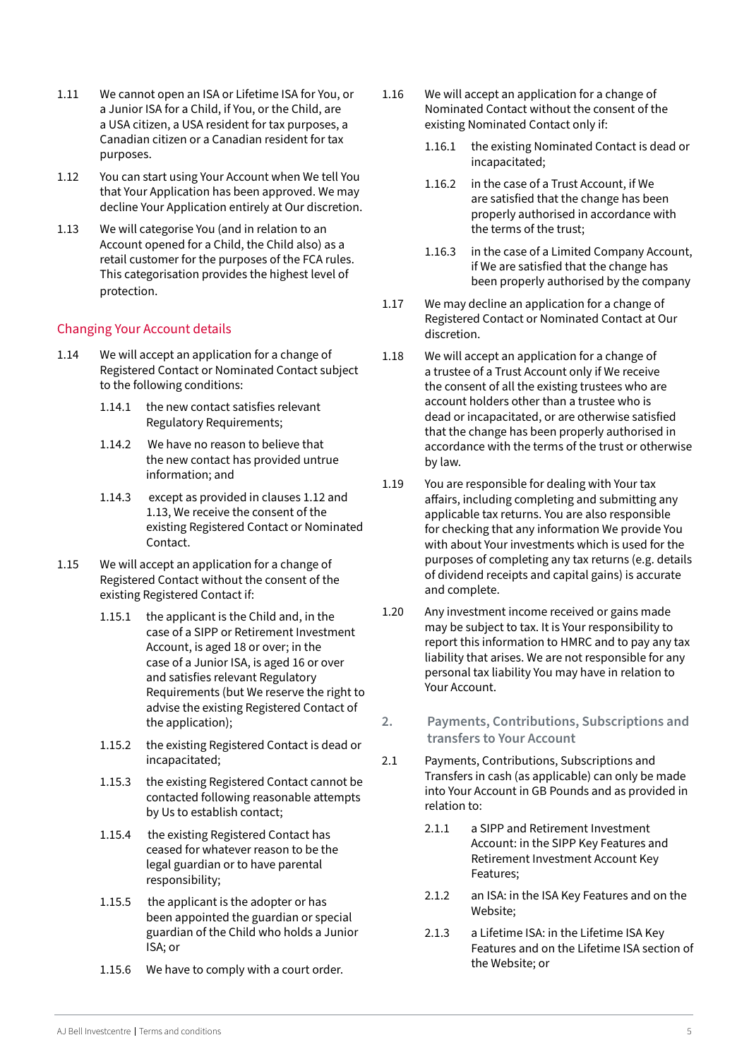1.11 We cannot open an ISA or Lifetime ISA for You, or a Junior ISA for a Child, if You, or the Child, are a USA citizen, a USA resident for tax purposes, a Canadian citizen or a Canadian resident for tax purposes.

1.12 You can start using Your Account when We tell You that Your Application has been approved. We may decline Your Application entirely at Our discretion.

1.13 We will categorise You (and in relation to an Account opened for a Child, the Child also) as a retail customer for the purposes of the FCA rules. This categorisation provides the highest level of protection.

## Changing Your Account details

1.14 We will accept an application for a change of Registered Contact or Nominated Contact subject to the following conditions:

- 1.14.1 the new contact satisfies relevant Regulatory Requirements;
- 1.14.2 We have no reason to believe that the new contact has provided untrue information; and
- 1.14.3 except as provided in clauses 1.12 and 1.13, We receive the consent of the existing Registered Contact or Nominated Contact.

1.15 We will accept an application for a change of Registered Contact without the consent of the existing Registered Contact if:

- 1.15.1 the applicant is the Child and, in the case of a SIPP or Retirement Investment Account, is aged 18 or over; in the case of a Junior ISA, is aged 16 or over and satisfies relevant Regulatory Requirements (but We reserve the right to advise the existing Registered Contact of the application);
- 1.15.2 the existing Registered Contact is dead or incapacitated;
- 1.15.3 the existing Registered Contact cannot be contacted following reasonable attempts by Us to establish contact;
- 1.15.4 the existing Registered Contact has ceased for whatever reason to be the legal guardian or to have parental responsibility;
- 1.15.5 the applicant is the adopter or has been appointed the guardian or special guardian of the Child who holds a Junior ISA; or
- 1.15.6 We have to comply with a court order.

1.16 We will accept an application for a change of Nominated Contact without the consent of the existing Nominated Contact only if:

- 1.16.1 the existing Nominated Contact is dead or incapacitated;
- 1.16.2 in the case of a Trust Account, if We are satisfied that the change has been properly authorised in accordance with the terms of the trust;
- 1.16.3 in the case of a Limited Company Account, if We are satisfied that the change has been properly authorised by the company

1.17 We may decline an application for a change of Registered Contact or Nominated Contact at Our discretion.

1.18 We will accept an application for a change of a trustee of a Trust Account only if We receive the consent of all the existing trustees who are account holders other than a trustee who is dead or incapacitated, or are otherwise satisfied that the change has been properly authorised in accordance with the terms of the trust or otherwise by law.

1.19 You are responsible for dealing with Your tax affairs, including completing and submitting any applicable tax returns. You are also responsible for checking that any information We provide You with about Your investments which is used for the purposes of completing any tax returns (e.g. details of dividend receipts and capital gains) is accurate and complete.

1.20 Any investment income received or gains made may be subject to tax. It is Your responsibility to report this information to HMRC and to pay any tax liability that arises. We are not responsible for any personal tax liability You may have in relation to Your Account.

## 2. Payments, Contributions, Subscriptions and transfers to Your Account

2.1 Payments, Contributions, Subscriptions and Transfers in cash (as applicable) can only be made into Your Account in GB Pounds and as provided in relation to:

- 2.1.1 a SIPP and Retirement Investment Account: in the SIPP Key Features and Retirement Investment Account Key Features;
- 2.1.2 an ISA: in the ISA Key Features and on the Website;
- 2.1.3 a Lifetime ISA: in the Lifetime ISA Key Features and on the Lifetime ISA section of the Website; or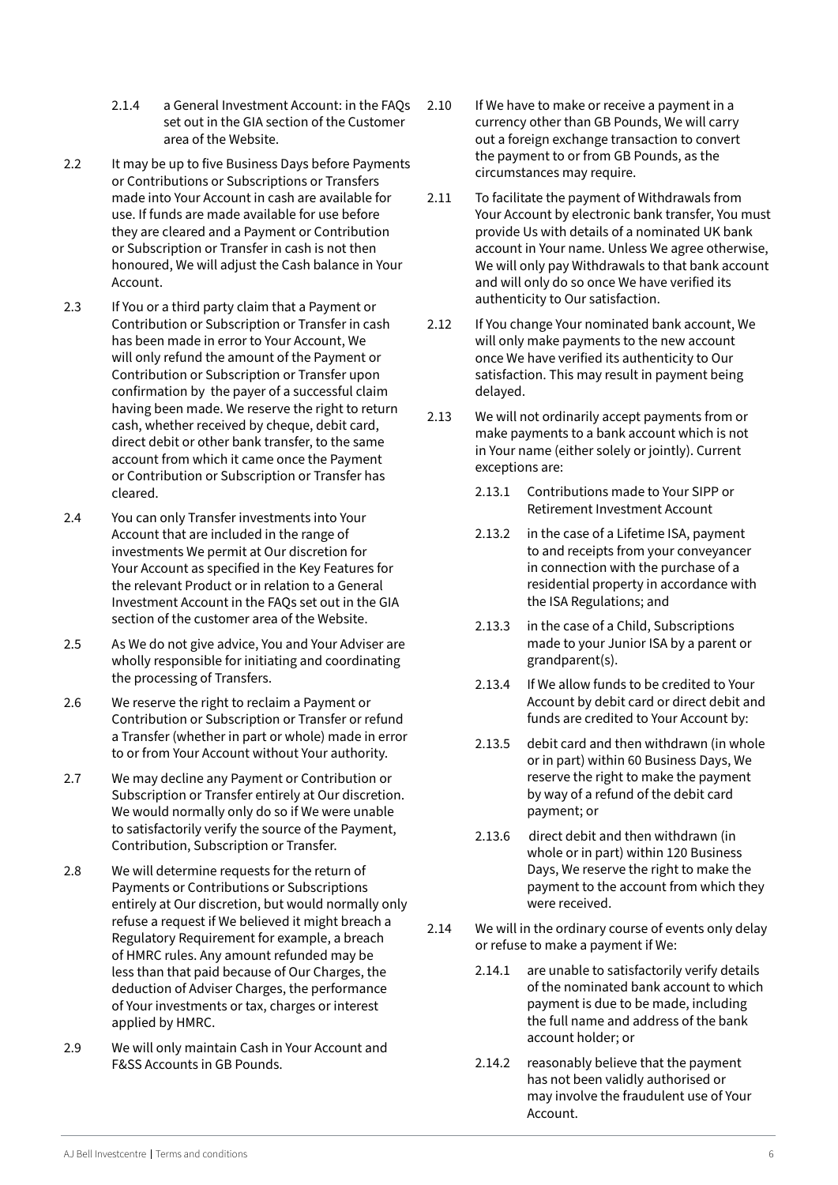2.1.4 a General Investment Account: in the FAQs set out in the GIA section of the Customer area of the Website.

2.2 It may be up to five Business Days before Payments or Contributions or Subscriptions or Transfers made into Your Account in cash are available for use. If funds are made available for use before they are cleared and a Payment or Contribution or Subscription or Transfer in cash is not then honoured, We will adjust the Cash balance in Your Account.

2.3 If You or a third party claim that a Payment or Contribution or Subscription or Transfer in cash has been made in error to Your Account, We will only refund the amount of the Payment or Contribution or Subscription or Transfer upon confirmation by the payer of a successful claim having been made. We reserve the right to return cash, whether received by cheque, debit card, direct debit or other bank transfer, to the same account from which it came once the Payment or Contribution or Subscription or Transfer has cleared.

2.4 You can only Transfer investments into Your Account that are included in the range of investments We permit at Our discretion for Your Account as specified in the Key Features for the relevant Product or in relation to a General Investment Account in the FAQs set out in the GIA section of the customer area of the Website.

2.5 As We do not give advice, You and Your Adviser are wholly responsible for initiating and coordinating the processing of Transfers.

2.6 We reserve the right to reclaim a Payment or Contribution or Subscription or Transfer or refund a Transfer (whether in part or whole) made in error to or from Your Account without Your authority.

2.7 We may decline any Payment or Contribution or Subscription or Transfer entirely at Our discretion. We would normally only do so if We were unable to satisfactorily verify the source of the Payment, Contribution, Subscription or Transfer.

2.8 We will determine requests for the return of Payments or Contributions or Subscriptions entirely at Our discretion, but would normally only refuse a request if We believed it might breach a Regulatory Requirement for example, a breach of HMRC rules. Any amount refunded may be less than that paid because of Our Charges, the deduction of Adviser Charges, the performance of Your investments or tax, charges or interest applied by HMRC.

2.9 We will only maintain Cash in Your Account and F&SS Accounts in GB Pounds.

2.10 If We have to make or receive a payment in a currency other than GB Pounds, We will carry out a foreign exchange transaction to convert the payment to or from GB Pounds, as the circumstances may require.

2.11 To facilitate the payment of Withdrawals from Your Account by electronic bank transfer, You must provide Us with details of a nominated UK bank account in Your name. Unless We agree otherwise, We will only pay Withdrawals to that bank account and will only do so once We have verified its authenticity to Our satisfaction.

2.12 If You change Your nominated bank account, We will only make payments to the new account once We have verified its authenticity to Our satisfaction. This may result in payment being delayed.

2.13 We will not ordinarily accept payments from or make payments to a bank account which is not in Your name (either solely or jointly). Current exceptions are:

2.13.1 Contributions made to Your SIPP or Retirement Investment Account

2.13.2 in the case of a Lifetime ISA, payment to and receipts from your conveyancer in connection with the purchase of a residential property in accordance with the ISA Regulations; and

2.13.3 in the case of a Child, Subscriptions made to your Junior ISA by a parent or grandparent(s).

2.13.4 If We allow funds to be credited to Your Account by debit card or direct debit and funds are credited to Your Account by:

2.13.5 debit card and then withdrawn (in whole or in part) within 60 Business Days, We reserve the right to make the payment by way of a refund of the debit card payment; or

2.13.6 direct debit and then withdrawn (in whole or in part) within 120 Business Days, We reserve the right to make the payment to the account from which they were received.

2.14 We will in the ordinary course of events only delay or refuse to make a payment if We:

2.14.1 are unable to satisfactorily verify details of the nominated bank account to which payment is due to be made, including the full name and address of the bank account holder; or

2.14.2 reasonably believe that the payment has not been validly authorised or may involve the fraudulent use of Your Account.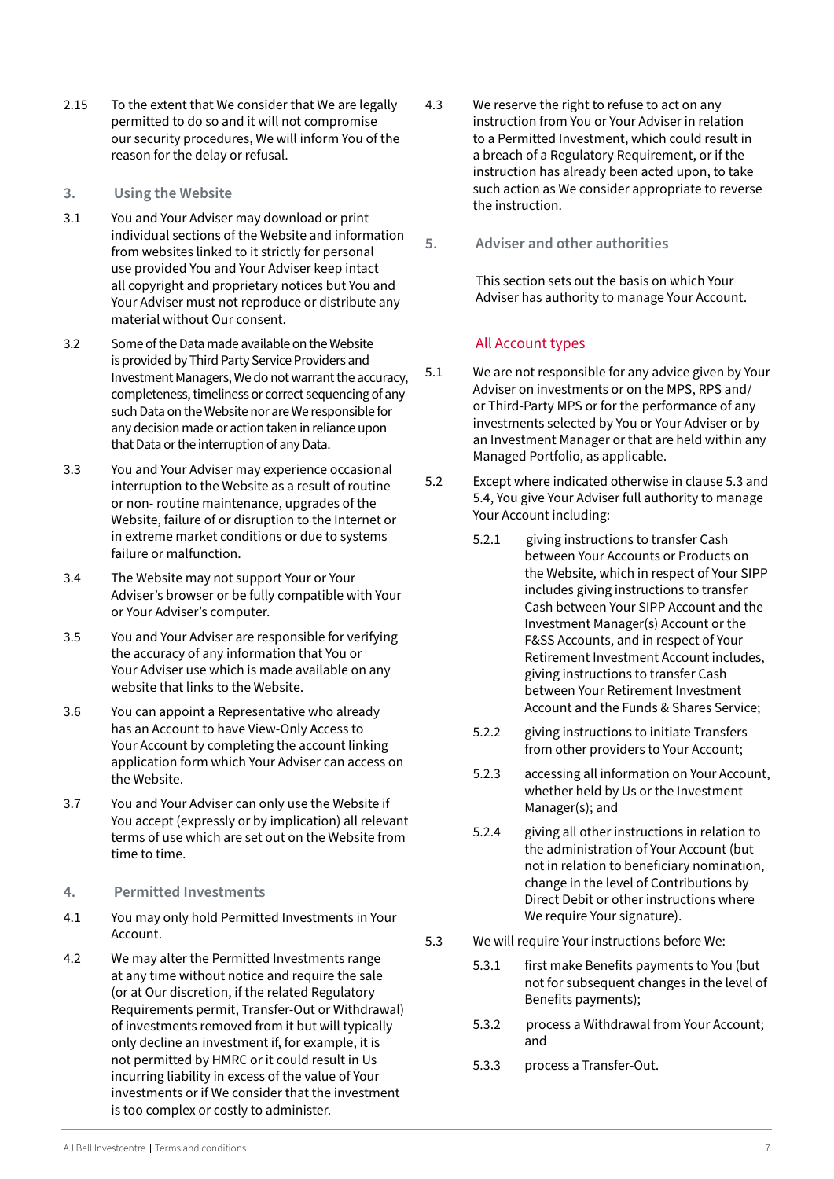2.15 To the extent that We consider that We are legally permitted to do so and it will not compromise our security procedures, We will inform You of the reason for the delay or refusal.

## 3. Using the Website

3.1 You and Your Adviser may download or print individual sections of the Website and information from websites linked to it strictly for personal use provided You and Your Adviser keep intact all copyright and proprietary notices but You and Your Adviser must not reproduce or distribute any material without Our consent.

3.2 Some of the Data made available on the Website is provided by Third Party Service Providers and Investment Managers, We do not warrant the accuracy, completeness, timeliness or correct sequencing of any such Data on the Website nor are We responsible for any decision made or action taken in reliance upon that Data or the interruption of any Data.

3.3 You and Your Adviser may experience occasional interruption to the Website as a result of routine or non- routine maintenance, upgrades of the Website, failure of or disruption to the Internet or in extreme market conditions or due to systems failure or malfunction.

3.4 The Website may not support Your or Your Adviser's browser or be fully compatible with Your or Your Adviser's computer.

3.5 You and Your Adviser are responsible for verifying the accuracy of any information that You or Your Adviser use which is made available on any website that links to the Website.

3.6 You can appoint a Representative who already has an Account to have View-Only Access to Your Account by completing the account linking application form which Your Adviser can access on the Website.

3.7 You and Your Adviser can only use the Website if You accept (expressly or by implication) all relevant terms of use which are set out on the Website from time to time.

## 4. Permitted Investments

4.1 You may only hold Permitted Investments in Your Account.

4.2 We may alter the Permitted Investments range at any time without notice and require the sale (or at Our discretion, if the related Regulatory Requirements permit, Transfer-Out or Withdrawal) of investments removed from it but will typically only decline an investment if, for example, it is not permitted by HMRC or it could result in Us incurring liability in excess of the value of Your investments or if We consider that the investment is too complex or costly to administer.

4.3 We reserve the right to refuse to act on any instruction from You or Your Adviser in relation to a Permitted Investment, which could result in a breach of a Regulatory Requirement, or if the instruction has already been acted upon, to take such action as We consider appropriate to reverse the instruction.

## 5. Adviser and other authorities

This section sets out the basis on which Your Adviser has authority to manage Your Account.

### All Account types

5.1 We are not responsible for any advice given by Your Adviser on investments or on the MPS, RPS and/or Third-Party MPS or for the performance of any investments selected by You or Your Adviser or by an Investment Manager or that are held within any Managed Portfolio, as applicable.

5.2 Except where indicated otherwise in clause 5.3 and 5.4, You give Your Adviser full authority to manage Your Account including:

- 5.2.1 giving instructions to transfer Cash between Your Accounts or Products on the Website, which in respect of Your SIPP includes giving instructions to transfer Cash between Your SIPP Account and the Investment Manager(s) Account or the F&SS Accounts, and in respect of Your Retirement Investment Account includes, giving instructions to transfer Cash between Your Retirement Investment Account and the Funds & Shares Service;
- 5.2.2 giving instructions to initiate Transfers from other providers to Your Account;
- 5.2.3 accessing all information on Your Account, whether held by Us or the Investment Manager(s); and
- 5.2.4 giving all other instructions in relation to the administration of Your Account (but not in relation to beneficiary nomination, change in the level of Contributions by Direct Debit or other instructions where We require Your signature).

5.3 We will require Your instructions before We:

- 5.3.1 first make Benefits payments to You (but not for subsequent changes in the level of Benefits payments);
- 5.3.2 process a Withdrawal from Your Account; and
- 5.3.3 process a Transfer-Out.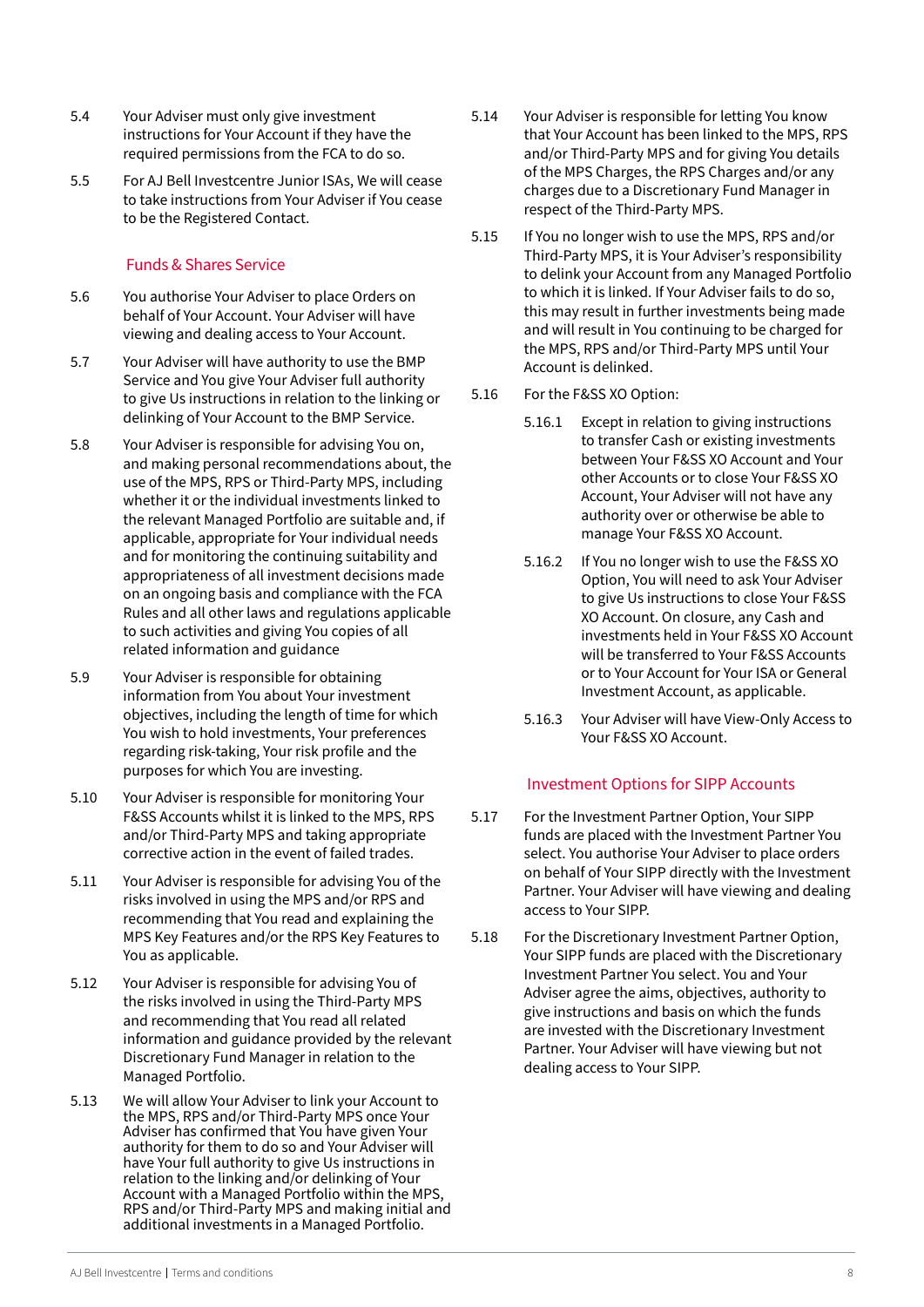5.4 Your Adviser must only give investment instructions for Your Account if they have the required permissions from the FCA to do so.

5.5 For AJ Bell Investcentre Junior ISAs, We will cease to take instructions from Your Adviser if You cease to be the Registered Contact.

### Funds & Shares Service

5.6 You authorise Your Adviser to place Orders on behalf of Your Account. Your Adviser will have viewing and dealing access to Your Account.

5.7 Your Adviser will have authority to use the BMP Service and You give Your Adviser full authority to give Us instructions in relation to the linking or delinking of Your Account to the BMP Service.

5.8 Your Adviser is responsible for advising You on, and making personal recommendations about, the use of the MPS, RPS or Third-Party MPS, including whether it or the individual investments linked to the relevant Managed Portfolio are suitable and, if applicable, appropriate for Your individual needs and for monitoring the continuing suitability and appropriateness of all investment decisions made on an ongoing basis and compliance with the FCA Rules and all other laws and regulations applicable to such activities and giving You copies of all related information and guidance

5.9 Your Adviser is responsible for obtaining information from You about Your investment objectives, including the length of time for which You wish to hold investments, Your preferences regarding risk-taking, Your risk profile and the purposes for which You are investing.

5.10 Your Adviser is responsible for monitoring Your F&SS Accounts whilst it is linked to the MPS, RPS and/or Third-Party MPS and taking appropriate corrective action in the event of failed trades.

5.11 Your Adviser is responsible for advising You of the risks involved in using the MPS and/or RPS and recommending that You read and explaining the MPS Key Features and/or the RPS Key Features to You as applicable.

5.12 Your Adviser is responsible for advising You of the risks involved in using the Third-Party MPS and recommending that You read all related information and guidance provided by the relevant Discretionary Fund Manager in relation to the Managed Portfolio.

5.13 We will allow Your Adviser to link your Account to the MPS, RPS and/or Third-Party MPS once Your Adviser has confirmed that You have given Your authority for them to do so and Your Adviser will have Your full authority to give Us instructions in relation to the linking and/or delinking of Your Account with a Managed Portfolio within the MPS, RPS and/or Third-Party MPS and making initial and additional investments in a Managed Portfolio.

5.14 Your Adviser is responsible for letting You know that Your Account has been linked to the MPS, RPS and/or Third-Party MPS and for giving You details of the MPS Charges, the RPS Charges and/or any charges due to a Discretionary Fund Manager in respect of the Third-Party MPS.

5.15 If You no longer wish to use the MPS, RPS and/or Third-Party MPS, it is Your Adviser's responsibility to delink your Account from any Managed Portfolio to which it is linked. If Your Adviser fails to do so, this may result in further investments being made and will result in You continuing to be charged for the MPS, RPS and/or Third-Party MPS until Your Account is delinked.

5.16 For the F&SS XO Option:

5.16.1 Except in relation to giving instructions to transfer Cash or existing investments between Your F&SS XO Account and Your other Accounts or to close Your F&SS XO Account, Your Adviser will not have any authority over or otherwise be able to manage Your F&SS XO Account.

5.16.2 If You no longer wish to use the F&SS XO Option, You will need to ask Your Adviser to give Us instructions to close Your F&SS XO Account. On closure, any Cash and investments held in Your F&SS XO Account will be transferred to Your F&SS Accounts or to Your Account for Your ISA or General Investment Account, as applicable.

5.16.3 Your Adviser will have View-Only Access to Your F&SS XO Account.

### Investment Options for SIPP Accounts

5.17 For the Investment Partner Option, Your SIPP funds are placed with the Investment Partner You select. You authorise Your Adviser to place orders on behalf of Your SIPP directly with the Investment Partner. Your Adviser will have viewing and dealing access to Your SIPP.

5.18 For the Discretionary Investment Partner Option, Your SIPP funds are placed with the Discretionary Investment Partner You select. You and Your Adviser agree the aims, objectives, authority to give instructions and basis on which the funds are invested with the Discretionary Investment Partner. Your Adviser will have viewing but not dealing access to Your SIPP.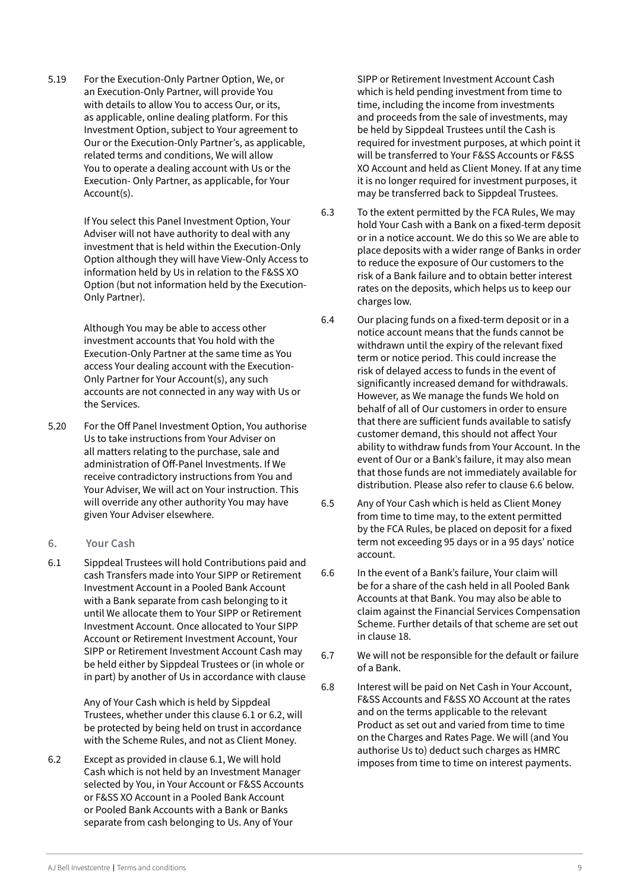5.19 For the Execution-Only Partner Option, We, or an Execution-Only Partner, will provide You with details to allow You to access Our, or its, as applicable, online dealing platform. For this Investment Option, subject to Your agreement to Our or the Execution-Only Partner's, as applicable, related terms and conditions, We will allow You to operate a dealing account with Us or the Execution- Only Partner, as applicable, for Your Account(s).

If You select this Panel Investment Option, Your Adviser will not have authority to deal with any investment that is held within the Execution-Only Option although they will have View-Only Access to information held by Us in relation to the F&SS XO Option (but not information held by the Execution-Only Partner).

Although You may be able to access other investment accounts that You hold with the Execution-Only Partner at the same time as You access Your dealing account with the Execution-Only Partner for Your Account(s), any such accounts are not connected in any way with Us or the Services.

5.20 For the Off Panel Investment Option, You authorise Us to take instructions from Your Adviser on all matters relating to the purchase, sale and administration of Off-Panel Investments. If We receive contradictory instructions from You and Your Adviser, We will act on Your instruction. This will override any other authority You may have given Your Adviser elsewhere.

## 6. Your Cash

6.1 Sippdeal Trustees will hold Contributions paid and cash Transfers made into Your SIPP or Retirement Investment Account in a Pooled Bank Account with a Bank separate from cash belonging to it until We allocate them to Your SIPP or Retirement Investment Account. Once allocated to Your SIPP Account or Retirement Investment Account, Your SIPP or Retirement Investment Account Cash may be held either by Sippdeal Trustees or (in whole or in part) by another of Us in accordance with clause

Any of Your Cash which is held by Sippdeal Trustees, whether under this clause 6.1 or 6.2, will be protected by being held on trust in accordance with the Scheme Rules, and not as Client Money.

6.2 Except as provided in clause 6.1, We will hold Cash which is not held by an Investment Manager selected by You, in Your Account or F&SS Accounts or F&SS XO Account in a Pooled Bank Account or Pooled Bank Accounts with a Bank or Banks separate from cash belonging to Us. Any of Your SIPP or Retirement Investment Account Cash which is held pending investment from time to time, including the income from investments and proceeds from the sale of investments, may be held by Sippdeal Trustees until the Cash is required for investment purposes, at which point it will be transferred to Your F&SS Accounts or F&SS XO Account and held as Client Money. If at any time it is no longer required for investment purposes, it may be transferred back to Sippdeal Trustees.

6.3 To the extent permitted by the FCA Rules, We may hold Your Cash with a Bank on a fixed-term deposit or in a notice account. We do this so We are able to place deposits with a wider range of Banks in order to reduce the exposure of Our customers to the risk of a Bank failure and to obtain better interest rates on the deposits, which helps us to keep our charges low.

6.4 Our placing funds on a fixed-term deposit or in a notice account means that the funds cannot be withdrawn until the expiry of the relevant fixed term or notice period. This could increase the risk of delayed access to funds in the event of significantly increased demand for withdrawals. However, as We manage the funds We hold on behalf of all of Our customers in order to ensure that there are sufficient funds available to satisfy customer demand, this should not affect Your ability to withdraw funds from Your Account. In the event of Our or a Bank's failure, it may also mean that those funds are not immediately available for distribution. Please also refer to clause 6.6 below.

6.5 Any of Your Cash which is held as Client Money from time to time may, to the extent permitted by the FCA Rules, be placed on deposit for a fixed term not exceeding 95 days or in a 95 days' notice account.

6.6 In the event of a Bank's failure, Your claim will be for a share of the cash held in all Pooled Bank Accounts at that Bank. You may also be able to claim against the Financial Services Compensation Scheme. Further details of that scheme are set out in clause 18.

6.7 We will not be responsible for the default or failure of a Bank.

6.8 Interest will be paid on Net Cash in Your Account, F&SS Accounts and F&SS XO Account at the rates and on the terms applicable to the relevant Product as set out and varied from time to time on the Charges and Rates Page. We will (and You authorise Us to) deduct such charges as HMRC imposes from time to time on interest payments.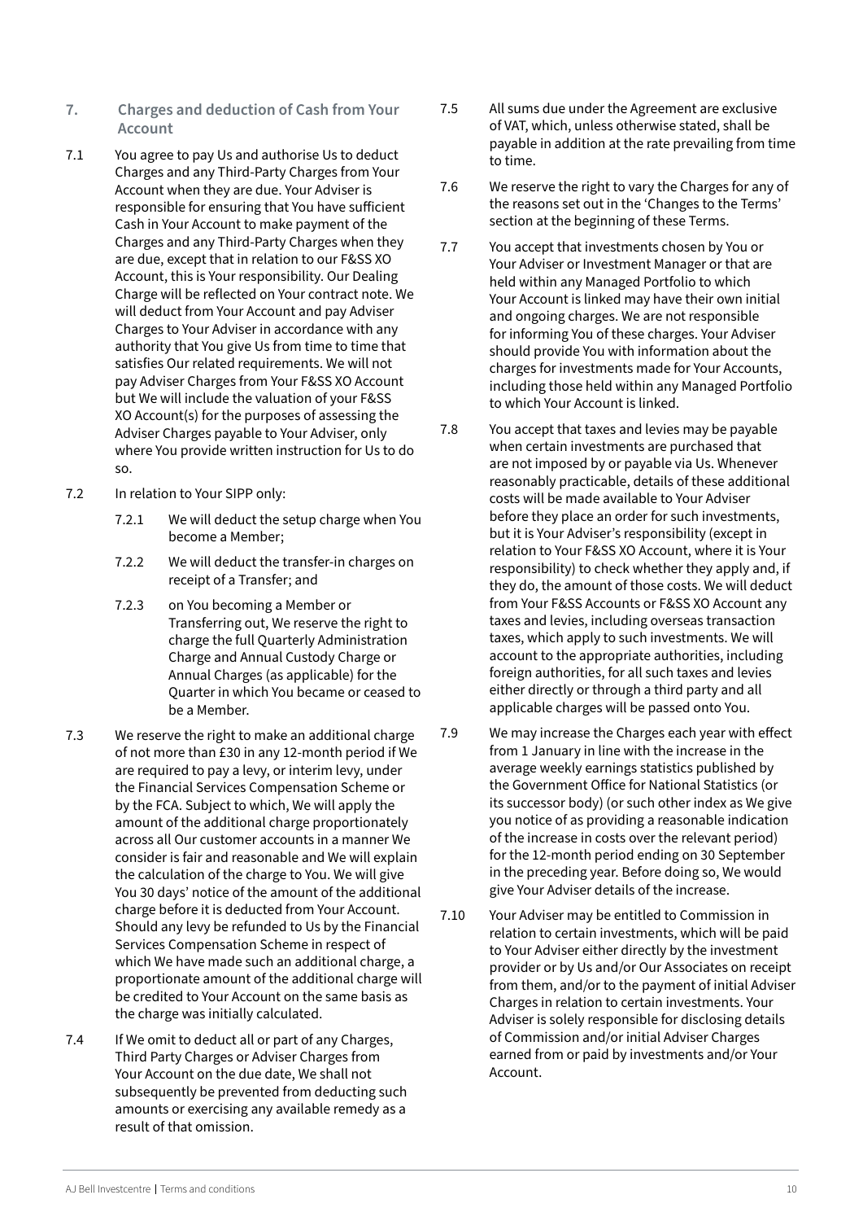## 7. Charges and deduction of Cash from Your Account

7.1 You agree to pay Us and authorise Us to deduct Charges and any Third-Party Charges from Your Account when they are due. Your Adviser is responsible for ensuring that You have sufficient Cash in Your Account to make payment of the Charges and any Third-Party Charges when they are due, except that in relation to our F&SS XO Account, this is Your responsibility. Our Dealing Charge will be reflected on Your contract note. We will deduct from Your Account and pay Adviser Charges to Your Adviser in accordance with any authority that You give Us from time to time that satisfies Our related requirements. We will not pay Adviser Charges from Your F&SS XO Account but We will include the valuation of your F&SS XO Account(s) for the purposes of assessing the Adviser Charges payable to Your Adviser, only where You provide written instruction for Us to do so.

7.2 In relation to Your SIPP only:

- 7.2.1 We will deduct the setup charge when You become a Member;
- 7.2.2 We will deduct the transfer-in charges on receipt of a Transfer; and
- 7.2.3 on You becoming a Member or Transferring out, We reserve the right to charge the full Quarterly Administration Charge and Annual Custody Charge or Annual Charges (as applicable) for the Quarter in which You became or ceased to be a Member.

7.3 We reserve the right to make an additional charge of not more than £30 in any 12-month period if We are required to pay a levy, or interim levy, under the Financial Services Compensation Scheme or by the FCA. Subject to which, We will apply the amount of the additional charge proportionately across all Our customer accounts in a manner We consider is fair and reasonable and We will explain the calculation of the charge to You. We will give You 30 days' notice of the amount of the additional charge before it is deducted from Your Account. Should any levy be refunded to Us by the Financial Services Compensation Scheme in respect of which We have made such an additional charge, a proportionate amount of the additional charge will be credited to Your Account on the same basis as the charge was initially calculated.

7.4 If We omit to deduct all or part of any Charges, Third Party Charges or Adviser Charges from Your Account on the due date, We shall not subsequently be prevented from deducting such amounts or exercising any available remedy as a result of that omission.

7.5 All sums due under the Agreement are exclusive of VAT, which, unless otherwise stated, shall be payable in addition at the rate prevailing from time to time.

7.6 We reserve the right to vary the Charges for any of the reasons set out in the 'Changes to the Terms' section at the beginning of these Terms.

7.7 You accept that investments chosen by You or Your Adviser or Investment Manager or that are held within any Managed Portfolio to which Your Account is linked may have their own initial and ongoing charges. We are not responsible for informing You of these charges. Your Adviser should provide You with information about the charges for investments made for Your Accounts, including those held within any Managed Portfolio to which Your Account is linked.

7.8 You accept that taxes and levies may be payable when certain investments are purchased that are not imposed by or payable via Us. Whenever reasonably practicable, details of these additional costs will be made available to Your Adviser before they place an order for such investments, but it is Your Adviser's responsibility (except in relation to Your F&SS XO Account, where it is Your responsibility) to check whether they apply and, if they do, the amount of those costs. We will deduct from Your F&SS Accounts or F&SS XO Account any taxes and levies, including overseas transaction taxes, which apply to such investments. We will account to the appropriate authorities, including foreign authorities, for all such taxes and levies either directly or through a third party and all applicable charges will be passed onto You.

7.9 We may increase the Charges each year with effect from 1 January in line with the increase in the average weekly earnings statistics published by the Government Office for National Statistics (or its successor body) (or such other index as We give you notice of as providing a reasonable indication of the increase in costs over the relevant period) for the 12-month period ending on 30 September in the preceding year. Before doing so, We would give Your Adviser details of the increase.

7.10 Your Adviser may be entitled to Commission in relation to certain investments, which will be paid to Your Adviser either directly by the investment provider or by Us and/or Our Associates on receipt from them, and/or to the payment of initial Adviser Charges in relation to certain investments. Your Adviser is solely responsible for disclosing details of Commission and/or initial Adviser Charges earned from or paid by investments and/or Your Account.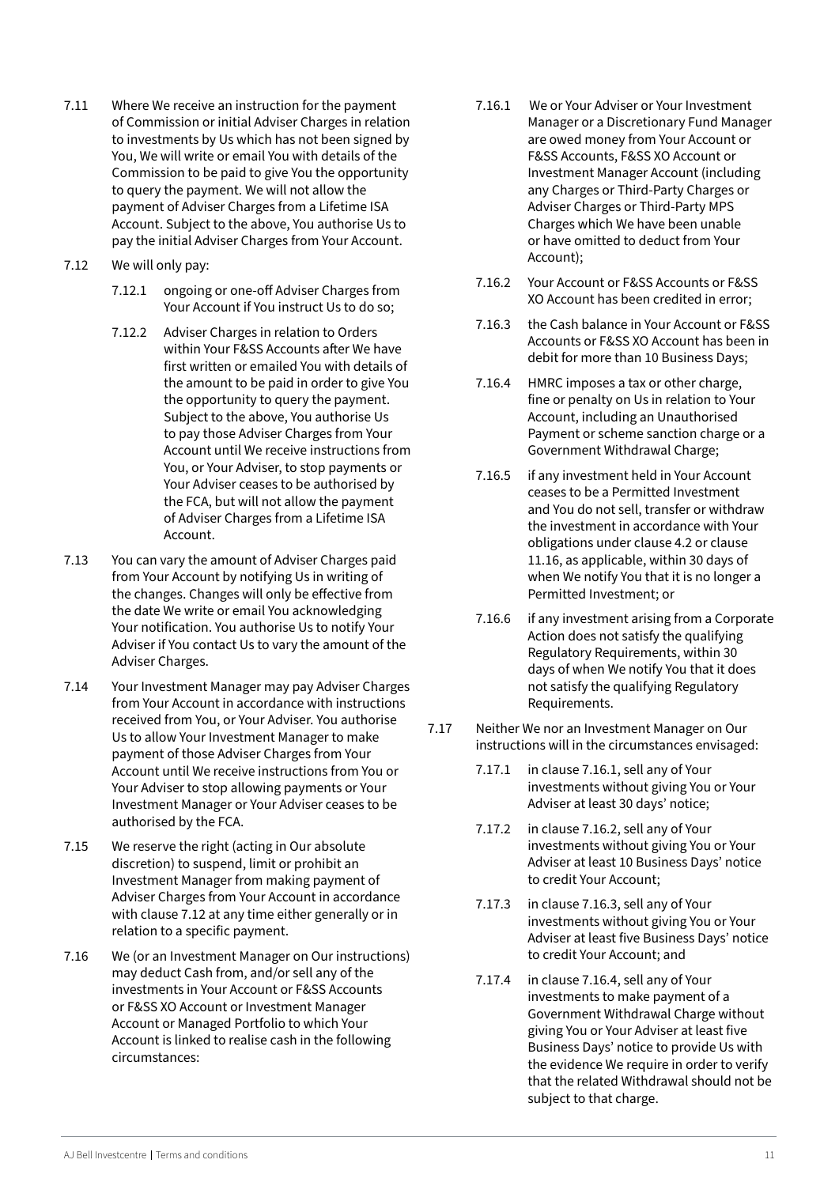7.11 Where We receive an instruction for the payment of Commission or initial Adviser Charges in relation to investments by Us which has not been signed by You, We will write or email You with details of the Commission to be paid to give You the opportunity to query the payment. We will not allow the payment of Adviser Charges from a Lifetime ISA Account. Subject to the above, You authorise Us to pay the initial Adviser Charges from Your Account.

7.12 We will only pay:

7.12.1 ongoing or one-off Adviser Charges from Your Account if You instruct Us to do so;

7.12.2 Adviser Charges in relation to Orders within Your F&SS Accounts after We have first written or emailed You with details of the amount to be paid in order to give You the opportunity to query the payment. Subject to the above, You authorise Us to pay those Adviser Charges from Your Account until We receive instructions from You, or Your Adviser, to stop payments or Your Adviser ceases to be authorised by the FCA, but will not allow the payment of Adviser Charges from a Lifetime ISA Account.

7.13 You can vary the amount of Adviser Charges paid from Your Account by notifying Us in writing of the changes. Changes will only be effective from the date We write or email You acknowledging Your notification. You authorise Us to notify Your Adviser if You contact Us to vary the amount of the Adviser Charges.

7.14 Your Investment Manager may pay Adviser Charges from Your Account in accordance with instructions received from You, or Your Adviser. You authorise Us to allow Your Investment Manager to make payment of those Adviser Charges from Your Account until We receive instructions from You or Your Adviser to stop allowing payments or Your Investment Manager or Your Adviser ceases to be authorised by the FCA.

7.15 We reserve the right (acting in Our absolute discretion) to suspend, limit or prohibit an Investment Manager from making payment of Adviser Charges from Your Account in accordance with clause 7.12 at any time either generally or in relation to a specific payment.

7.16 We (or an Investment Manager on Our instructions) may deduct Cash from, and/or sell any of the investments in Your Account or F&SS Accounts or F&SS XO Account or Investment Manager Account or Managed Portfolio to which Your Account is linked to realise cash in the following circumstances:

7.16.1 We or Your Adviser or Your Investment Manager or a Discretionary Fund Manager are owed money from Your Account or F&SS Accounts, F&SS XO Account or Investment Manager Account (including any Charges or Third-Party Charges or Adviser Charges or Third-Party MPS Charges which We have been unable or have omitted to deduct from Your Account);

7.16.2 Your Account or F&SS Accounts or F&SS XO Account has been credited in error;

7.16.3 the Cash balance in Your Account or F&SS Accounts or F&SS XO Account has been in debit for more than 10 Business Days;

7.16.4 HMRC imposes a tax or other charge, fine or penalty on Us in relation to Your Account, including an Unauthorised Payment or scheme sanction charge or a Government Withdrawal Charge;

7.16.5 if any investment held in Your Account ceases to be a Permitted Investment and You do not sell, transfer or withdraw the investment in accordance with Your obligations under clause 4.2 or clause 11.16, as applicable, within 30 days of when We notify You that it is no longer a Permitted Investment; or

7.16.6 if any investment arising from a Corporate Action does not satisfy the qualifying Regulatory Requirements, within 30 days of when We notify You that it does not satisfy the qualifying Regulatory Requirements.

7.17 Neither We nor an Investment Manager on Our instructions will in the circumstances envisaged:

7.17.1 in clause 7.16.1, sell any of Your investments without giving You or Your Adviser at least 30 days' notice;

7.17.2 in clause 7.16.2, sell any of Your investments without giving You or Your Adviser at least 10 Business Days' notice to credit Your Account;

7.17.3 in clause 7.16.3, sell any of Your investments without giving You or Your Adviser at least five Business Days' notice to credit Your Account; and

7.17.4 in clause 7.16.4, sell any of Your investments to make payment of a Government Withdrawal Charge without giving You or Your Adviser at least five Business Days' notice to provide Us with the evidence We require in order to verify that the related Withdrawal should not be subject to that charge.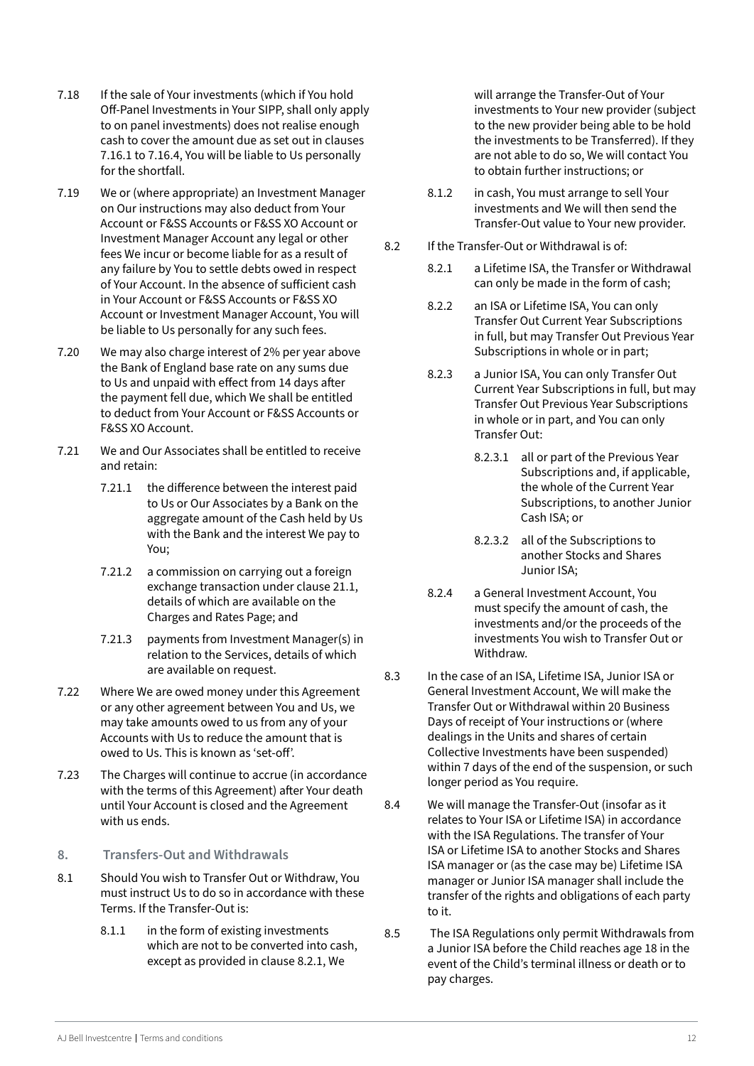7.18 If the sale of Your investments (which if You hold Off-Panel Investments in Your SIPP, shall only apply to on panel investments) does not realise enough cash to cover the amount due as set out in clauses 7.16.1 to 7.16.4, You will be liable to Us personally for the shortfall.

7.19 We or (where appropriate) an Investment Manager on Our instructions may also deduct from Your Account or F&SS Accounts or F&SS XO Account or Investment Manager Account any legal or other fees We incur or become liable for as a result of any failure by You to settle debts owed in respect of Your Account. In the absence of sufficient cash in Your Account or F&SS Accounts or F&SS XO Account or Investment Manager Account, You will be liable to Us personally for any such fees.

7.20 We may also charge interest of 2% per year above the Bank of England base rate on any sums due to Us and unpaid with effect from 14 days after the payment fell due, which We shall be entitled to deduct from Your Account or F&SS Accounts or F&SS XO Account.

7.21 We and Our Associates shall be entitled to receive and retain:

7.21.1 the difference between the interest paid to Us or Our Associates by a Bank on the aggregate amount of the Cash held by Us with the Bank and the interest We pay to You;

7.21.2 a commission on carrying out a foreign exchange transaction under clause 21.1, details of which are available on the Charges and Rates Page; and

7.21.3 payments from Investment Manager(s) in relation to the Services, details of which are available on request.

7.22 Where We are owed money under this Agreement or any other agreement between You and Us, we may take amounts owed to us from any of your Accounts with Us to reduce the amount that is owed to Us. This is known as 'set-off'.

7.23 The Charges will continue to accrue (in accordance with the terms of this Agreement) after Your death until Your Account is closed and the Agreement with us ends.

## 8. Transfers-Out and Withdrawals

8.1 Should You wish to Transfer Out or Withdraw, You must instruct Us to do so in accordance with these Terms. If the Transfer-Out is:

8.1.1 in the form of existing investments which are not to be converted into cash, except as provided in clause 8.2.1, We will arrange the Transfer-Out of Your investments to Your new provider (subject to the new provider being able to be hold the investments to be Transferred). If they are not able to do so, We will contact You to obtain further instructions; or

8.1.2 in cash, You must arrange to sell Your investments and We will then send the Transfer-Out value to Your new provider.

8.2 If the Transfer-Out or Withdrawal is of:

8.2.1 a Lifetime ISA, the Transfer or Withdrawal can only be made in the form of cash;

8.2.2 an ISA or Lifetime ISA, You can only Transfer Out Current Year Subscriptions in full, but may Transfer Out Previous Year Subscriptions in whole or in part;

8.2.3 a Junior ISA, You can only Transfer Out Current Year Subscriptions in full, but may Transfer Out Previous Year Subscriptions in whole or in part, and You can only Transfer Out:

8.2.3.1 all or part of the Previous Year Subscriptions and, if applicable, the whole of the Current Year Subscriptions, to another Junior Cash ISA; or

8.2.3.2 all of the Subscriptions to another Stocks and Shares Junior ISA;

8.2.4 a General Investment Account, You must specify the amount of cash, the investments and/or the proceeds of the investments You wish to Transfer Out or Withdraw.

8.3 In the case of an ISA, Lifetime ISA, Junior ISA or General Investment Account, We will make the Transfer Out or Withdrawal within 20 Business Days of receipt of Your instructions or (where dealings in the Units and shares of certain Collective Investments have been suspended) within 7 days of the end of the suspension, or such longer period as You require.

8.4 We will manage the Transfer-Out (insofar as it relates to Your ISA or Lifetime ISA) in accordance with the ISA Regulations. The transfer of Your ISA or Lifetime ISA to another Stocks and Shares ISA manager or (as the case may be) Lifetime ISA manager or Junior ISA manager shall include the transfer of the rights and obligations of each party to it.

8.5 The ISA Regulations only permit Withdrawals from a Junior ISA before the Child reaches age 18 in the event of the Child's terminal illness or death or to pay charges.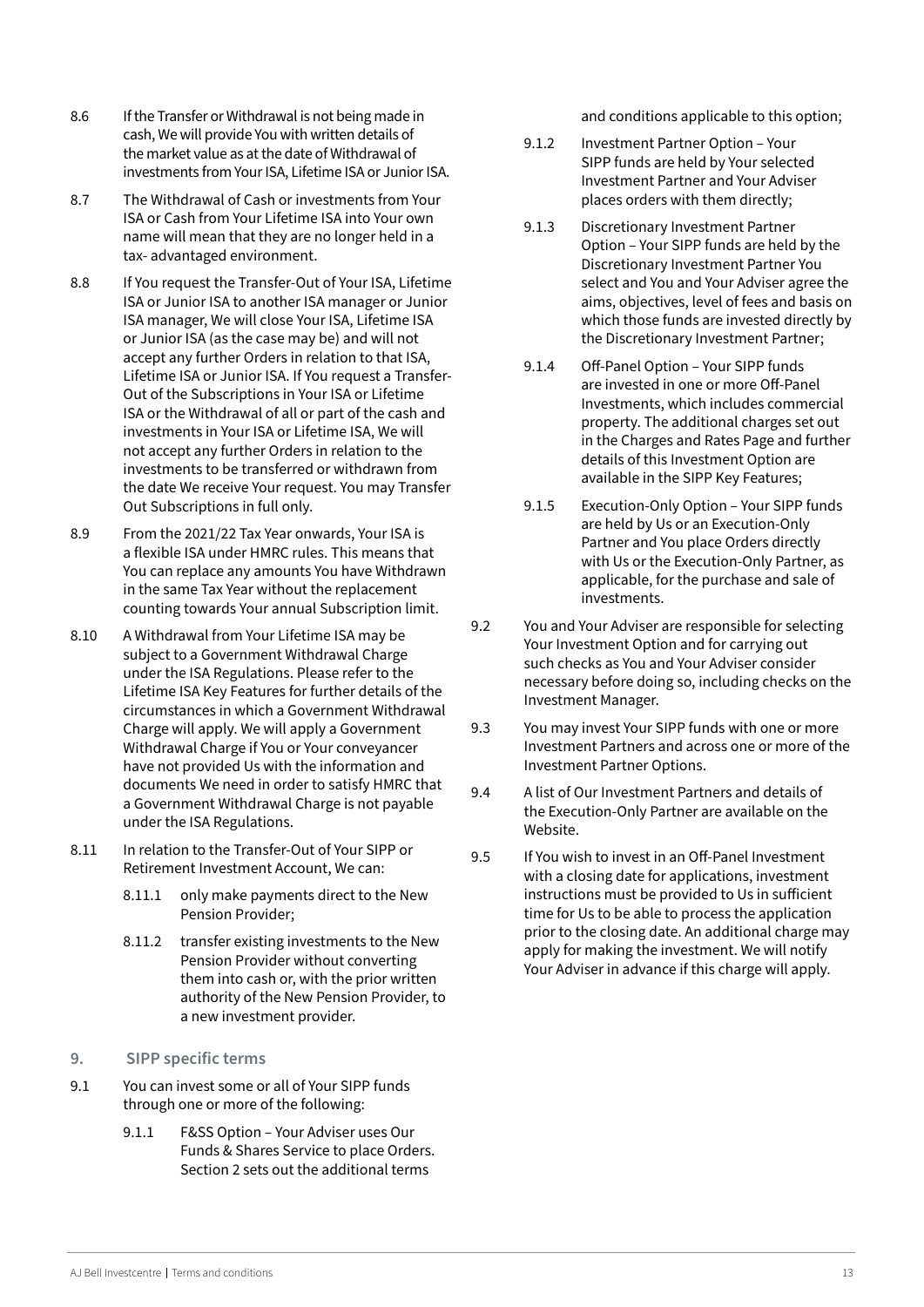8.6 If the Transfer or Withdrawal is not being made in cash, We will provide You with written details of the market value as at the date of Withdrawal of investments from Your ISA, Lifetime ISA or Junior ISA.

8.7 The Withdrawal of Cash or investments from Your ISA or Cash from Your Lifetime ISA into Your own name will mean that they are no longer held in a tax- advantaged environment.

8.8 If You request the Transfer-Out of Your ISA, Lifetime ISA or Junior ISA to another ISA manager or Junior ISA manager, We will close Your ISA, Lifetime ISA or Junior ISA (as the case may be) and will not accept any further Orders in relation to that ISA, Lifetime ISA or Junior ISA. If You request a Transfer-Out of the Subscriptions in Your ISA or Lifetime ISA or the Withdrawal of all or part of the cash and investments in Your ISA or Lifetime ISA, We will not accept any further Orders in relation to the investments to be transferred or withdrawn from the date We receive Your request. You may Transfer Out Subscriptions in full only.

8.9 From the 2021/22 Tax Year onwards, Your ISA is a flexible ISA under HMRC rules. This means that You can replace any amounts You have Withdrawn in the same Tax Year without the replacement counting towards Your annual Subscription limit.

8.10 A Withdrawal from Your Lifetime ISA may be subject to a Government Withdrawal Charge under the ISA Regulations. Please refer to the Lifetime ISA Key Features for further details of the circumstances in which a Government Withdrawal Charge will apply. We will apply a Government Withdrawal Charge if You or Your conveyancer have not provided Us with the information and documents We need in order to satisfy HMRC that a Government Withdrawal Charge is not payable under the ISA Regulations.

8.11 In relation to the Transfer-Out of Your SIPP or Retirement Investment Account, We can:

8.11.1 only make payments direct to the New Pension Provider;

8.11.2 transfer existing investments to the New Pension Provider without converting them into cash or, with the prior written authority of the New Pension Provider, to a new investment provider.

## 9. SIPP specific terms

9.1 You can invest some or all of Your SIPP funds through one or more of the following:

9.1.1 F&SS Option – Your Adviser uses Our Funds & Shares Service to place Orders. Section 2 sets out the additional terms and conditions applicable to this option;

9.1.2 Investment Partner Option – Your SIPP funds are held by Your selected Investment Partner and Your Adviser places orders with them directly;

9.1.3 Discretionary Investment Partner Option – Your SIPP funds are held by the Discretionary Investment Partner You select and You and Your Adviser agree the aims, objectives, level of fees and basis on which those funds are invested directly by the Discretionary Investment Partner;

9.1.4 Off-Panel Option – Your SIPP funds are invested in one or more Off-Panel Investments, which includes commercial property. The additional charges set out in the Charges and Rates Page and further details of this Investment Option are available in the SIPP Key Features;

9.1.5 Execution-Only Option – Your SIPP funds are held by Us or an Execution-Only Partner and You place Orders directly with Us or the Execution-Only Partner, as applicable, for the purchase and sale of investments.

9.2 You and Your Adviser are responsible for selecting Your Investment Option and for carrying out such checks as You and Your Adviser consider necessary before doing so, including checks on the Investment Manager.

9.3 You may invest Your SIPP funds with one or more Investment Partners and across one or more of the Investment Partner Options.

9.4 A list of Our Investment Partners and details of the Execution-Only Partner are available on the Website.

9.5 If You wish to invest in an Off-Panel Investment with a closing date for applications, investment instructions must be provided to Us in sufficient time for Us to be able to process the application prior to the closing date. An additional charge may apply for making the investment. We will notify Your Adviser in advance if this charge will apply.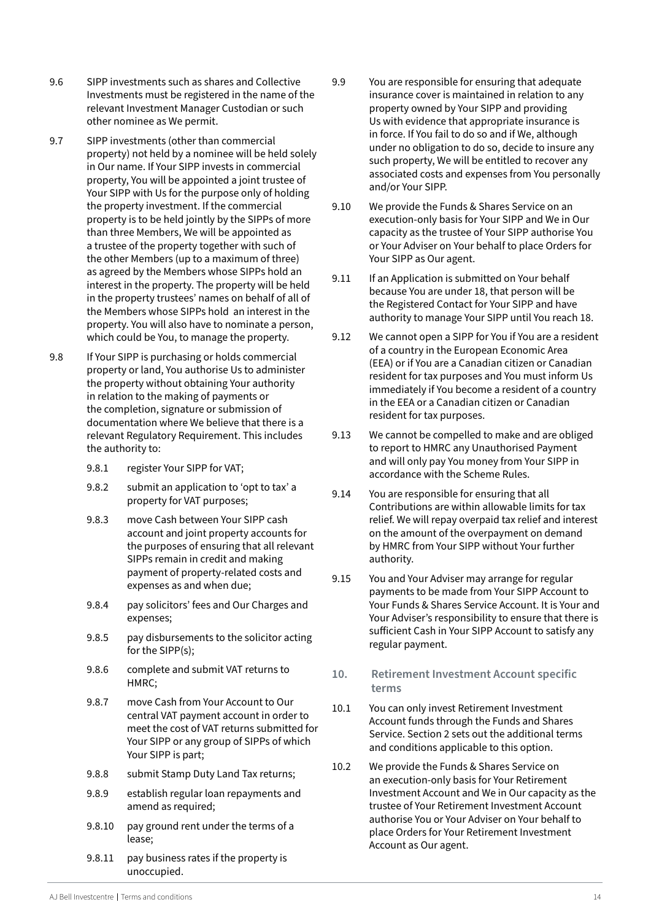9.6 SIPP investments such as shares and Collective Investments must be registered in the name of the relevant Investment Manager Custodian or such other nominee as We permit.

9.7 SIPP investments (other than commercial property) not held by a nominee will be held solely in Our name. If Your SIPP invests in commercial property, You will be appointed a joint trustee of Your SIPP with Us for the purpose only of holding the property investment. If the commercial property is to be held jointly by the SIPPs of more than three Members, We will be appointed as a trustee of the property together with such of the other Members (up to a maximum of three) as agreed by the Members whose SIPPs hold an interest in the property. The property will be held in the property trustees' names on behalf of all of the Members whose SIPPs hold an interest in the property. You will also have to nominate a person, which could be You, to manage the property.

9.8 If Your SIPP is purchasing or holds commercial property or land, You authorise Us to administer the property without obtaining Your authority in relation to the making of payments or the completion, signature or submission of documentation where We believe that there is a relevant Regulatory Requirement. This includes the authority to:

- 9.8.1 register Your SIPP for VAT;
- 9.8.2 submit an application to 'opt to tax' a property for VAT purposes;
- 9.8.3 move Cash between Your SIPP cash account and joint property accounts for the purposes of ensuring that all relevant SIPPs remain in credit and making payment of property-related costs and expenses as and when due;
- 9.8.4 pay solicitors' fees and Our Charges and expenses;
- 9.8.5 pay disbursements to the solicitor acting for the SIPP(s);
- 9.8.6 complete and submit VAT returns to HMRC;
- 9.8.7 move Cash from Your Account to Our central VAT payment account in order to meet the cost of VAT returns submitted for Your SIPP or any group of SIPPs of which Your SIPP is part;
- 9.8.8 submit Stamp Duty Land Tax returns;
- 9.8.9 establish regular loan repayments and amend as required;
- 9.8.10 pay ground rent under the terms of a lease;
- 9.8.11 pay business rates if the property is unoccupied.

9.9 You are responsible for ensuring that adequate insurance cover is maintained in relation to any property owned by Your SIPP and providing Us with evidence that appropriate insurance is in force. If You fail to do so and if We, although under no obligation to do so, decide to insure any such property, We will be entitled to recover any associated costs and expenses from You personally and/or Your SIPP.

9.10 We provide the Funds & Shares Service on an execution-only basis for Your SIPP and We in Our capacity as the trustee of Your SIPP authorise You or Your Adviser on Your behalf to place Orders for Your SIPP as Our agent.

9.11 If an Application is submitted on Your behalf because You are under 18, that person will be the Registered Contact for Your SIPP and have authority to manage Your SIPP until You reach 18.

9.12 We cannot open a SIPP for You if You are a resident of a country in the European Economic Area (EEA) or if You are a Canadian citizen or Canadian resident for tax purposes and You must inform Us immediately if You become a resident of a country in the EEA or a Canadian citizen or Canadian resident for tax purposes.

9.13 We cannot be compelled to make and are obliged to report to HMRC any Unauthorised Payment and will only pay You money from Your SIPP in accordance with the Scheme Rules.

9.14 You are responsible for ensuring that all Contributions are within allowable limits for tax relief. We will repay overpaid tax relief and interest on the amount of the overpayment on demand by HMRC from Your SIPP without Your further authority.

9.15 You and Your Adviser may arrange for regular payments to be made from Your SIPP Account to Your Funds & Shares Service Account. It is Your and Your Adviser's responsibility to ensure that there is sufficient Cash in Your SIPP Account to satisfy any regular payment.

## 10. Retirement Investment Account specific terms

10.1 You can only invest Retirement Investment Account funds through the Funds and Shares Service. Section 2 sets out the additional terms and conditions applicable to this option.

10.2 We provide the Funds & Shares Service on an execution-only basis for Your Retirement Investment Account and We in Our capacity as the trustee of Your Retirement Investment Account authorise You or Your Adviser on Your behalf to place Orders for Your Retirement Investment Account as Our agent.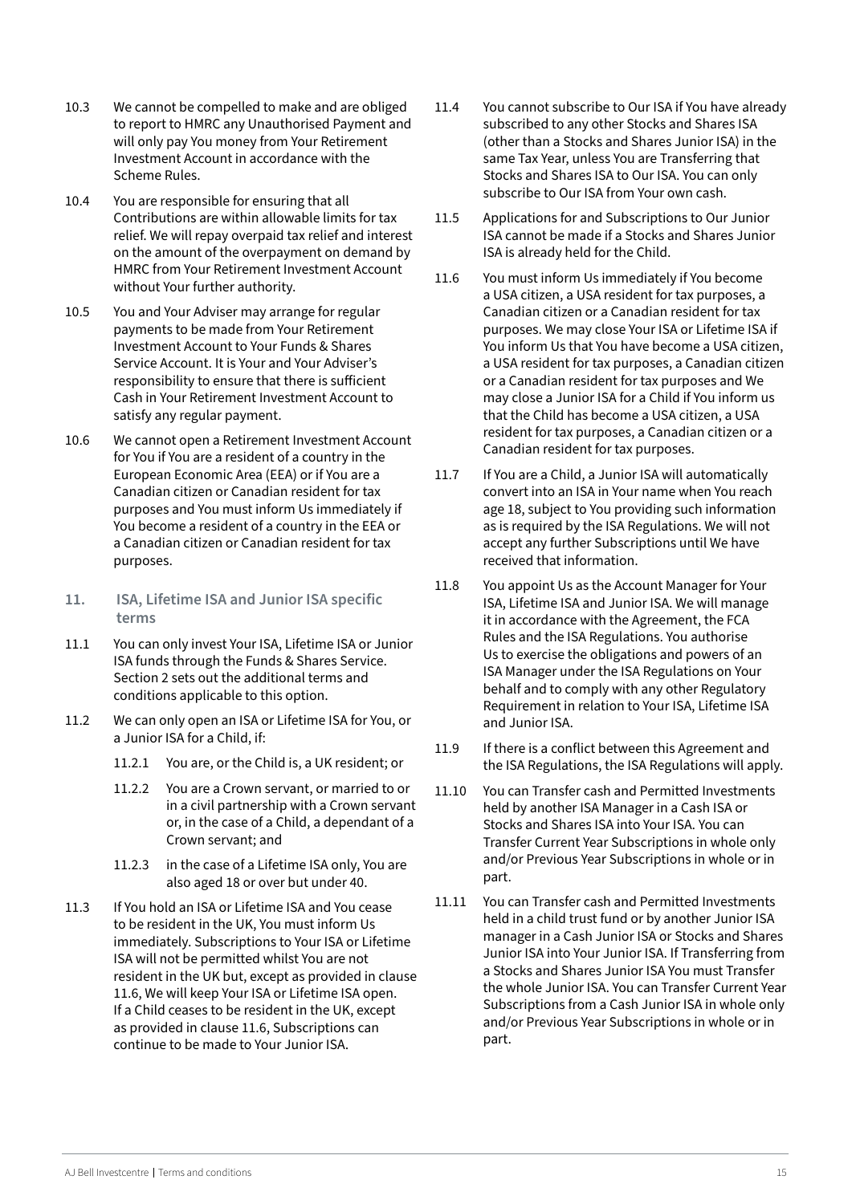10.3 We cannot be compelled to make and are obliged to report to HMRC any Unauthorised Payment and will only pay You money from Your Retirement Investment Account in accordance with the Scheme Rules.

10.4 You are responsible for ensuring that all Contributions are within allowable limits for tax relief. We will repay overpaid tax relief and interest on the amount of the overpayment on demand by HMRC from Your Retirement Investment Account without Your further authority.

10.5 You and Your Adviser may arrange for regular payments to be made from Your Retirement Investment Account to Your Funds & Shares Service Account. It is Your and Your Adviser's responsibility to ensure that there is sufficient Cash in Your Retirement Investment Account to satisfy any regular payment.

10.6 We cannot open a Retirement Investment Account for You if You are a resident of a country in the European Economic Area (EEA) or if You are a Canadian citizen or Canadian resident for tax purposes and You must inform Us immediately if You become a resident of a country in the EEA or a Canadian citizen or Canadian resident for tax purposes.

## 11. ISA, Lifetime ISA and Junior ISA specific terms

11.1 You can only invest Your ISA, Lifetime ISA or Junior ISA funds through the Funds & Shares Service. Section 2 sets out the additional terms and conditions applicable to this option.

11.2 We can only open an ISA or Lifetime ISA for You, or a Junior ISA for a Child, if:

- 11.2.1 You are, or the Child is, a UK resident; or
- 11.2.2 You are a Crown servant, or married to or in a civil partnership with a Crown servant or, in the case of a Child, a dependant of a Crown servant; and
- 11.2.3 in the case of a Lifetime ISA only, You are also aged 18 or over but under 40.

11.3 If You hold an ISA or Lifetime ISA and You cease to be resident in the UK, You must inform Us immediately. Subscriptions to Your ISA or Lifetime ISA will not be permitted whilst You are not resident in the UK but, except as provided in clause 11.6, We will keep Your ISA or Lifetime ISA open. If a Child ceases to be resident in the UK, except as provided in clause 11.6, Subscriptions can continue to be made to Your Junior ISA.

11.4 You cannot subscribe to Our ISA if You have already subscribed to any other Stocks and Shares ISA (other than a Stocks and Shares Junior ISA) in the same Tax Year, unless You are Transferring that Stocks and Shares ISA to Our ISA. You can only subscribe to Our ISA from Your own cash.

11.5 Applications for and Subscriptions to Our Junior ISA cannot be made if a Stocks and Shares Junior ISA is already held for the Child.

11.6 You must inform Us immediately if You become a USA citizen, a USA resident for tax purposes, a Canadian citizen or a Canadian resident for tax purposes. We may close Your ISA or Lifetime ISA if You inform Us that You have become a USA citizen, a USA resident for tax purposes, a Canadian citizen or a Canadian resident for tax purposes and We may close a Junior ISA for a Child if You inform us that the Child has become a USA citizen, a USA resident for tax purposes, a Canadian citizen or a Canadian resident for tax purposes.

11.7 If You are a Child, a Junior ISA will automatically convert into an ISA in Your name when You reach age 18, subject to You providing such information as is required by the ISA Regulations. We will not accept any further Subscriptions until We have received that information.

11.8 You appoint Us as the Account Manager for Your ISA, Lifetime ISA and Junior ISA. We will manage it in accordance with the Agreement, the FCA Rules and the ISA Regulations. You authorise Us to exercise the obligations and powers of an ISA Manager under the ISA Regulations on Your behalf and to comply with any other Regulatory Requirement in relation to Your ISA, Lifetime ISA and Junior ISA.

11.9 If there is a conflict between this Agreement and the ISA Regulations, the ISA Regulations will apply.

11.10 You can Transfer cash and Permitted Investments held by another ISA Manager in a Cash ISA or Stocks and Shares ISA into Your ISA. You can Transfer Current Year Subscriptions in whole only and/or Previous Year Subscriptions in whole or in part.

11.11 You can Transfer cash and Permitted Investments held in a child trust fund or by another Junior ISA manager in a Cash Junior ISA or Stocks and Shares Junior ISA into Your Junior ISA. If Transferring from a Stocks and Shares Junior ISA You must Transfer the whole Junior ISA. You can Transfer Current Year Subscriptions from a Cash Junior ISA in whole only and/or Previous Year Subscriptions in whole or in part.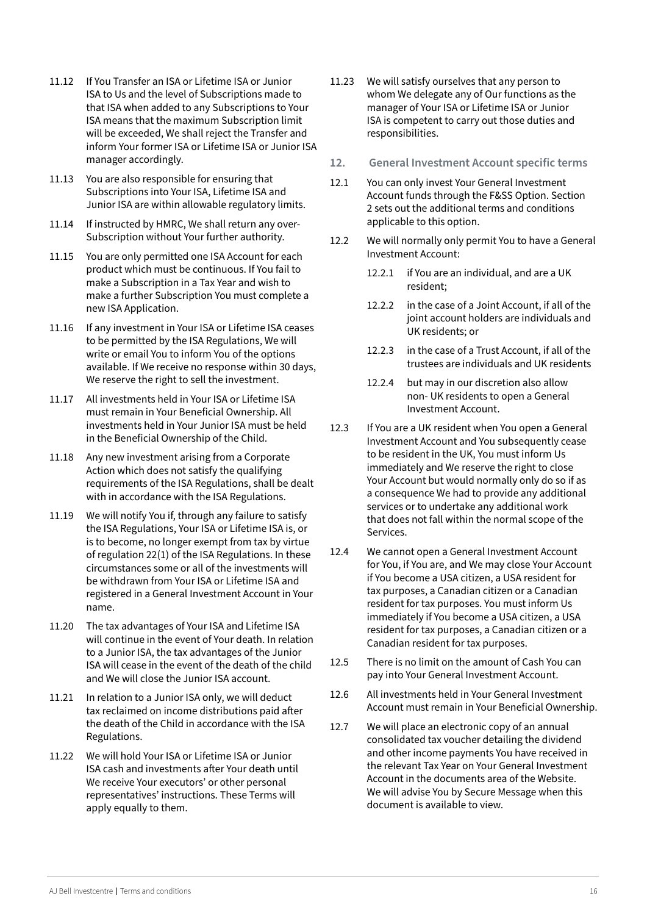11.12 If You Transfer an ISA or Lifetime ISA or Junior ISA to Us and the level of Subscriptions made to that ISA when added to any Subscriptions to Your ISA means that the maximum Subscription limit will be exceeded, We shall reject the Transfer and inform Your former ISA or Lifetime ISA or Junior ISA manager accordingly.

11.13 You are also responsible for ensuring that Subscriptions into Your ISA, Lifetime ISA and Junior ISA are within allowable regulatory limits.

11.14 If instructed by HMRC, We shall return any over-Subscription without Your further authority.

11.15 You are only permitted one ISA Account for each product which must be continuous. If You fail to make a Subscription in a Tax Year and wish to make a further Subscription You must complete a new ISA Application.

11.16 If any investment in Your ISA or Lifetime ISA ceases to be permitted by the ISA Regulations, We will write or email You to inform You of the options available. If We receive no response within 30 days, We reserve the right to sell the investment.

11.17 All investments held in Your ISA or Lifetime ISA must remain in Your Beneficial Ownership. All investments held in Your Junior ISA must be held in the Beneficial Ownership of the Child.

11.18 Any new investment arising from a Corporate Action which does not satisfy the qualifying requirements of the ISA Regulations, shall be dealt with in accordance with the ISA Regulations.

11.19 We will notify You if, through any failure to satisfy the ISA Regulations, Your ISA or Lifetime ISA is, or is to become, no longer exempt from tax by virtue of regulation 22(1) of the ISA Regulations. In these circumstances some or all of the investments will be withdrawn from Your ISA or Lifetime ISA and registered in a General Investment Account in Your name.

11.20 The tax advantages of Your ISA and Lifetime ISA will continue in the event of Your death. In relation to a Junior ISA, the tax advantages of the Junior ISA will cease in the event of the death of the child and We will close the Junior ISA account.

11.21 In relation to a Junior ISA only, we will deduct tax reclaimed on income distributions paid after the death of the Child in accordance with the ISA Regulations.

11.22 We will hold Your ISA or Lifetime ISA or Junior ISA cash and investments after Your death until We receive Your executors' or other personal representatives' instructions. These Terms will apply equally to them.

11.23 We will satisfy ourselves that any person to whom We delegate any of Our functions as the manager of Your ISA or Lifetime ISA or Junior ISA is competent to carry out those duties and responsibilities.

## 12. General Investment Account specific terms

12.1 You can only invest Your General Investment Account funds through the F&SS Option. Section 2 sets out the additional terms and conditions applicable to this option.

12.2 We will normally only permit You to have a General Investment Account:

- 12.2.1 if You are an individual, and are a UK resident;
- 12.2.2 in the case of a Joint Account, if all of the joint account holders are individuals and UK residents; or
- 12.2.3 in the case of a Trust Account, if all of the trustees are individuals and UK residents
- 12.2.4 but may in our discretion also allow non- UK residents to open a General Investment Account.

12.3 If You are a UK resident when You open a General Investment Account and You subsequently cease to be resident in the UK, You must inform Us immediately and We reserve the right to close Your Account but would normally only do so if as a consequence We had to provide any additional services or to undertake any additional work that does not fall within the normal scope of the Services.

12.4 We cannot open a General Investment Account for You, if You are, and We may close Your Account if You become a USA citizen, a USA resident for tax purposes, a Canadian citizen or a Canadian resident for tax purposes. You must inform Us immediately if You become a USA citizen, a USA resident for tax purposes, a Canadian citizen or a Canadian resident for tax purposes.

12.5 There is no limit on the amount of Cash You can pay into Your General Investment Account.

12.6 All investments held in Your General Investment Account must remain in Your Beneficial Ownership.

12.7 We will place an electronic copy of an annual consolidated tax voucher detailing the dividend and other income payments You have received in the relevant Tax Year on Your General Investment Account in the documents area of the Website. We will advise You by Secure Message when this document is available to view.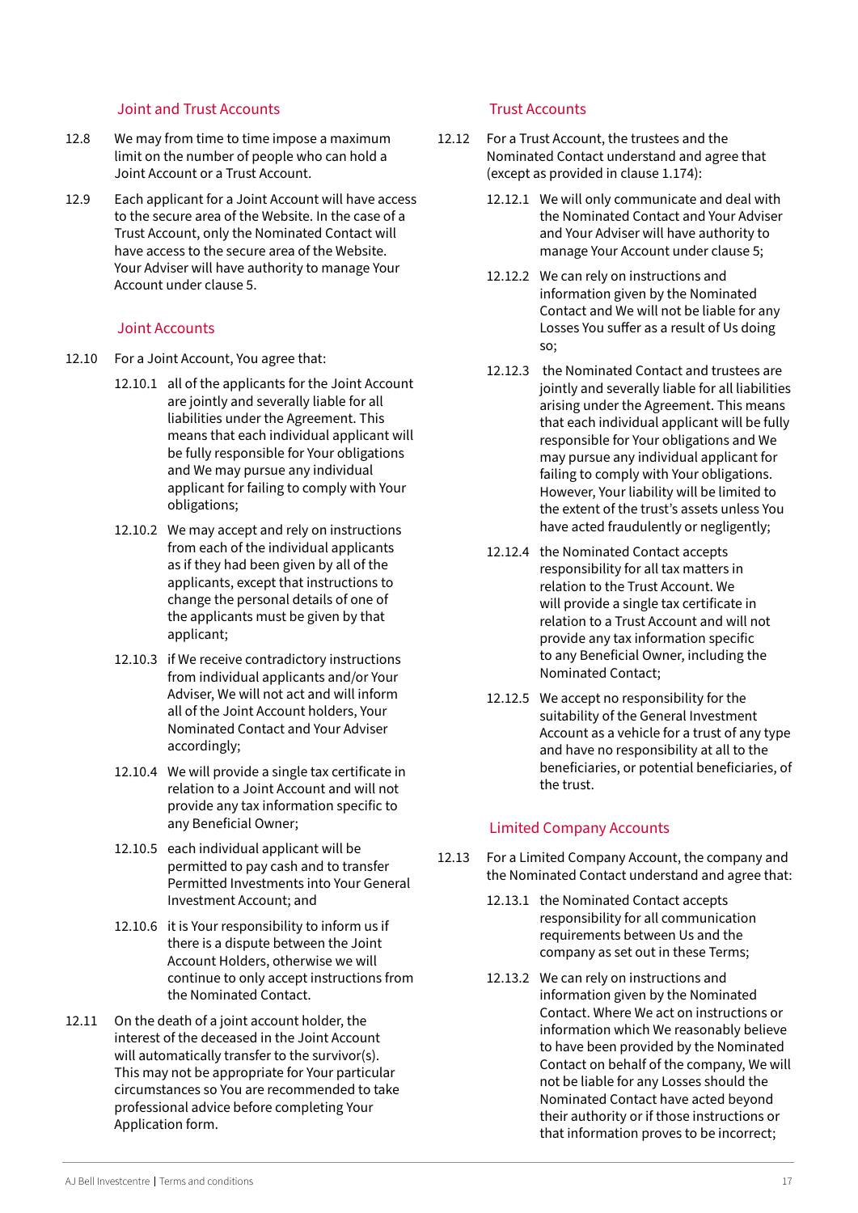### Joint and Trust Accounts

12.8 We may from time to time impose a maximum limit on the number of people who can hold a Joint Account or a Trust Account.

12.9 Each applicant for a Joint Account will have access to the secure area of the Website. In the case of a Trust Account, only the Nominated Contact will have access to the secure area of the Website. Your Adviser will have authority to manage Your Account under clause 5.

### Joint Accounts

12.10 For a Joint Account, You agree that:

- 12.10.1 all of the applicants for the Joint Account are jointly and severally liable for all liabilities under the Agreement. This means that each individual applicant will be fully responsible for Your obligations and We may pursue any individual applicant for failing to comply with Your obligations;
- 12.10.2 We may accept and rely on instructions from each of the individual applicants as if they had been given by all of the applicants, except that instructions to change the personal details of one of the applicants must be given by that applicant;
- 12.10.3 if We receive contradictory instructions from individual applicants and/or Your Adviser, We will not act and will inform all of the Joint Account holders, Your Nominated Contact and Your Adviser accordingly;
- 12.10.4 We will provide a single tax certificate in relation to a Joint Account and will not provide any tax information specific to any Beneficial Owner;
- 12.10.5 each individual applicant will be permitted to pay cash and to transfer Permitted Investments into Your General Investment Account; and
- 12.10.6 it is Your responsibility to inform us if there is a dispute between the Joint Account Holders, otherwise we will continue to only accept instructions from the Nominated Contact.

12.11 On the death of a joint account holder, the interest of the deceased in the Joint Account will automatically transfer to the survivor(s). This may not be appropriate for Your particular circumstances so You are recommended to take professional advice before completing Your Application form.

### Trust Accounts

12.12 For a Trust Account, the trustees and the Nominated Contact understand and agree that (except as provided in clause 1.174):

- 12.12.1 We will only communicate and deal with the Nominated Contact and Your Adviser and Your Adviser will have authority to manage Your Account under clause 5;
- 12.12.2 We can rely on instructions and information given by the Nominated Contact and We will not be liable for any Losses You suffer as a result of Us doing so;
- 12.12.3 the Nominated Contact and trustees are jointly and severally liable for all liabilities arising under the Agreement. This means that each individual applicant will be fully responsible for Your obligations and We may pursue any individual applicant for failing to comply with Your obligations. However, Your liability will be limited to the extent of the trust's assets unless You have acted fraudulently or negligently;
- 12.12.4 the Nominated Contact accepts responsibility for all tax matters in relation to the Trust Account. We will provide a single tax certificate in relation to a Trust Account and will not provide any tax information specific to any Beneficial Owner, including the Nominated Contact;
- 12.12.5 We accept no responsibility for the suitability of the General Investment Account as a vehicle for a trust of any type and have no responsibility at all to the beneficiaries, or potential beneficiaries, of the trust.

### Limited Company Accounts

12.13 For a Limited Company Account, the company and the Nominated Contact understand and agree that:

- 12.13.1 the Nominated Contact accepts responsibility for all communication requirements between Us and the company as set out in these Terms;
- 12.13.2 We can rely on instructions and information given by the Nominated Contact. Where We act on instructions or information which We reasonably believe to have been provided by the Nominated Contact on behalf of the company, We will not be liable for any Losses should the Nominated Contact have acted beyond their authority or if those instructions or that information proves to be incorrect;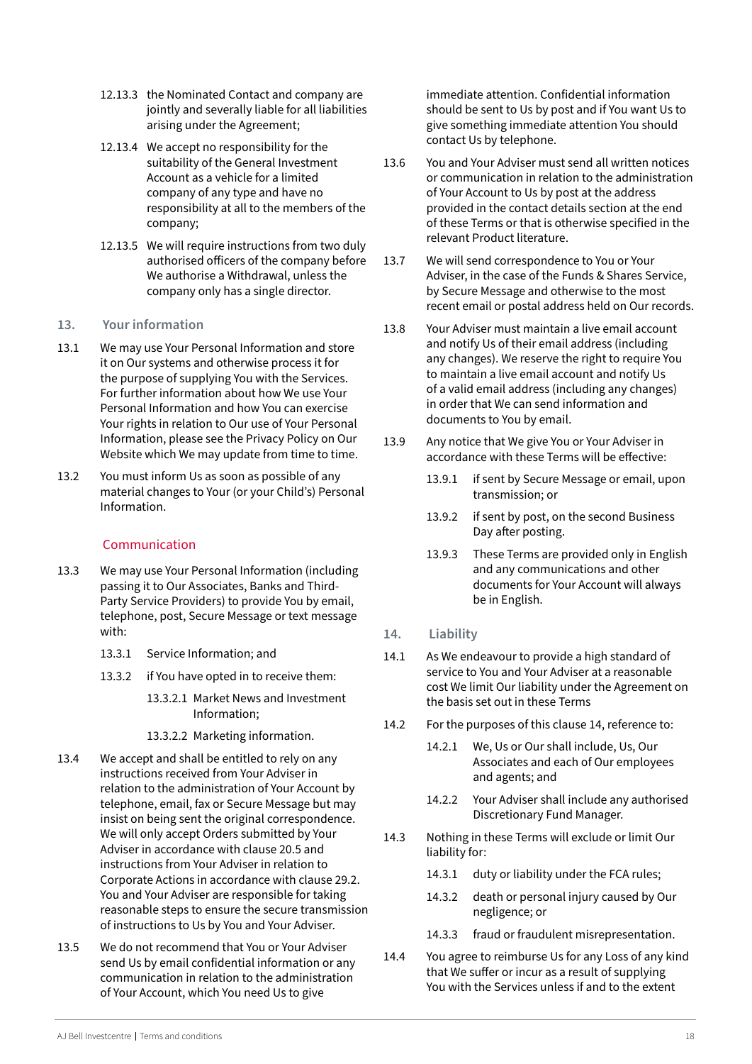12.13.3 the Nominated Contact and company are jointly and severally liable for all liabilities arising under the Agreement;

12.13.4 We accept no responsibility for the suitability of the General Investment Account as a vehicle for a limited company of any type and have no responsibility at all to the members of the company;

12.13.5 We will require instructions from two duly authorised officers of the company before We authorise a Withdrawal, unless the company only has a single director.

## 13. Your information

13.1 We may use Your Personal Information and store it on Our systems and otherwise process it for the purpose of supplying You with the Services. For further information about how We use Your Personal Information and how You can exercise Your rights in relation to Our use of Your Personal Information, please see the Privacy Policy on Our Website which We may update from time to time.

13.2 You must inform Us as soon as possible of any material changes to Your (or your Child's) Personal Information.

### Communication

13.3 We may use Your Personal Information (including passing it to Our Associates, Banks and Third-Party Service Providers) to provide You by email, telephone, post, Secure Message or text message with:

13.3.1 Service Information; and

13.3.2 if You have opted in to receive them:

13.3.2.1 Market News and Investment Information;

13.3.2.2 Marketing information.

13.4 We accept and shall be entitled to rely on any instructions received from Your Adviser in relation to the administration of Your Account by telephone, email, fax or Secure Message but may insist on being sent the original correspondence. We will only accept Orders submitted by Your Adviser in accordance with clause 20.5 and instructions from Your Adviser in relation to Corporate Actions in accordance with clause 29.2. You and Your Adviser are responsible for taking reasonable steps to ensure the secure transmission of instructions to Us by You and Your Adviser.

13.5 We do not recommend that You or Your Adviser send Us by email confidential information or any communication in relation to the administration of Your Account, which You need Us to give immediate attention. Confidential information should be sent to Us by post and if You want Us to give something immediate attention You should contact Us by telephone.

13.6 You and Your Adviser must send all written notices or communication in relation to the administration of Your Account to Us by post at the address provided in the contact details section at the end of these Terms or that is otherwise specified in the relevant Product literature.

13.7 We will send correspondence to You or Your Adviser, in the case of the Funds & Shares Service, by Secure Message and otherwise to the most recent email or postal address held on Our records.

13.8 Your Adviser must maintain a live email account and notify Us of their email address (including any changes). We reserve the right to require You to maintain a live email account and notify Us of a valid email address (including any changes) in order that We can send information and documents to You by email.

13.9 Any notice that We give You or Your Adviser in accordance with these Terms will be effective:

13.9.1 if sent by Secure Message or email, upon transmission; or

13.9.2 if sent by post, on the second Business Day after posting.

13.9.3 These Terms are provided only in English and any communications and other documents for Your Account will always be in English.

## 14. Liability

14.1 As We endeavour to provide a high standard of service to You and Your Adviser at a reasonable cost We limit Our liability under the Agreement on the basis set out in these Terms

14.2 For the purposes of this clause 14, reference to:

14.2.1 We, Us or Our shall include, Us, Our Associates and each of Our employees and agents; and

14.2.2 Your Adviser shall include any authorised Discretionary Fund Manager.

14.3 Nothing in these Terms will exclude or limit Our liability for:

14.3.1 duty or liability under the FCA rules;

14.3.2 death or personal injury caused by Our negligence; or

14.3.3 fraud or fraudulent misrepresentation.

14.4 You agree to reimburse Us for any Loss of any kind that We suffer or incur as a result of supplying You with the Services unless if and to the extent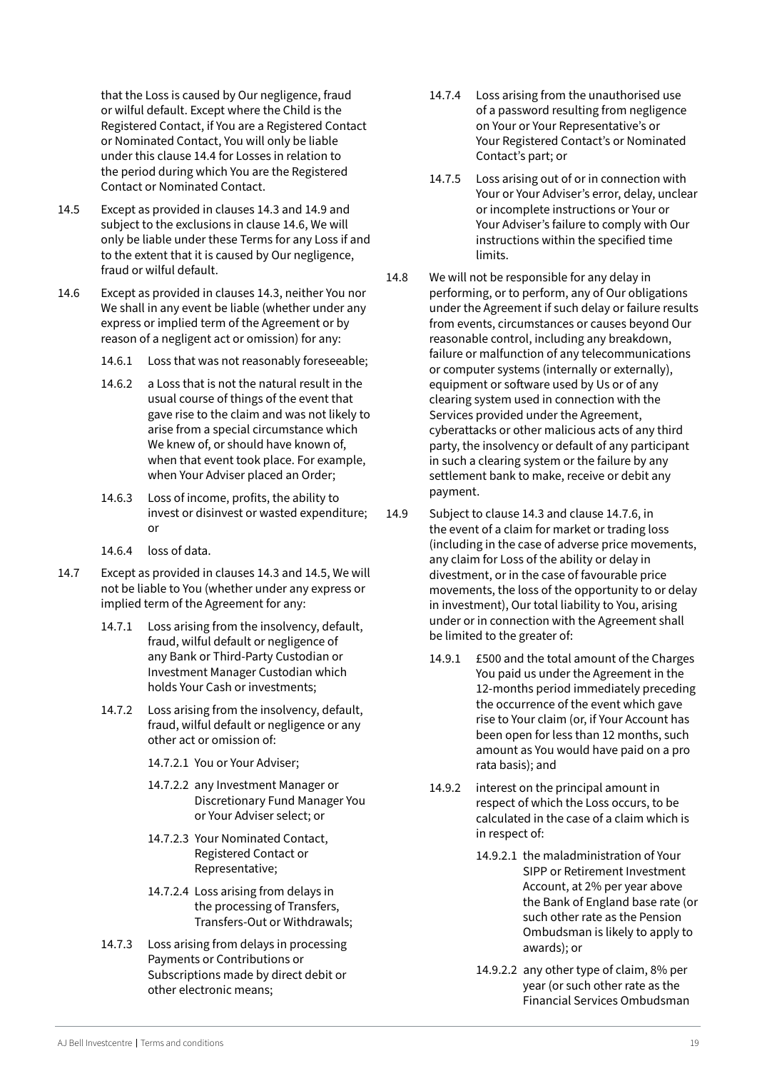that the Loss is caused by Our negligence, fraud or wilful default. Except where the Child is the Registered Contact, if You are a Registered Contact or Nominated Contact, You will only be liable under this clause 14.4 for Losses in relation to the period during which You are the Registered Contact or Nominated Contact.

14.5 Except as provided in clauses 14.3 and 14.9 and subject to the exclusions in clause 14.6, We will only be liable under these Terms for any Loss if and to the extent that it is caused by Our negligence, fraud or wilful default.

14.6 Except as provided in clauses 14.3, neither You nor We shall in any event be liable (whether under any express or implied term of the Agreement or by reason of a negligent act or omission) for any:

14.6.1 Loss that was not reasonably foreseeable;

14.6.2 a Loss that is not the natural result in the usual course of things of the event that gave rise to the claim and was not likely to arise from a special circumstance which We knew of, or should have known of, when that event took place. For example, when Your Adviser placed an Order;

14.6.3 Loss of income, profits, the ability to invest or disinvest or wasted expenditure; or

14.6.4 loss of data.

14.7 Except as provided in clauses 14.3 and 14.5, We will not be liable to You (whether under any express or implied term of the Agreement for any:

14.7.1 Loss arising from the insolvency, default, fraud, wilful default or negligence of any Bank or Third-Party Custodian or Investment Manager Custodian which holds Your Cash or investments;

14.7.2 Loss arising from the insolvency, default, fraud, wilful default or negligence or any other act or omission of:

14.7.2.1 You or Your Adviser;

14.7.2.2 any Investment Manager or Discretionary Fund Manager You or Your Adviser select; or

14.7.2.3 Your Nominated Contact, Registered Contact or Representative;

14.7.2.4 Loss arising from delays in the processing of Transfers, Transfers-Out or Withdrawals;

14.7.3 Loss arising from delays in processing Payments or Contributions or Subscriptions made by direct debit or other electronic means;

14.7.4 Loss arising from the unauthorised use of a password resulting from negligence on Your or Your Representative's or Your Registered Contact's or Nominated Contact's part; or

14.7.5 Loss arising out of or in connection with Your or Your Adviser's error, delay, unclear or incomplete instructions or Your or Your Adviser's failure to comply with Our instructions within the specified time limits.

14.8 We will not be responsible for any delay in performing, or to perform, any of Our obligations under the Agreement if such delay or failure results from events, circumstances or causes beyond Our reasonable control, including any breakdown, failure or malfunction of any telecommunications or computer systems (internally or externally), equipment or software used by Us or of any clearing system used in connection with the Services provided under the Agreement, cyberattacks or other malicious acts of any third party, the insolvency or default of any participant in such a clearing system or the failure by any settlement bank to make, receive or debit any payment.

14.9 Subject to clause 14.3 and clause 14.7.6, in the event of a claim for market or trading loss (including in the case of adverse price movements, any claim for Loss of the ability or delay in divestment, or in the case of favourable price movements, the loss of the opportunity to or delay in investment), Our total liability to You, arising under or in connection with the Agreement shall be limited to the greater of:

14.9.1 £500 and the total amount of the Charges You paid us under the Agreement in the 12-months period immediately preceding the occurrence of the event which gave rise to Your claim (or, if Your Account has been open for less than 12 months, such amount as You would have paid on a pro rata basis); and

14.9.2 interest on the principal amount in respect of which the Loss occurs, to be calculated in the case of a claim which is in respect of:

14.9.2.1 the maladministration of Your SIPP or Retirement Investment Account, at 2% per year above the Bank of England base rate (or such other rate as the Pension Ombudsman is likely to apply to awards); or

14.9.2.2 any other type of claim, 8% per year (or such other rate as the Financial Services Ombudsman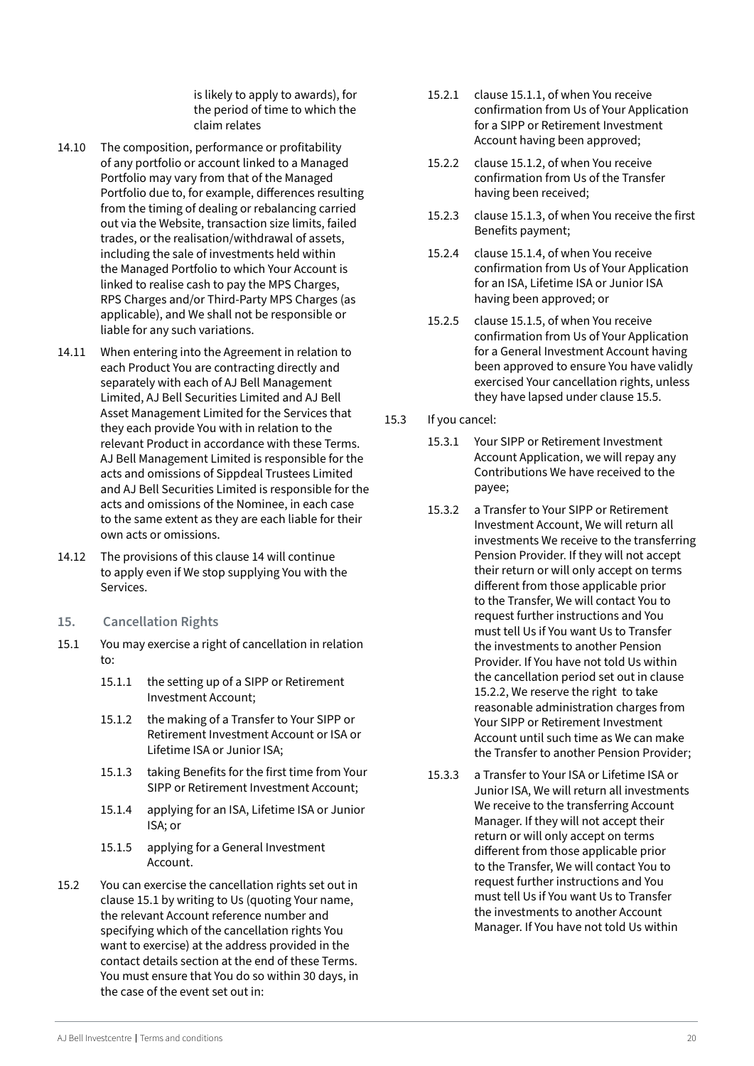is likely to apply to awards), for the period of time to which the claim relates

14.10 The composition, performance or profitability of any portfolio or account linked to a Managed Portfolio may vary from that of the Managed Portfolio due to, for example, differences resulting from the timing of dealing or rebalancing carried out via the Website, transaction size limits, failed trades, or the realisation/withdrawal of assets, including the sale of investments held within the Managed Portfolio to which Your Account is linked to realise cash to pay the MPS Charges, RPS Charges and/or Third-Party MPS Charges (as applicable), and We shall not be responsible or liable for any such variations.

14.11 When entering into the Agreement in relation to each Product You are contracting directly and separately with each of AJ Bell Management Limited, AJ Bell Securities Limited and AJ Bell Asset Management Limited for the Services that they each provide You with in relation to the relevant Product in accordance with these Terms. AJ Bell Management Limited is responsible for the acts and omissions of Sippdeal Trustees Limited and AJ Bell Securities Limited is responsible for the acts and omissions of the Nominee, in each case to the same extent as they are each liable for their own acts or omissions.

14.12 The provisions of this clause 14 will continue to apply even if We stop supplying You with the Services.

## 15. Cancellation Rights

15.1 You may exercise a right of cancellation in relation to:

15.1.1 the setting up of a SIPP or Retirement Investment Account;

15.1.2 the making of a Transfer to Your SIPP or Retirement Investment Account or ISA or Lifetime ISA or Junior ISA;

15.1.3 taking Benefits for the first time from Your SIPP or Retirement Investment Account;

15.1.4 applying for an ISA, Lifetime ISA or Junior ISA; or

15.1.5 applying for a General Investment Account.

15.2 You can exercise the cancellation rights set out in clause 15.1 by writing to Us (quoting Your name, the relevant Account reference number and specifying which of the cancellation rights You want to exercise) at the address provided in the contact details section at the end of these Terms. You must ensure that You do so within 30 days, in the case of the event set out in:

15.2.1 clause 15.1.1, of when You receive confirmation from Us of Your Application for a SIPP or Retirement Investment Account having been approved;

15.2.2 clause 15.1.2, of when You receive confirmation from Us of the Transfer having been received;

15.2.3 clause 15.1.3, of when You receive the first Benefits payment;

15.2.4 clause 15.1.4, of when You receive confirmation from Us of Your Application for an ISA, Lifetime ISA or Junior ISA having been approved; or

15.2.5 clause 15.1.5, of when You receive confirmation from Us of Your Application for a General Investment Account having been approved to ensure You have validly exercised Your cancellation rights, unless they have lapsed under clause 15.5.

15.3 If you cancel:

15.3.1 Your SIPP or Retirement Investment Account Application, we will repay any Contributions We have received to the payee;

15.3.2 a Transfer to Your SIPP or Retirement Investment Account, We will return all investments We receive to the transferring Pension Provider. If they will not accept their return or will only accept on terms different from those applicable prior to the Transfer, We will contact You to request further instructions and You must tell Us if You want Us to Transfer the investments to another Pension Provider. If You have not told Us within the cancellation period set out in clause 15.2.2, We reserve the right to take reasonable administration charges from Your SIPP or Retirement Investment Account until such time as We can make the Transfer to another Pension Provider;

15.3.3 a Transfer to Your ISA or Lifetime ISA or Junior ISA, We will return all investments We receive to the transferring Account Manager. If they will not accept their return or will only accept on terms different from those applicable prior to the Transfer, We will contact You to request further instructions and You must tell Us if You want Us to Transfer the investments to another Account Manager. If You have not told Us within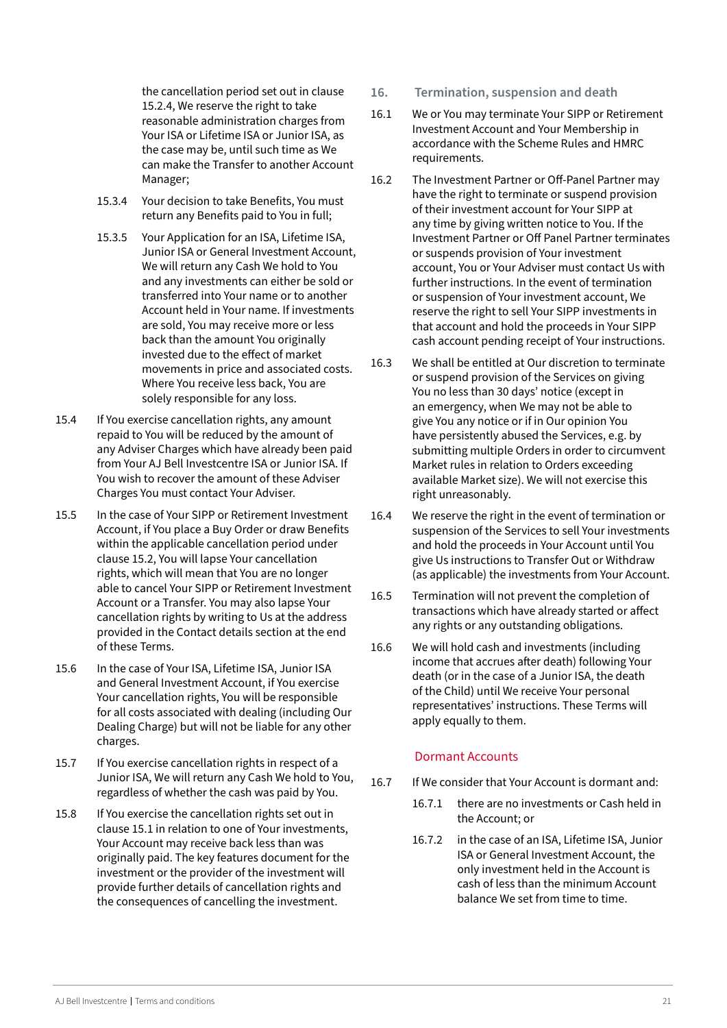the cancellation period set out in clause 15.2.4, We reserve the right to take reasonable administration charges from Your ISA or Lifetime ISA or Junior ISA, as the case may be, until such time as We can make the Transfer to another Account Manager;

15.3.4 Your decision to take Benefits, You must return any Benefits paid to You in full;

15.3.5 Your Application for an ISA, Lifetime ISA, Junior ISA or General Investment Account, We will return any Cash We hold to You and any investments can either be sold or transferred into Your name or to another Account held in Your name. If investments are sold, You may receive more or less back than the amount You originally invested due to the effect of market movements in price and associated costs. Where You receive less back, You are solely responsible for any loss.

15.4 If You exercise cancellation rights, any amount repaid to You will be reduced by the amount of any Adviser Charges which have already been paid from Your AJ Bell Investcentre ISA or Junior ISA. If You wish to recover the amount of these Adviser Charges You must contact Your Adviser.

15.5 In the case of Your SIPP or Retirement Investment Account, if You place a Buy Order or draw Benefits within the applicable cancellation period under clause 15.2, You will lapse Your cancellation rights, which will mean that You are no longer able to cancel Your SIPP or Retirement Investment Account or a Transfer. You may also lapse Your cancellation rights by writing to Us at the address provided in the Contact details section at the end of these Terms.

15.6 In the case of Your ISA, Lifetime ISA, Junior ISA and General Investment Account, if You exercise Your cancellation rights, You will be responsible for all costs associated with dealing (including Our Dealing Charge) but will not be liable for any other charges.

15.7 If You exercise cancellation rights in respect of a Junior ISA, We will return any Cash We hold to You, regardless of whether the cash was paid by You.

15.8 If You exercise the cancellation rights set out in clause 15.1 in relation to one of Your investments, Your Account may receive back less than was originally paid. The key features document for the investment or the provider of the investment will provide further details of cancellation rights and the consequences of cancelling the investment.

## 16. Termination, suspension and death

16.1 We or You may terminate Your SIPP or Retirement Investment Account and Your Membership in accordance with the Scheme Rules and HMRC requirements.

16.2 The Investment Partner or Off-Panel Partner may have the right to terminate or suspend provision of their investment account for Your SIPP at any time by giving written notice to You. If the Investment Partner or Off Panel Partner terminates or suspends provision of Your investment account, You or Your Adviser must contact Us with further instructions. In the event of termination or suspension of Your investment account, We reserve the right to sell Your SIPP investments in that account and hold the proceeds in Your SIPP cash account pending receipt of Your instructions.

16.3 We shall be entitled at Our discretion to terminate or suspend provision of the Services on giving You no less than 30 days' notice (except in an emergency, when We may not be able to give You any notice or if in Our opinion You have persistently abused the Services, e.g. by submitting multiple Orders in order to circumvent Market rules in relation to Orders exceeding available Market size). We will not exercise this right unreasonably.

16.4 We reserve the right in the event of termination or suspension of the Services to sell Your investments and hold the proceeds in Your Account until You give Us instructions to Transfer Out or Withdraw (as applicable) the investments from Your Account.

16.5 Termination will not prevent the completion of transactions which have already started or affect any rights or any outstanding obligations.

16.6 We will hold cash and investments (including income that accrues after death) following Your death (or in the case of a Junior ISA, the death of the Child) until We receive Your personal representatives' instructions. These Terms will apply equally to them.

### Dormant Accounts

16.7 If We consider that Your Account is dormant and:

16.7.1 there are no investments or Cash held in the Account; or

16.7.2 in the case of an ISA, Lifetime ISA, Junior ISA or General Investment Account, the only investment held in the Account is cash of less than the minimum Account balance We set from time to time.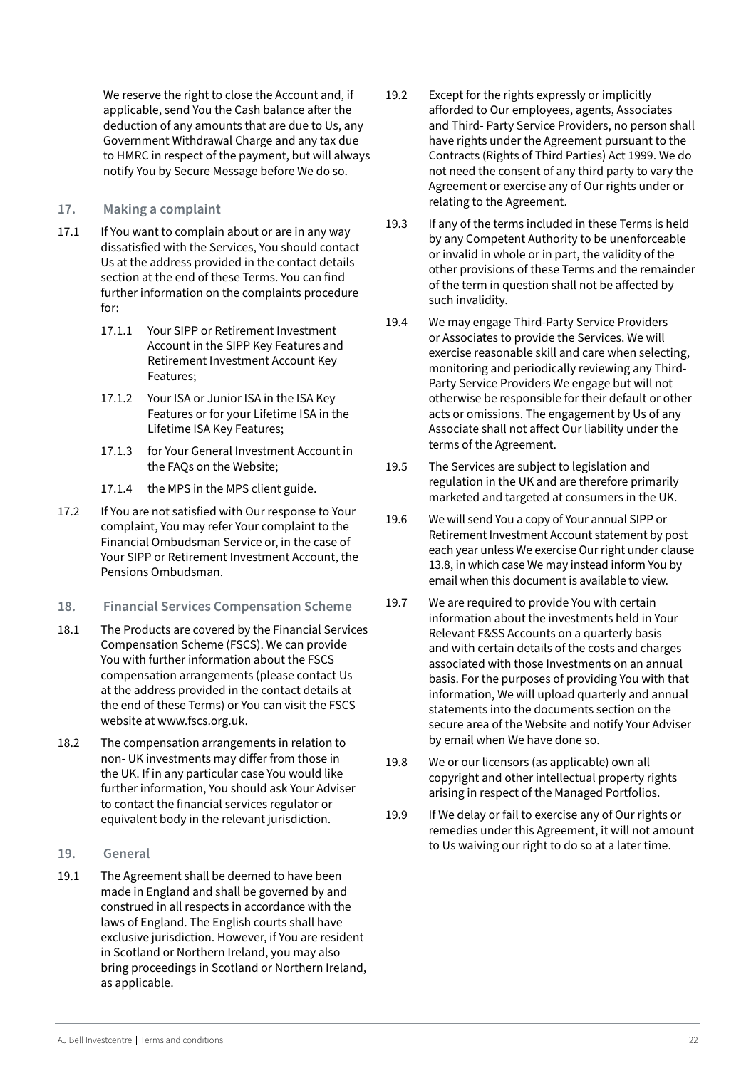We reserve the right to close the Account and, if applicable, send You the Cash balance after the deduction of any amounts that are due to Us, any Government Withdrawal Charge and any tax due to HMRC in respect of the payment, but will always notify You by Secure Message before We do so.

## 17. Making a complaint

17.1 If You want to complain about or are in any way dissatisfied with the Services, You should contact Us at the address provided in the contact details section at the end of these Terms. You can find further information on the complaints procedure for:

- 17.1.1 Your SIPP or Retirement Investment Account in the SIPP Key Features and Retirement Investment Account Key Features;
- 17.1.2 Your ISA or Junior ISA in the ISA Key Features or for your Lifetime ISA in the Lifetime ISA Key Features;
- 17.1.3 for Your General Investment Account in the FAQs on the Website;
- 17.1.4 the MPS in the MPS client guide.

17.2 If You are not satisfied with Our response to Your complaint, You may refer Your complaint to the Financial Ombudsman Service or, in the case of Your SIPP or Retirement Investment Account, the Pensions Ombudsman.

## 18. Financial Services Compensation Scheme

18.1 The Products are covered by the Financial Services Compensation Scheme (FSCS). We can provide You with further information about the FSCS compensation arrangements (please contact Us at the address provided in the contact details at the end of these Terms) or You can visit the FSCS website at www.fscs.org.uk.

18.2 The compensation arrangements in relation to non- UK investments may differ from those in the UK. If in any particular case You would like further information, You should ask Your Adviser to contact the financial services regulator or equivalent body in the relevant jurisdiction.

## 19. General

19.1 The Agreement shall be deemed to have been made in England and shall be governed by and construed in all respects in accordance with the laws of England. The English courts shall have exclusive jurisdiction. However, if You are resident in Scotland or Northern Ireland, you may also bring proceedings in Scotland or Northern Ireland, as applicable.

19.2 Except for the rights expressly or implicitly afforded to Our employees, agents, Associates and Third- Party Service Providers, no person shall have rights under the Agreement pursuant to the Contracts (Rights of Third Parties) Act 1999. We do not need the consent of any third party to vary the Agreement or exercise any of Our rights under or relating to the Agreement.

19.3 If any of the terms included in these Terms is held by any Competent Authority to be unenforceable or invalid in whole or in part, the validity of the other provisions of these Terms and the remainder of the term in question shall not be affected by such invalidity.

19.4 We may engage Third-Party Service Providers or Associates to provide the Services. We will exercise reasonable skill and care when selecting, monitoring and periodically reviewing any Third-Party Service Providers We engage but will not otherwise be responsible for their default or other acts or omissions. The engagement by Us of any Associate shall not affect Our liability under the terms of the Agreement.

19.5 The Services are subject to legislation and regulation in the UK and are therefore primarily marketed and targeted at consumers in the UK.

19.6 We will send You a copy of Your annual SIPP or Retirement Investment Account statement by post each year unless We exercise Our right under clause 13.8, in which case We may instead inform You by email when this document is available to view.

19.7 We are required to provide You with certain information about the investments held in Your Relevant F&SS Accounts on a quarterly basis and with certain details of the costs and charges associated with those Investments on an annual basis. For the purposes of providing You with that information, We will upload quarterly and annual statements into the documents section on the secure area of the Website and notify Your Adviser by email when We have done so.

19.8 We or our licensors (as applicable) own all copyright and other intellectual property rights arising in respect of the Managed Portfolios.

19.9 If We delay or fail to exercise any of Our rights or remedies under this Agreement, it will not amount to Us waiving our right to do so at a later time.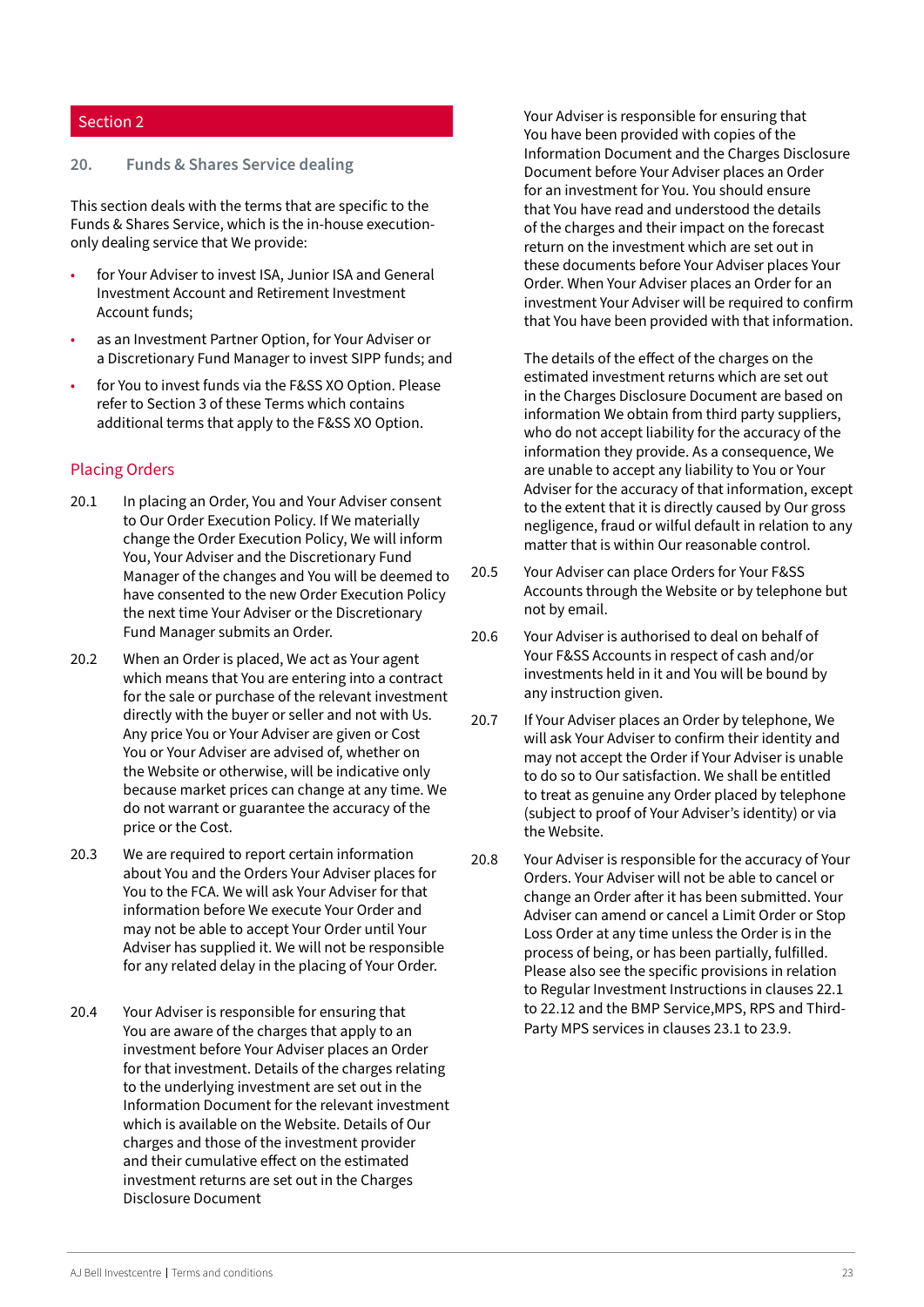Section 2

## 20. Funds & Shares Service dealing

This section deals with the terms that are specific to the Funds & Shares Service, which is the in-house execution-only dealing service that We provide:

- for Your Adviser to invest ISA, Junior ISA and General Investment Account and Retirement Investment Account funds;
- as an Investment Partner Option, for Your Adviser or a Discretionary Fund Manager to invest SIPP funds; and
- for You to invest funds via the F&SS XO Option. Please refer to Section 3 of these Terms which contains additional terms that apply to the F&SS XO Option.

### Placing Orders

20.1 In placing an Order, You and Your Adviser consent to Our Order Execution Policy. If We materially change the Order Execution Policy, We will inform You, Your Adviser and the Discretionary Fund Manager of the changes and You will be deemed to have consented to the new Order Execution Policy the next time Your Adviser or the Discretionary Fund Manager submits an Order.

20.2 When an Order is placed, We act as Your agent which means that You are entering into a contract for the sale or purchase of the relevant investment directly with the buyer or seller and not with Us. Any price You or Your Adviser are given or Cost You or Your Adviser are advised of, whether on the Website or otherwise, will be indicative only because market prices can change at any time. We do not warrant or guarantee the accuracy of the price or the Cost.

20.3 We are required to report certain information about You and the Orders Your Adviser places for You to the FCA. We will ask Your Adviser for that information before We execute Your Order and may not be able to accept Your Order until Your Adviser has supplied it. We will not be responsible for any related delay in the placing of Your Order.

20.4 Your Adviser is responsible for ensuring that You are aware of the charges that apply to an investment before Your Adviser places an Order for that investment. Details of the charges relating to the underlying investment are set out in the Information Document for the relevant investment which is available on the Website. Details of Our charges and those of the investment provider and their cumulative effect on the estimated investment returns are set out in the Charges Disclosure Document

Your Adviser is responsible for ensuring that You have been provided with copies of the Information Document and the Charges Disclosure Document before Your Adviser places an Order for an investment for You. You should ensure that You have read and understood the details of the charges and their impact on the forecast return on the investment which are set out in these documents before Your Adviser places Your Order. When Your Adviser places an Order for an investment Your Adviser will be required to confirm that You have been provided with that information.

The details of the effect of the charges on the estimated investment returns which are set out in the Charges Disclosure Document are based on information We obtain from third party suppliers, who do not accept liability for the accuracy of the information they provide. As a consequence, We are unable to accept any liability to You or Your Adviser for the accuracy of that information, except to the extent that it is directly caused by Our gross negligence, fraud or wilful default in relation to any matter that is within Our reasonable control.

20.5 Your Adviser can place Orders for Your F&SS Accounts through the Website or by telephone but not by email.

20.6 Your Adviser is authorised to deal on behalf of Your F&SS Accounts in respect of cash and/or investments held in it and You will be bound by any instruction given.

20.7 If Your Adviser places an Order by telephone, We will ask Your Adviser to confirm their identity and may not accept the Order if Your Adviser is unable to do so to Our satisfaction. We shall be entitled to treat as genuine any Order placed by telephone (subject to proof of Your Adviser's identity) or via the Website.

20.8 Your Adviser is responsible for the accuracy of Your Orders. Your Adviser will not be able to cancel or change an Order after it has been submitted. Your Adviser can amend or cancel a Limit Order or Stop Loss Order at any time unless the Order is in the process of being, or has been partially, fulfilled. Please also see the specific provisions in relation to Regular Investment Instructions in clauses 22.1 to 22.12 and the BMP Service,MPS, RPS and Third-Party MPS services in clauses 23.1 to 23.9.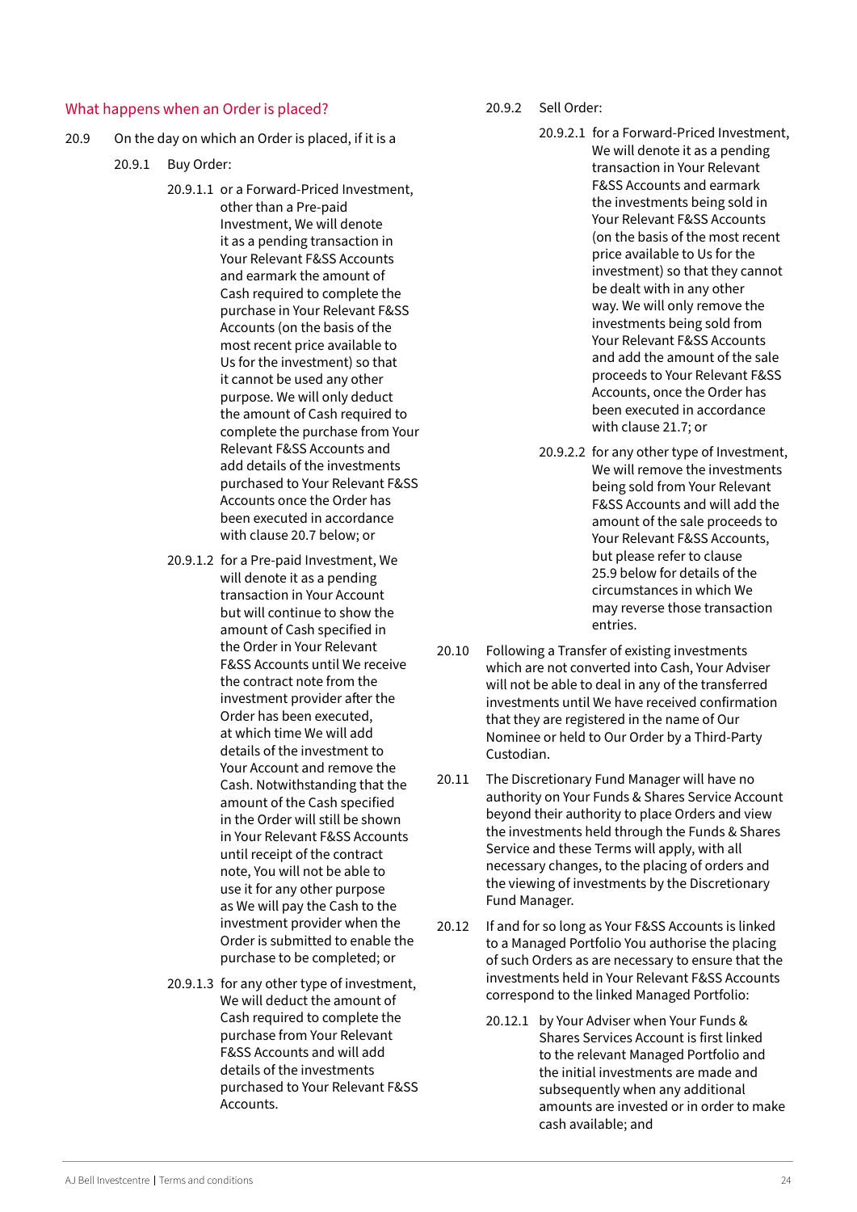## What happens when an Order is placed?

20.9 On the day on which an Order is placed, if it is a

20.9.1 Buy Order:

20.9.1.1 or a Forward-Priced Investment, other than a Pre-paid Investment, We will denote it as a pending transaction in Your Relevant F&SS Accounts and earmark the amount of Cash required to complete the purchase in Your Relevant F&SS Accounts (on the basis of the most recent price available to Us for the investment) so that it cannot be used any other purpose. We will only deduct the amount of Cash required to complete the purchase from Your Relevant F&SS Accounts and add details of the investments purchased to Your Relevant F&SS Accounts once the Order has been executed in accordance with clause 20.7 below; or

20.9.1.2 for a Pre-paid Investment, We will denote it as a pending transaction in Your Account but will continue to show the amount of Cash specified in the Order in Your Relevant F&SS Accounts until We receive the contract note from the investment provider after the Order has been executed, at which time We will add details of the investment to Your Account and remove the Cash. Notwithstanding that the amount of the Cash specified in the Order will still be shown in Your Relevant F&SS Accounts until receipt of the contract note, You will not be able to use it for any other purpose as We will pay the Cash to the investment provider when the Order is submitted to enable the purchase to be completed; or

20.9.1.3 for any other type of investment, We will deduct the amount of Cash required to complete the purchase from Your Relevant F&SS Accounts and will add details of the investments purchased to Your Relevant F&SS Accounts.

20.9.2 Sell Order:

20.9.2.1 for a Forward-Priced Investment, We will denote it as a pending transaction in Your Relevant F&SS Accounts and earmark the investments being sold in Your Relevant F&SS Accounts (on the basis of the most recent price available to Us for the investment) so that they cannot be dealt with in any other way. We will only remove the investments being sold from Your Relevant F&SS Accounts and add the amount of the sale proceeds to Your Relevant F&SS Accounts, once the Order has been executed in accordance with clause 21.7; or

20.9.2.2 for any other type of Investment, We will remove the investments being sold from Your Relevant F&SS Accounts and will add the amount of the sale proceeds to Your Relevant F&SS Accounts, but please refer to clause 25.9 below for details of the circumstances in which We may reverse those transaction entries.

20.10 Following a Transfer of existing investments which are not converted into Cash, Your Adviser will not be able to deal in any of the transferred investments until We have received confirmation that they are registered in the name of Our Nominee or held to Our Order by a Third-Party Custodian.

20.11 The Discretionary Fund Manager will have no authority on Your Funds & Shares Service Account beyond their authority to place Orders and view the investments held through the Funds & Shares Service and these Terms will apply, with all necessary changes, to the placing of orders and the viewing of investments by the Discretionary Fund Manager.

20.12 If and for so long as Your F&SS Accounts is linked to a Managed Portfolio You authorise the placing of such Orders as are necessary to ensure that the investments held in Your Relevant F&SS Accounts correspond to the linked Managed Portfolio:

20.12.1 by Your Adviser when Your Funds & Shares Services Account is first linked to the relevant Managed Portfolio and the initial investments are made and subsequently when any additional amounts are invested or in order to make cash available; and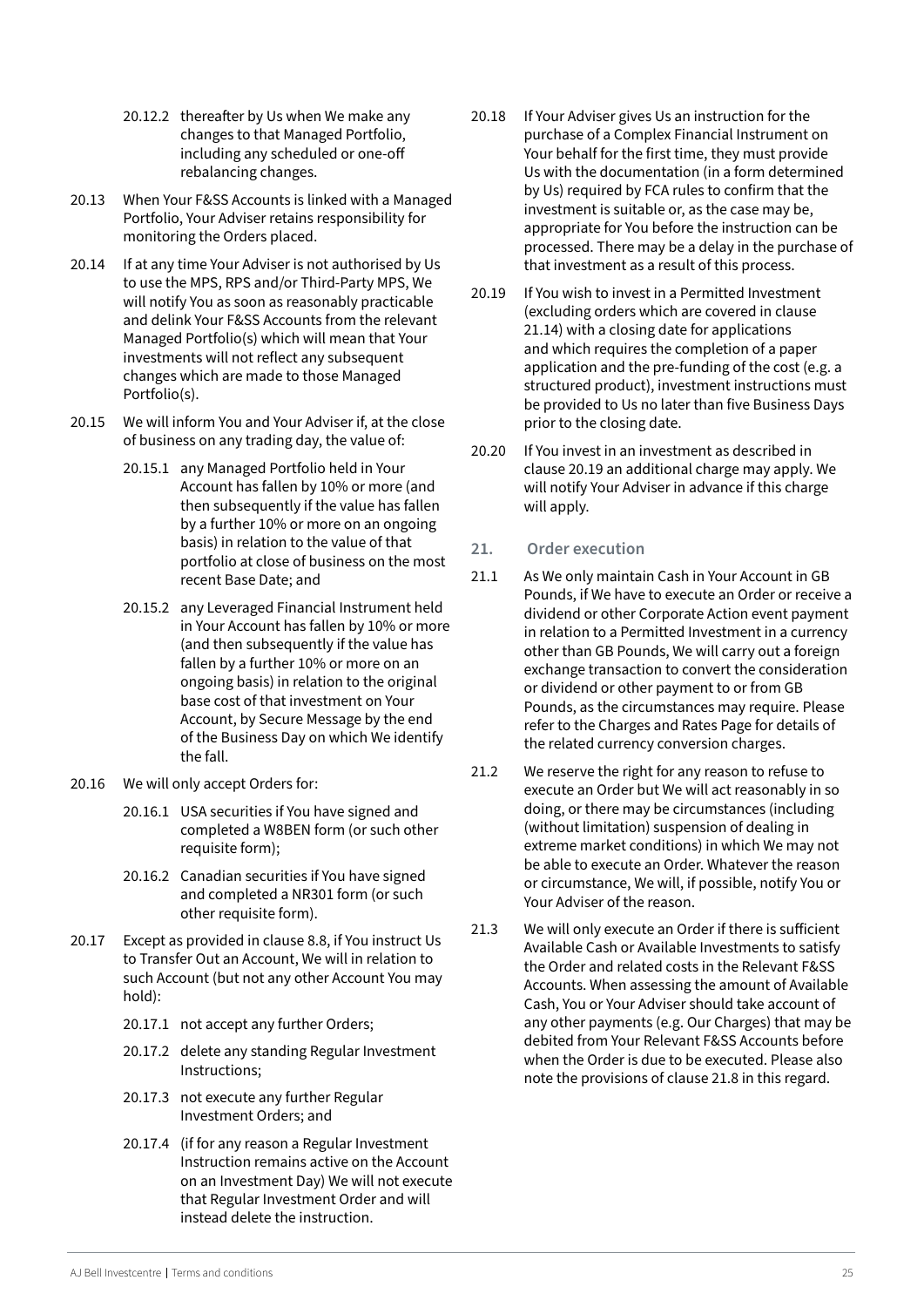20.12.2 thereafter by Us when We make any changes to that Managed Portfolio, including any scheduled or one-off rebalancing changes.

20.13 When Your F&SS Accounts is linked with a Managed Portfolio, Your Adviser retains responsibility for monitoring the Orders placed.

20.14 If at any time Your Adviser is not authorised by Us to use the MPS, RPS and/or Third-Party MPS, We will notify You as soon as reasonably practicable and delink Your F&SS Accounts from the relevant Managed Portfolio(s) which will mean that Your investments will not reflect any subsequent changes which are made to those Managed Portfolio(s).

20.15 We will inform You and Your Adviser if, at the close of business on any trading day, the value of:

20.15.1 any Managed Portfolio held in Your Account has fallen by 10% or more (and then subsequently if the value has fallen by a further 10% or more on an ongoing basis) in relation to the value of that portfolio at close of business on the most recent Base Date; and

20.15.2 any Leveraged Financial Instrument held in Your Account has fallen by 10% or more (and then subsequently if the value has fallen by a further 10% or more on an ongoing basis) in relation to the original base cost of that investment on Your Account, by Secure Message by the end of the Business Day on which We identify the fall.

20.16 We will only accept Orders for:

20.16.1 USA securities if You have signed and completed a W8BEN form (or such other requisite form);

20.16.2 Canadian securities if You have signed and completed a NR301 form (or such other requisite form).

20.17 Except as provided in clause 8.8, if You instruct Us to Transfer Out an Account, We will in relation to such Account (but not any other Account You may hold):

20.17.1 not accept any further Orders;

20.17.2 delete any standing Regular Investment Instructions;

20.17.3 not execute any further Regular Investment Orders; and

20.17.4 (if for any reason a Regular Investment Instruction remains active on the Account on an Investment Day) We will not execute that Regular Investment Order and will instead delete the instruction.

20.18 If Your Adviser gives Us an instruction for the purchase of a Complex Financial Instrument on Your behalf for the first time, they must provide Us with the documentation (in a form determined by Us) required by FCA rules to confirm that the investment is suitable or, as the case may be, appropriate for You before the instruction can be processed. There may be a delay in the purchase of that investment as a result of this process.

20.19 If You wish to invest in a Permitted Investment (excluding orders which are covered in clause 21.14) with a closing date for applications and which requires the completion of a paper application and the pre-funding of the cost (e.g. a structured product), investment instructions must be provided to Us no later than five Business Days prior to the closing date.

20.20 If You invest in an investment as described in clause 20.19 an additional charge may apply. We will notify Your Adviser in advance if this charge will apply.

## 21. Order execution

21.1 As We only maintain Cash in Your Account in GB Pounds, if We have to execute an Order or receive a dividend or other Corporate Action event payment in relation to a Permitted Investment in a currency other than GB Pounds, We will carry out a foreign exchange transaction to convert the consideration or dividend or other payment to or from GB Pounds, as the circumstances may require. Please refer to the Charges and Rates Page for details of the related currency conversion charges.

21.2 We reserve the right for any reason to refuse to execute an Order but We will act reasonably in so doing, or there may be circumstances (including (without limitation) suspension of dealing in extreme market conditions) in which We may not be able to execute an Order. Whatever the reason or circumstance, We will, if possible, notify You or Your Adviser of the reason.

21.3 We will only execute an Order if there is sufficient Available Cash or Available Investments to satisfy the Order and related costs in the Relevant F&SS Accounts. When assessing the amount of Available Cash, You or Your Adviser should take account of any other payments (e.g. Our Charges) that may be debited from Your Relevant F&SS Accounts before when the Order is due to be executed. Please also note the provisions of clause 21.8 in this regard.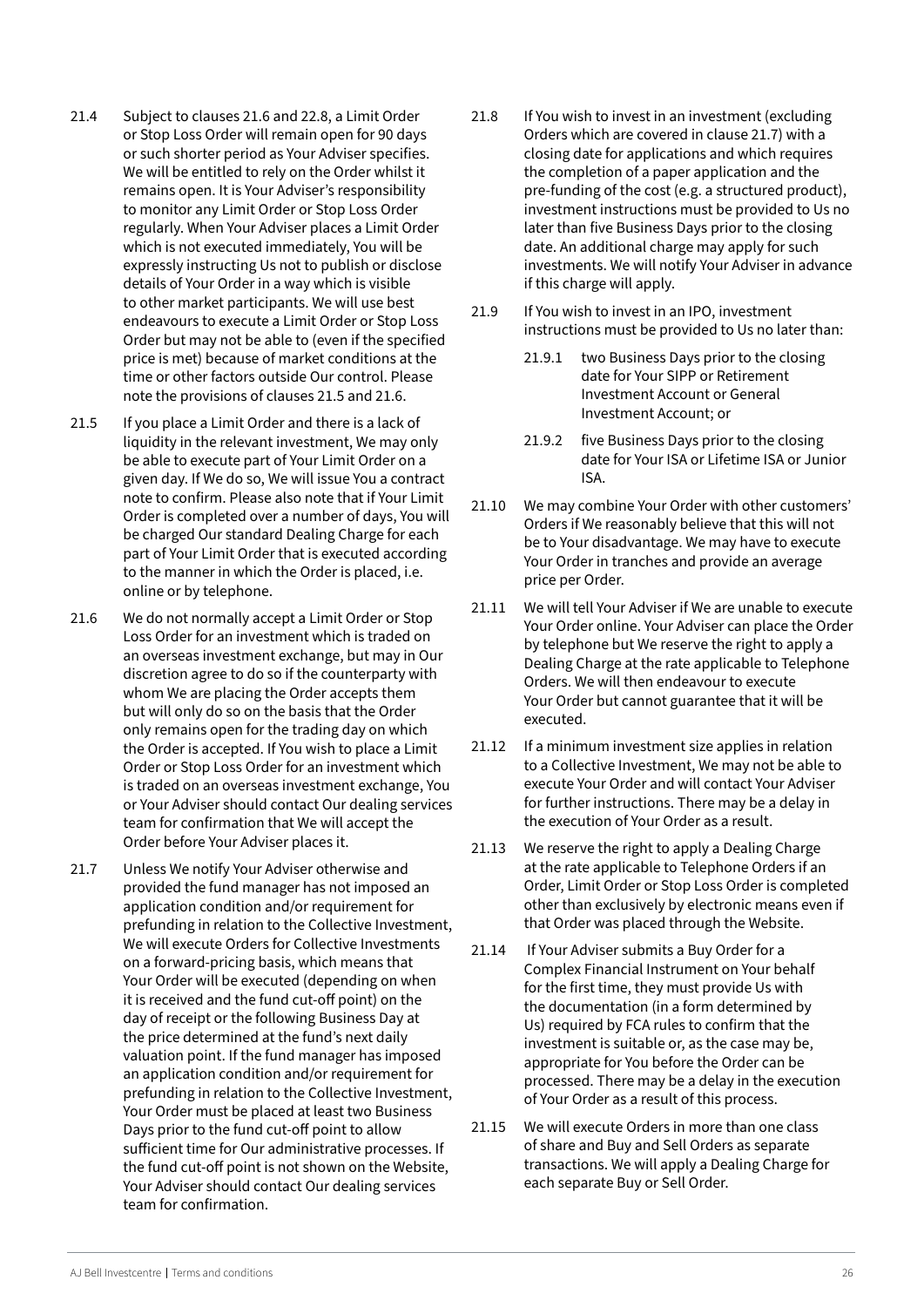21.4 Subject to clauses 21.6 and 22.8, a Limit Order or Stop Loss Order will remain open for 90 days or such shorter period as Your Adviser specifies. We will be entitled to rely on the Order whilst it remains open. It is Your Adviser's responsibility to monitor any Limit Order or Stop Loss Order regularly. When Your Adviser places a Limit Order which is not executed immediately, You will be expressly instructing Us not to publish or disclose details of Your Order in a way which is visible to other market participants. We will use best endeavours to execute a Limit Order or Stop Loss Order but may not be able to (even if the specified price is met) because of market conditions at the time or other factors outside Our control. Please note the provisions of clauses 21.5 and 21.6.

21.5 If you place a Limit Order and there is a lack of liquidity in the relevant investment, We may only be able to execute part of Your Limit Order on a given day. If We do so, We will issue You a contract note to confirm. Please also note that if Your Limit Order is completed over a number of days, You will be charged Our standard Dealing Charge for each part of Your Limit Order that is executed according to the manner in which the Order is placed, i.e. online or by telephone.

21.6 We do not normally accept a Limit Order or Stop Loss Order for an investment which is traded on an overseas investment exchange, but may in Our discretion agree to do so if the counterparty with whom We are placing the Order accepts them but will only do so on the basis that the Order only remains open for the trading day on which the Order is accepted. If You wish to place a Limit Order or Stop Loss Order for an investment which is traded on an overseas investment exchange, You or Your Adviser should contact Our dealing services team for confirmation that We will accept the Order before Your Adviser places it.

21.7 Unless We notify Your Adviser otherwise and provided the fund manager has not imposed an application condition and/or requirement for prefunding in relation to the Collective Investment, We will execute Orders for Collective Investments on a forward-pricing basis, which means that Your Order will be executed (depending on when it is received and the fund cut-off point) on the day of receipt or the following Business Day at the price determined at the fund's next daily valuation point. If the fund manager has imposed an application condition and/or requirement for prefunding in relation to the Collective Investment, Your Order must be placed at least two Business Days prior to the fund cut-off point to allow sufficient time for Our administrative processes. If the fund cut-off point is not shown on the Website, Your Adviser should contact Our dealing services team for confirmation.

21.8 If You wish to invest in an investment (excluding Orders which are covered in clause 21.7) with a closing date for applications and which requires the completion of a paper application and the pre-funding of the cost (e.g. a structured product), investment instructions must be provided to Us no later than five Business Days prior to the closing date. An additional charge may apply for such investments. We will notify Your Adviser in advance if this charge will apply.

21.9 If You wish to invest in an IPO, investment instructions must be provided to Us no later than:

21.9.1 two Business Days prior to the closing date for Your SIPP or Retirement Investment Account or General Investment Account; or

21.9.2 five Business Days prior to the closing date for Your ISA or Lifetime ISA or Junior ISA.

21.10 We may combine Your Order with other customers' Orders if We reasonably believe that this will not be to Your disadvantage. We may have to execute Your Order in tranches and provide an average price per Order.

21.11 We will tell Your Adviser if We are unable to execute Your Order online. Your Adviser can place the Order by telephone but We reserve the right to apply a Dealing Charge at the rate applicable to Telephone Orders. We will then endeavour to execute Your Order but cannot guarantee that it will be executed.

21.12 If a minimum investment size applies in relation to a Collective Investment, We may not be able to execute Your Order and will contact Your Adviser for further instructions. There may be a delay in the execution of Your Order as a result.

21.13 We reserve the right to apply a Dealing Charge at the rate applicable to Telephone Orders if an Order, Limit Order or Stop Loss Order is completed other than exclusively by electronic means even if that Order was placed through the Website.

21.14 If Your Adviser submits a Buy Order for a Complex Financial Instrument on Your behalf for the first time, they must provide Us with the documentation (in a form determined by Us) required by FCA rules to confirm that the investment is suitable or, as the case may be, appropriate for You before the Order can be processed. There may be a delay in the execution of Your Order as a result of this process.

21.15 We will execute Orders in more than one class of share and Buy and Sell Orders as separate transactions. We will apply a Dealing Charge for each separate Buy or Sell Order.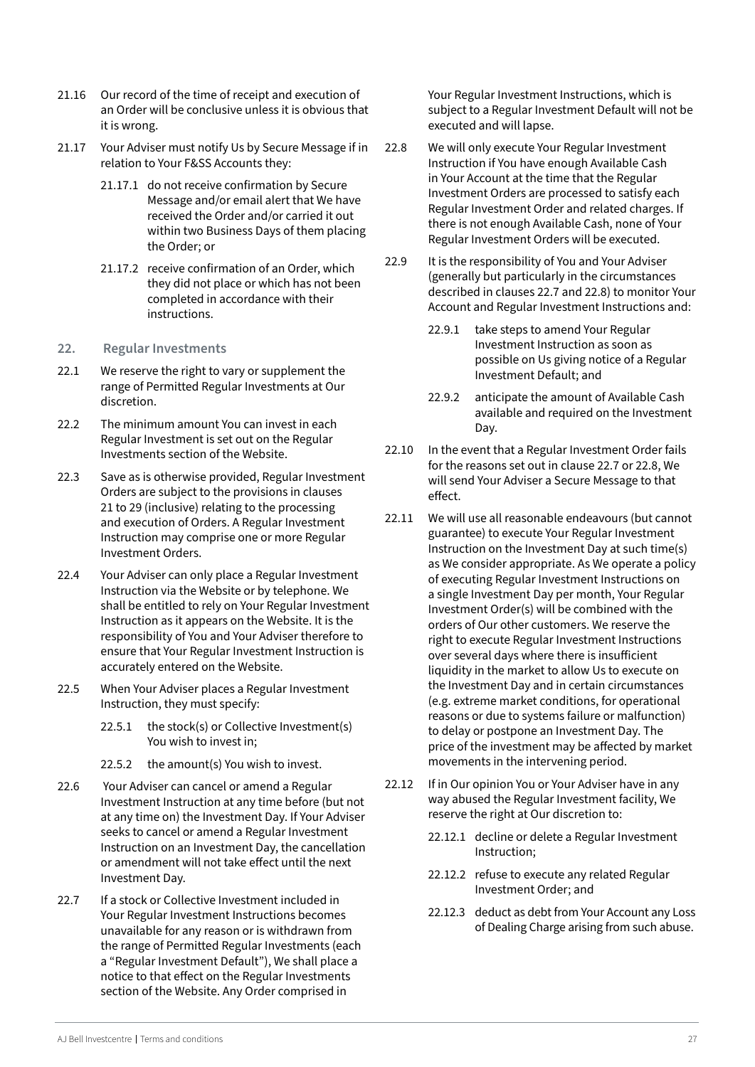21.16 Our record of the time of receipt and execution of an Order will be conclusive unless it is obvious that it is wrong.

21.17 Your Adviser must notify Us by Secure Message if in relation to Your F&SS Accounts they:

21.17.1 do not receive confirmation by Secure Message and/or email alert that We have received the Order and/or carried it out within two Business Days of them placing the Order; or

21.17.2 receive confirmation of an Order, which they did not place or which has not been completed in accordance with their instructions.

## 22. Regular Investments

22.1 We reserve the right to vary or supplement the range of Permitted Regular Investments at Our discretion.

22.2 The minimum amount You can invest in each Regular Investment is set out on the Regular Investments section of the Website.

22.3 Save as is otherwise provided, Regular Investment Orders are subject to the provisions in clauses 21 to 29 (inclusive) relating to the processing and execution of Orders. A Regular Investment Instruction may comprise one or more Regular Investment Orders.

22.4 Your Adviser can only place a Regular Investment Instruction via the Website or by telephone. We shall be entitled to rely on Your Regular Investment Instruction as it appears on the Website. It is the responsibility of You and Your Adviser therefore to ensure that Your Regular Investment Instruction is accurately entered on the Website.

22.5 When Your Adviser places a Regular Investment Instruction, they must specify:

22.5.1 the stock(s) or Collective Investment(s) You wish to invest in;

22.5.2 the amount(s) You wish to invest.

22.6 Your Adviser can cancel or amend a Regular Investment Instruction at any time before (but not at any time on) the Investment Day. If Your Adviser seeks to cancel or amend a Regular Investment Instruction on an Investment Day, the cancellation or amendment will not take effect until the next Investment Day.

22.7 If a stock or Collective Investment included in Your Regular Investment Instructions becomes unavailable for any reason or is withdrawn from the range of Permitted Regular Investments (each a "Regular Investment Default"), We shall place a notice to that effect on the Regular Investments section of the Website. Any Order comprised in Your Regular Investment Instructions, which is subject to a Regular Investment Default will not be executed and will lapse.

22.8 We will only execute Your Regular Investment Instruction if You have enough Available Cash in Your Account at the time that the Regular Investment Orders are processed to satisfy each Regular Investment Order and related charges. If there is not enough Available Cash, none of Your Regular Investment Orders will be executed.

22.9 It is the responsibility of You and Your Adviser (generally but particularly in the circumstances described in clauses 22.7 and 22.8) to monitor Your Account and Regular Investment Instructions and:

22.9.1 take steps to amend Your Regular Investment Instruction as soon as possible on Us giving notice of a Regular Investment Default; and

22.9.2 anticipate the amount of Available Cash available and required on the Investment Day.

22.10 In the event that a Regular Investment Order fails for the reasons set out in clause 22.7 or 22.8, We will send Your Adviser a Secure Message to that effect.

22.11 We will use all reasonable endeavours (but cannot guarantee) to execute Your Regular Investment Instruction on the Investment Day at such time(s) as We consider appropriate. As We operate a policy of executing Regular Investment Instructions on a single Investment Day per month, Your Regular Investment Order(s) will be combined with the orders of Our other customers. We reserve the right to execute Regular Investment Instructions over several days where there is insufficient liquidity in the market to allow Us to execute on the Investment Day and in certain circumstances (e.g. extreme market conditions, for operational reasons or due to systems failure or malfunction) to delay or postpone an Investment Day. The price of the investment may be affected by market movements in the intervening period.

22.12 If in Our opinion You or Your Adviser have in any way abused the Regular Investment facility, We reserve the right at Our discretion to:

22.12.1 decline or delete a Regular Investment Instruction;

22.12.2 refuse to execute any related Regular Investment Order; and

22.12.3 deduct as debt from Your Account any Loss of Dealing Charge arising from such abuse.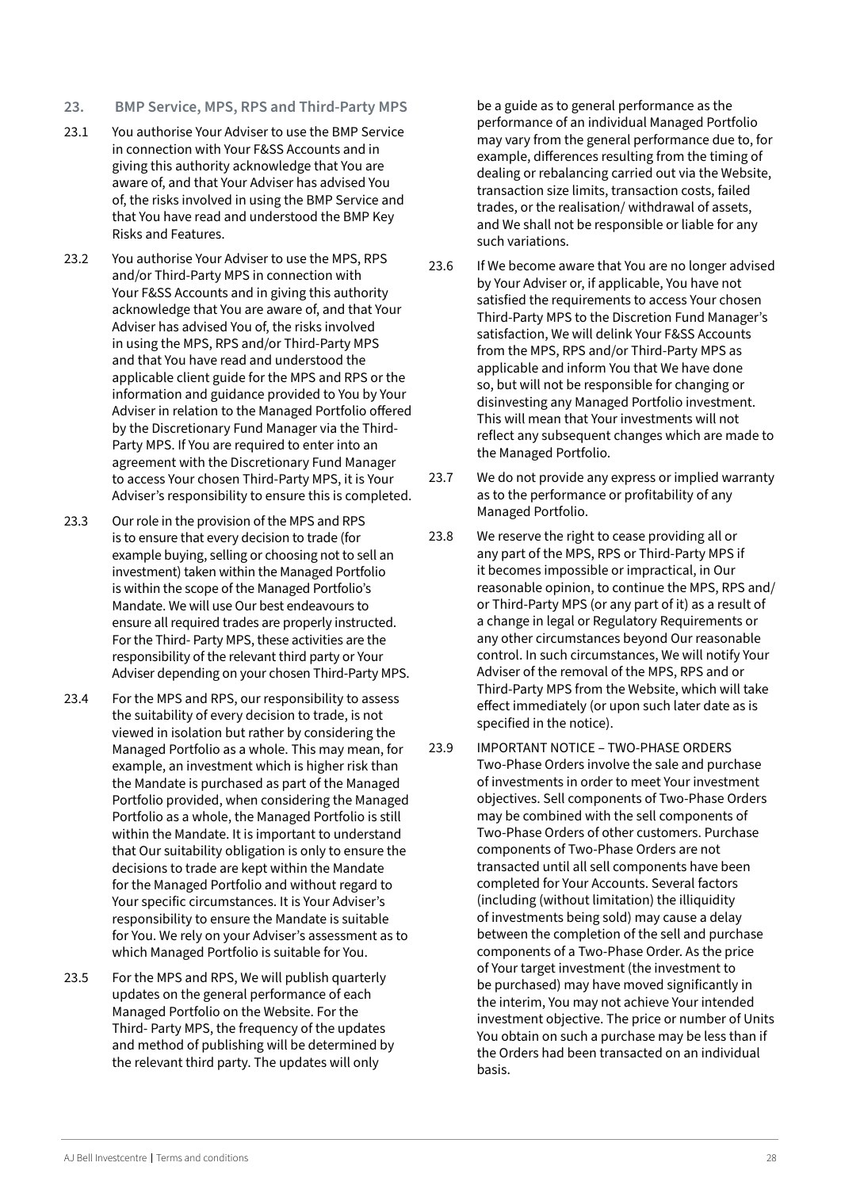## 23. BMP Service, MPS, RPS and Third-Party MPS

23.1 You authorise Your Adviser to use the BMP Service in connection with Your F&SS Accounts and in giving this authority acknowledge that You are aware of, and that Your Adviser has advised You of, the risks involved in using the BMP Service and that You have read and understood the BMP Key Risks and Features.

23.2 You authorise Your Adviser to use the MPS, RPS and/or Third-Party MPS in connection with Your F&SS Accounts and in giving this authority acknowledge that You are aware of, and that Your Adviser has advised You of, the risks involved in using the MPS, RPS and/or Third-Party MPS and that You have read and understood the applicable client guide for the MPS and RPS or the information and guidance provided to You by Your Adviser in relation to the Managed Portfolio offered by the Discretionary Fund Manager via the Third-Party MPS. If You are required to enter into an agreement with the Discretionary Fund Manager to access Your chosen Third-Party MPS, it is Your Adviser's responsibility to ensure this is completed.

23.3 Our role in the provision of the MPS and RPS is to ensure that every decision to trade (for example buying, selling or choosing not to sell an investment) taken within the Managed Portfolio is within the scope of the Managed Portfolio's Mandate. We will use Our best endeavours to ensure all required trades are properly instructed. For the Third- Party MPS, these activities are the responsibility of the relevant third party or Your Adviser depending on your chosen Third-Party MPS.

23.4 For the MPS and RPS, our responsibility to assess the suitability of every decision to trade, is not viewed in isolation but rather by considering the Managed Portfolio as a whole. This may mean, for example, an investment which is higher risk than the Mandate is purchased as part of the Managed Portfolio provided, when considering the Managed Portfolio as a whole, the Managed Portfolio is still within the Mandate. It is important to understand that Our suitability obligation is only to ensure the decisions to trade are kept within the Mandate for the Managed Portfolio and without regard to Your specific circumstances. It is Your Adviser's responsibility to ensure the Mandate is suitable for You. We rely on your Adviser's assessment as to which Managed Portfolio is suitable for You.

23.5 For the MPS and RPS, We will publish quarterly updates on the general performance of each Managed Portfolio on the Website. For the Third- Party MPS, the frequency of the updates and method of publishing will be determined by the relevant third party. The updates will only be a guide as to general performance as the performance of an individual Managed Portfolio may vary from the general performance due to, for example, differences resulting from the timing of dealing or rebalancing carried out via the Website, transaction size limits, transaction costs, failed trades, or the realisation/ withdrawal of assets, and We shall not be responsible or liable for any such variations.

23.6 If We become aware that You are no longer advised by Your Adviser or, if applicable, You have not satisfied the requirements to access Your chosen Third-Party MPS to the Discretion Fund Manager's satisfaction, We will delink Your F&SS Accounts from the MPS, RPS and/or Third-Party MPS as applicable and inform You that We have done so, but will not be responsible for changing or disinvesting any Managed Portfolio investment. This will mean that Your investments will not reflect any subsequent changes which are made to the Managed Portfolio.

23.7 We do not provide any express or implied warranty as to the performance or profitability of any Managed Portfolio.

23.8 We reserve the right to cease providing all or any part of the MPS, RPS or Third-Party MPS if it becomes impossible or impractical, in Our reasonable opinion, to continue the MPS, RPS and/or Third-Party MPS (or any part of it) as a result of a change in legal or Regulatory Requirements or any other circumstances beyond Our reasonable control. In such circumstances, We will notify Your Adviser of the removal of the MPS, RPS and or Third-Party MPS from the Website, which will take effect immediately (or upon such later date as is specified in the notice).

23.9 IMPORTANT NOTICE – TWO-PHASE ORDERS
Two-Phase Orders involve the sale and purchase of investments in order to meet Your investment objectives. Sell components of Two-Phase Orders may be combined with the sell components of Two-Phase Orders of other customers. Purchase components of Two-Phase Orders are not transacted until all sell components have been completed for Your Accounts. Several factors (including (without limitation) the illiquidity of investments being sold) may cause a delay between the completion of the sell and purchase components of a Two-Phase Order. As the price of Your target investment (the investment to be purchased) may have moved significantly in the interim, You may not achieve Your intended investment objective. The price or number of Units You obtain on such a purchase may be less than if the Orders had been transacted on an individual basis.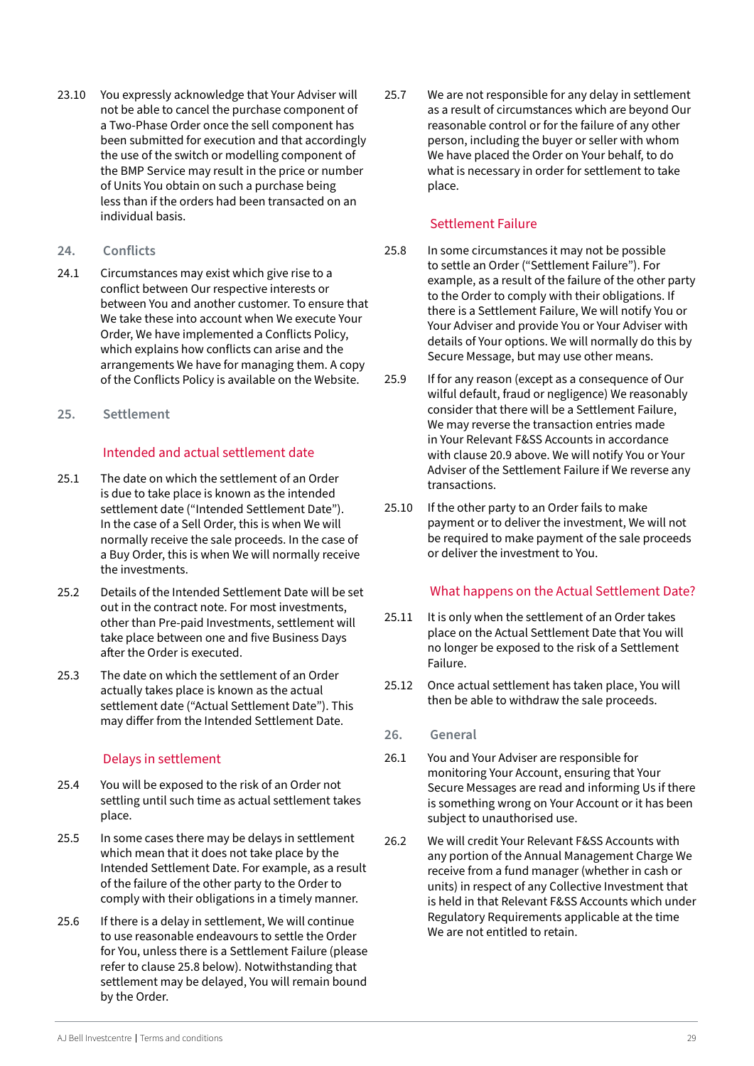23.10 You expressly acknowledge that Your Adviser will not be able to cancel the purchase component of a Two-Phase Order once the sell component has been submitted for execution and that accordingly the use of the switch or modelling component of the BMP Service may result in the price or number of Units You obtain on such a purchase being less than if the orders had been transacted on an individual basis.

## 24. Conflicts

24.1 Circumstances may exist which give rise to a conflict between Our respective interests or between You and another customer. To ensure that We take these into account when We execute Your Order, We have implemented a Conflicts Policy, which explains how conflicts can arise and the arrangements We have for managing them. A copy of the Conflicts Policy is available on the Website.

## 25. Settlement

### Intended and actual settlement date

25.1 The date on which the settlement of an Order is due to take place is known as the intended settlement date ("Intended Settlement Date"). In the case of a Sell Order, this is when We will normally receive the sale proceeds. In the case of a Buy Order, this is when We will normally receive the investments.

25.2 Details of the Intended Settlement Date will be set out in the contract note. For most investments, other than Pre-paid Investments, settlement will take place between one and five Business Days after the Order is executed.

25.3 The date on which the settlement of an Order actually takes place is known as the actual settlement date ("Actual Settlement Date"). This may differ from the Intended Settlement Date.

### Delays in settlement

25.4 You will be exposed to the risk of an Order not settling until such time as actual settlement takes place.

25.5 In some cases there may be delays in settlement which mean that it does not take place by the Intended Settlement Date. For example, as a result of the failure of the other party to the Order to comply with their obligations in a timely manner.

25.6 If there is a delay in settlement, We will continue to use reasonable endeavours to settle the Order for You, unless there is a Settlement Failure (please refer to clause 25.8 below). Notwithstanding that settlement may be delayed, You will remain bound by the Order.

25.7 We are not responsible for any delay in settlement as a result of circumstances which are beyond Our reasonable control or for the failure of any other person, including the buyer or seller with whom We have placed the Order on Your behalf, to do what is necessary in order for settlement to take place.

### Settlement Failure

25.8 In some circumstances it may not be possible to settle an Order ("Settlement Failure"). For example, as a result of the failure of the other party to the Order to comply with their obligations. If there is a Settlement Failure, We will notify You or Your Adviser and provide You or Your Adviser with details of Your options. We will normally do this by Secure Message, but may use other means.

25.9 If for any reason (except as a consequence of Our wilful default, fraud or negligence) We reasonably consider that there will be a Settlement Failure, We may reverse the transaction entries made in Your Relevant F&SS Accounts in accordance with clause 20.9 above. We will notify You or Your Adviser of the Settlement Failure if We reverse any transactions.

25.10 If the other party to an Order fails to make payment or to deliver the investment, We will not be required to make payment of the sale proceeds or deliver the investment to You.

### What happens on the Actual Settlement Date?

25.11 It is only when the settlement of an Order takes place on the Actual Settlement Date that You will no longer be exposed to the risk of a Settlement Failure.

25.12 Once actual settlement has taken place, You will then be able to withdraw the sale proceeds.

## 26. General

26.1 You and Your Adviser are responsible for monitoring Your Account, ensuring that Your Secure Messages are read and informing Us if there is something wrong on Your Account or it has been subject to unauthorised use.

26.2 We will credit Your Relevant F&SS Accounts with any portion of the Annual Management Charge We receive from a fund manager (whether in cash or units) in respect of any Collective Investment that is held in that Relevant F&SS Accounts which under Regulatory Requirements applicable at the time We are not entitled to retain.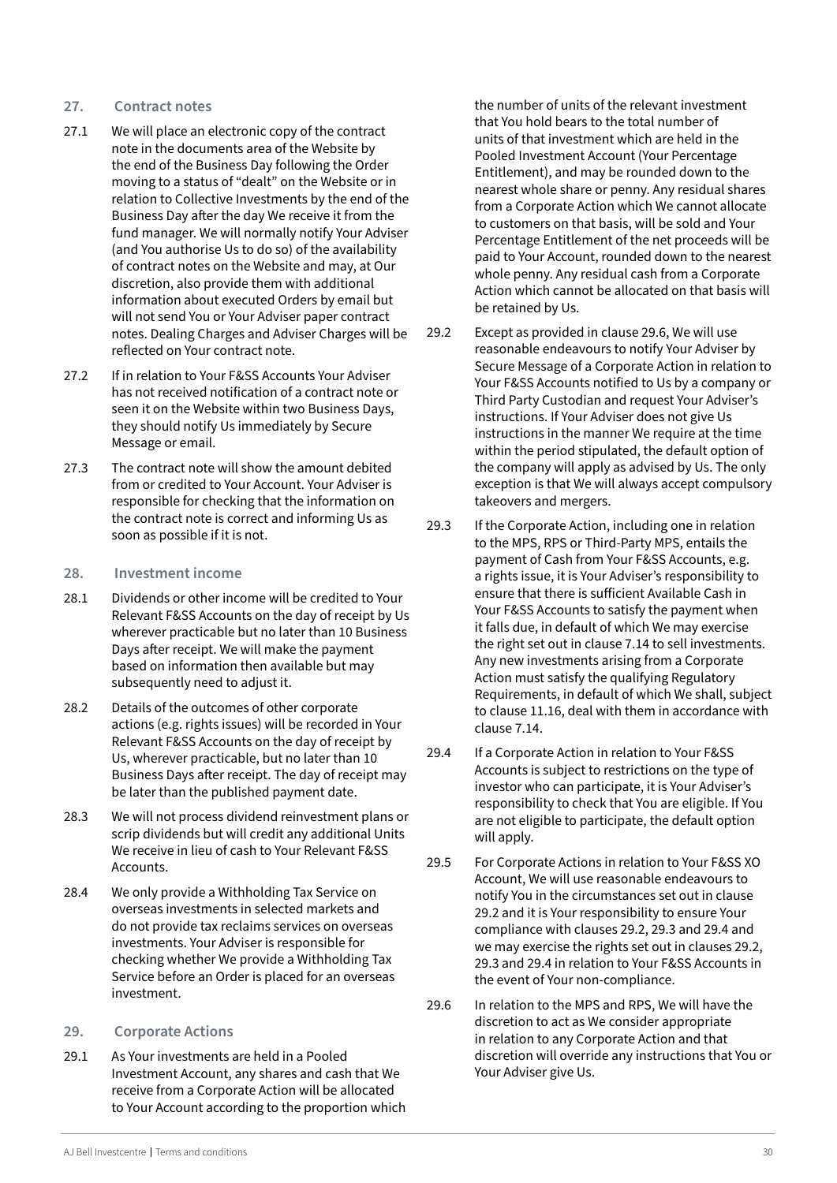## 27. Contract notes

27.1 We will place an electronic copy of the contract note in the documents area of the Website by the end of the Business Day following the Order moving to a status of "dealt" on the Website or in relation to Collective Investments by the end of the Business Day after the day We receive it from the fund manager. We will normally notify Your Adviser (and You authorise Us to do so) of the availability of contract notes on the Website and may, at Our discretion, also provide them with additional information about executed Orders by email but will not send You or Your Adviser paper contract notes. Dealing Charges and Adviser Charges will be reflected on Your contract note.

27.2 If in relation to Your F&SS Accounts Your Adviser has not received notification of a contract note or seen it on the Website within two Business Days, they should notify Us immediately by Secure Message or email.

27.3 The contract note will show the amount debited from or credited to Your Account. Your Adviser is responsible for checking that the information on the contract note is correct and informing Us as soon as possible if it is not.

## 28. Investment income

28.1 Dividends or other income will be credited to Your Relevant F&SS Accounts on the day of receipt by Us wherever practicable but no later than 10 Business Days after receipt. We will make the payment based on information then available but may subsequently need to adjust it.

28.2 Details of the outcomes of other corporate actions (e.g. rights issues) will be recorded in Your Relevant F&SS Accounts on the day of receipt by Us, wherever practicable, but no later than 10 Business Days after receipt. The day of receipt may be later than the published payment date.

28.3 We will not process dividend reinvestment plans or scrip dividends but will credit any additional Units We receive in lieu of cash to Your Relevant F&SS Accounts.

28.4 We only provide a Withholding Tax Service on overseas investments in selected markets and do not provide tax reclaims services on overseas investments. Your Adviser is responsible for checking whether We provide a Withholding Tax Service before an Order is placed for an overseas investment.

## 29. Corporate Actions

29.1 As Your investments are held in a Pooled Investment Account, any shares and cash that We receive from a Corporate Action will be allocated to Your Account according to the proportion which the number of units of the relevant investment that You hold bears to the total number of units of that investment which are held in the Pooled Investment Account (Your Percentage Entitlement), and may be rounded down to the nearest whole share or penny. Any residual shares from a Corporate Action which We cannot allocate to customers on that basis, will be sold and Your Percentage Entitlement of the net proceeds will be paid to Your Account, rounded down to the nearest whole penny. Any residual cash from a Corporate Action which cannot be allocated on that basis will be retained by Us.

29.2 Except as provided in clause 29.6, We will use reasonable endeavours to notify Your Adviser by Secure Message of a Corporate Action in relation to Your F&SS Accounts notified to Us by a company or Third Party Custodian and request Your Adviser's instructions. If Your Adviser does not give Us instructions in the manner We require at the time within the period stipulated, the default option of the company will apply as advised by Us. The only exception is that We will always accept compulsory takeovers and mergers.

29.3 If the Corporate Action, including one in relation to the MPS, RPS or Third-Party MPS, entails the payment of Cash from Your F&SS Accounts, e.g. a rights issue, it is Your Adviser's responsibility to ensure that there is sufficient Available Cash in Your F&SS Accounts to satisfy the payment when it falls due, in default of which We may exercise the right set out in clause 7.14 to sell investments. Any new investments arising from a Corporate Action must satisfy the qualifying Regulatory Requirements, in default of which We shall, subject to clause 11.16, deal with them in accordance with clause 7.14.

29.4 If a Corporate Action in relation to Your F&SS Accounts is subject to restrictions on the type of investor who can participate, it is Your Adviser's responsibility to check that You are eligible. If You are not eligible to participate, the default option will apply.

29.5 For Corporate Actions in relation to Your F&SS XO Account, We will use reasonable endeavours to notify You in the circumstances set out in clause 29.2 and it is Your responsibility to ensure Your compliance with clauses 29.2, 29.3 and 29.4 and we may exercise the rights set out in clauses 29.2, 29.3 and 29.4 in relation to Your F&SS Accounts in the event of Your non-compliance.

29.6 In relation to the MPS and RPS, We will have the discretion to act as We consider appropriate in relation to any Corporate Action and that discretion will override any instructions that You or Your Adviser give Us.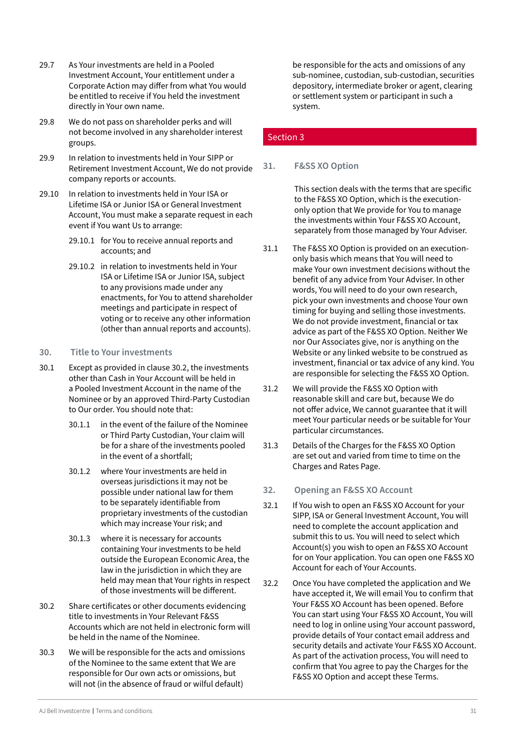29.7 As Your investments are held in a Pooled Investment Account, Your entitlement under a Corporate Action may differ from what You would be entitled to receive if You held the investment directly in Your own name.

29.8 We do not pass on shareholder perks and will not become involved in any shareholder interest groups.

29.9 In relation to investments held in Your SIPP or Retirement Investment Account, We do not provide company reports or accounts.

29.10 In relation to investments held in Your ISA or Lifetime ISA or Junior ISA or General Investment Account, You must make a separate request in each event if You want Us to arrange:

29.10.1 for You to receive annual reports and accounts; and

29.10.2 in relation to investments held in Your ISA or Lifetime ISA or Junior ISA, subject to any provisions made under any enactments, for You to attend shareholder meetings and participate in respect of voting or to receive any other information (other than annual reports and accounts).

### 30. Title to Your investments

30.1 Except as provided in clause 30.2, the investments other than Cash in Your Account will be held in a Pooled Investment Account in the name of the Nominee or by an approved Third-Party Custodian to Our order. You should note that:

30.1.1 in the event of the failure of the Nominee or Third Party Custodian, Your claim will be for a share of the investments pooled in the event of a shortfall;

30.1.2 where Your investments are held in overseas jurisdictions it may not be possible under national law for them to be separately identifiable from proprietary investments of the custodian which may increase Your risk; and

30.1.3 where it is necessary for accounts containing Your investments to be held outside the European Economic Area, the law in the jurisdiction in which they are held may mean that Your rights in respect of those investments will be different.

30.2 Share certificates or other documents evidencing title to investments in Your Relevant F&SS Accounts which are not held in electronic form will be held in the name of the Nominee.

30.3 We will be responsible for the acts and omissions of the Nominee to the same extent that We are responsible for Our own acts or omissions, but will not (in the absence of fraud or wilful default) be responsible for the acts and omissions of any sub-nominee, custodian, sub-custodian, securities depository, intermediate broker or agent, clearing or settlement system or participant in such a system.

## Section 3

### 31. F&SS XO Option

This section deals with the terms that are specific to the F&SS XO Option, which is the execution-only option that We provide for You to manage the investments within Your F&SS XO Account, separately from those managed by Your Adviser.

31.1 The F&SS XO Option is provided on an execution-only basis which means that You will need to make Your own investment decisions without the benefit of any advice from Your Adviser. In other words, You will need to do your own research, pick your own investments and choose Your own timing for buying and selling those investments. We do not provide investment, financial or tax advice as part of the F&SS XO Option. Neither We nor Our Associates give, nor is anything on the Website or any linked website to be construed as investment, financial or tax advice of any kind. You are responsible for selecting the F&SS XO Option.

31.2 We will provide the F&SS XO Option with reasonable skill and care but, because We do not offer advice, We cannot guarantee that it will meet Your particular needs or be suitable for Your particular circumstances.

31.3 Details of the Charges for the F&SS XO Option are set out and varied from time to time on the Charges and Rates Page.

### 32. Opening an F&SS XO Account

32.1 If You wish to open an F&SS XO Account for your SIPP, ISA or General Investment Account, You will need to complete the account application and submit this to us. You will need to select which Account(s) you wish to open an F&SS XO Account for on Your application. You can open one F&SS XO Account for each of Your Accounts.

32.2 Once You have completed the application and We have accepted it, We will email You to confirm that Your F&SS XO Account has been opened. Before You can start using Your F&SS XO Account, You will need to log in online using Your account password, provide details of Your contact email address and security details and activate Your F&SS XO Account. As part of the activation process, You will need to confirm that You agree to pay the Charges for the F&SS XO Option and accept these Terms.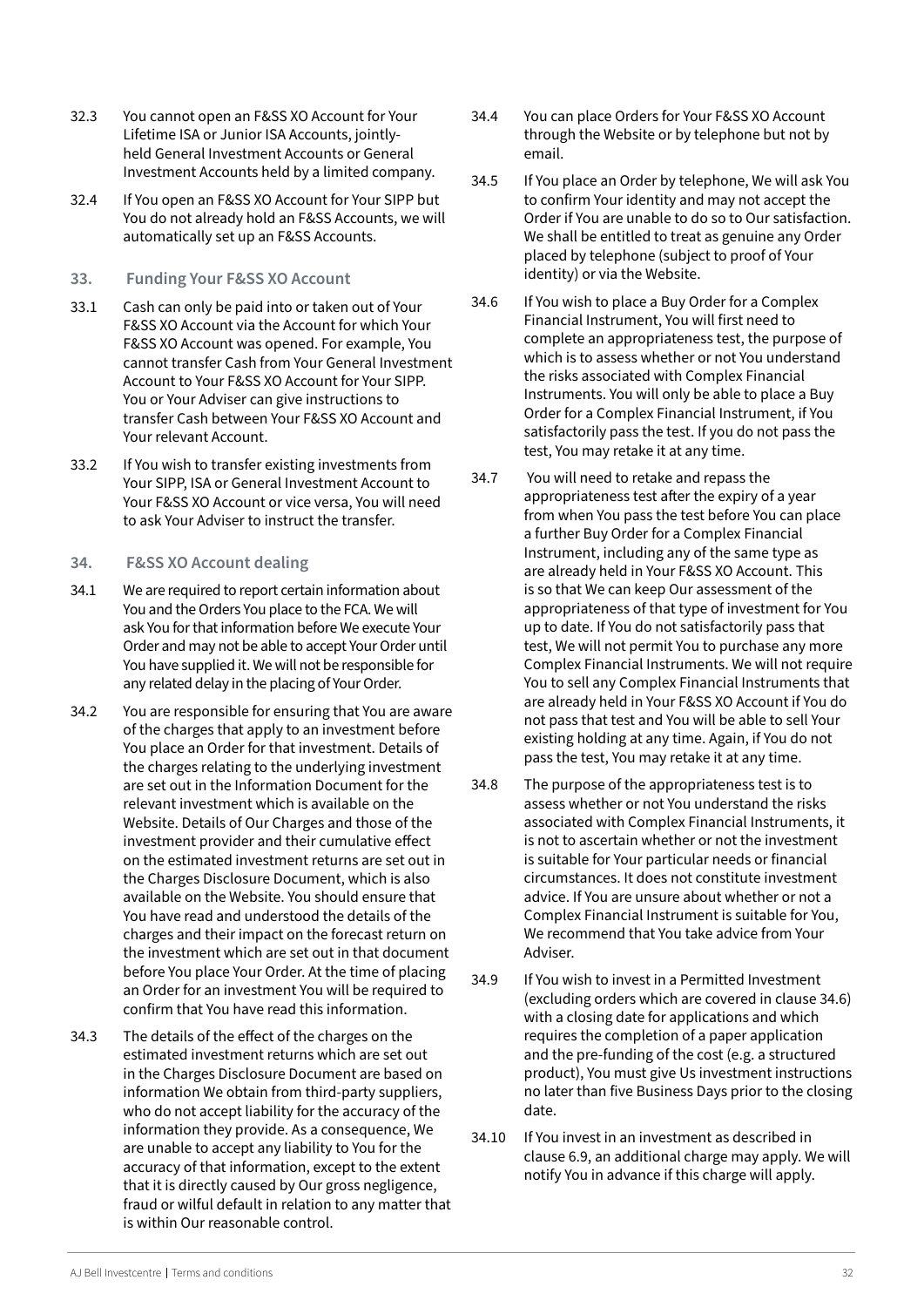32.3 You cannot open an F&SS XO Account for Your Lifetime ISA or Junior ISA Accounts, jointly-held General Investment Accounts or General Investment Accounts held by a limited company.

32.4 If You open an F&SS XO Account for Your SIPP but You do not already hold an F&SS Accounts, we will automatically set up an F&SS Accounts.

## 33. Funding Your F&SS XO Account

33.1 Cash can only be paid into or taken out of Your F&SS XO Account via the Account for which Your F&SS XO Account was opened. For example, You cannot transfer Cash from Your General Investment Account to Your F&SS XO Account for Your SIPP. You or Your Adviser can give instructions to transfer Cash between Your F&SS XO Account and Your relevant Account.

33.2 If You wish to transfer existing investments from Your SIPP, ISA or General Investment Account to Your F&SS XO Account or vice versa, You will need to ask Your Adviser to instruct the transfer.

## 34. F&SS XO Account dealing

34.1 We are required to report certain information about You and the Orders You place to the FCA. We will ask You for that information before We execute Your Order and may not be able to accept Your Order until You have supplied it. We will not be responsible for any related delay in the placing of Your Order.

34.2 You are responsible for ensuring that You are aware of the charges that apply to an investment before You place an Order for that investment. Details of the charges relating to the underlying investment are set out in the Information Document for the relevant investment which is available on the Website. Details of Our Charges and those of the investment provider and their cumulative effect on the estimated investment returns are set out in the Charges Disclosure Document, which is also available on the Website. You should ensure that You have read and understood the details of the charges and their impact on the forecast return on the investment which are set out in that document before You place Your Order. At the time of placing an Order for an investment You will be required to confirm that You have read this information.

34.3 The details of the effect of the charges on the estimated investment returns which are set out in the Charges Disclosure Document are based on information We obtain from third-party suppliers, who do not accept liability for the accuracy of the information they provide. As a consequence, We are unable to accept any liability to You for the accuracy of that information, except to the extent that it is directly caused by Our gross negligence, fraud or wilful default in relation to any matter that is within Our reasonable control.

34.4 You can place Orders for Your F&SS XO Account through the Website or by telephone but not by email.

34.5 If You place an Order by telephone, We will ask You to confirm Your identity and may not accept the Order if You are unable to do so to Our satisfaction. We shall be entitled to treat as genuine any Order placed by telephone (subject to proof of Your identity) or via the Website.

34.6 If You wish to place a Buy Order for a Complex Financial Instrument, You will first need to complete an appropriateness test, the purpose of which is to assess whether or not You understand the risks associated with Complex Financial Instruments. You will only be able to place a Buy Order for a Complex Financial Instrument, if You satisfactorily pass the test. If you do not pass the test, You may retake it at any time.

34.7 You will need to retake and repass the appropriateness test after the expiry of a year from when You pass the test before You can place a further Buy Order for a Complex Financial Instrument, including any of the same type as are already held in Your F&SS XO Account. This is so that We can keep Our assessment of the appropriateness of that type of investment for You up to date. If You do not satisfactorily pass that test, We will not permit You to purchase any more Complex Financial Instruments. We will not require You to sell any Complex Financial Instruments that are already held in Your F&SS XO Account if You do not pass that test and You will be able to sell Your existing holding at any time. Again, if You do not pass the test, You may retake it at any time.

34.8 The purpose of the appropriateness test is to assess whether or not You understand the risks associated with Complex Financial Instruments, it is not to ascertain whether or not the investment is suitable for Your particular needs or financial circumstances. It does not constitute investment advice. If You are unsure about whether or not a Complex Financial Instrument is suitable for You, We recommend that You take advice from Your Adviser.

34.9 If You wish to invest in a Permitted Investment (excluding orders which are covered in clause 34.6) with a closing date for applications and which requires the completion of a paper application and the pre-funding of the cost (e.g. a structured product), You must give Us investment instructions no later than five Business Days prior to the closing date.

34.10 If You invest in an investment as described in clause 6.9, an additional charge may apply. We will notify You in advance if this charge will apply.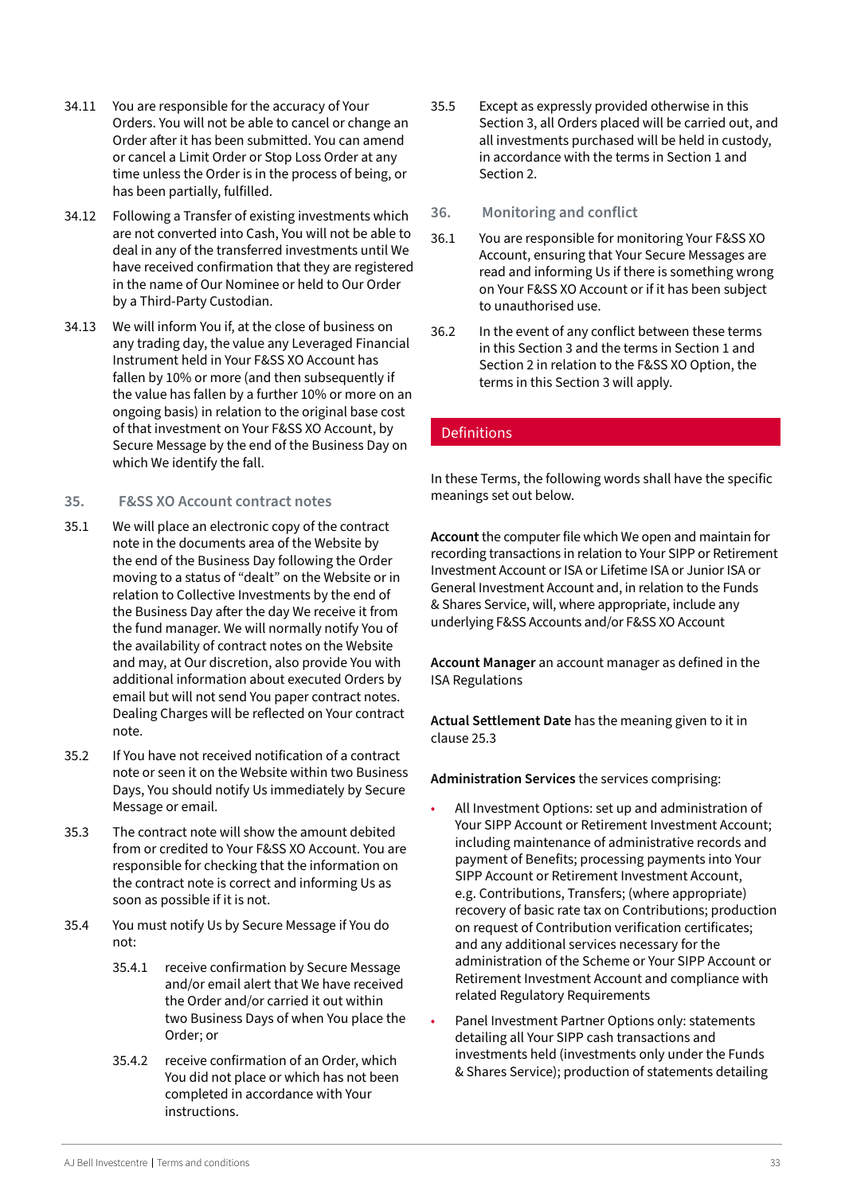34.11 You are responsible for the accuracy of Your Orders. You will not be able to cancel or change an Order after it has been submitted. You can amend or cancel a Limit Order or Stop Loss Order at any time unless the Order is in the process of being, or has been partially, fulfilled.

34.12 Following a Transfer of existing investments which are not converted into Cash, You will not be able to deal in any of the transferred investments until We have received confirmation that they are registered in the name of Our Nominee or held to Our Order by a Third-Party Custodian.

34.13 We will inform You if, at the close of business on any trading day, the value any Leveraged Financial Instrument held in Your F&SS XO Account has fallen by 10% or more (and then subsequently if the value has fallen by a further 10% or more on an ongoing basis) in relation to the original base cost of that investment on Your F&SS XO Account, by Secure Message by the end of the Business Day on which We identify the fall.

### 35. F&SS XO Account contract notes

35.1 We will place an electronic copy of the contract note in the documents area of the Website by the end of the Business Day following the Order moving to a status of "dealt" on the Website or in relation to Collective Investments by the end of the Business Day after the day We receive it from the fund manager. We will normally notify You of the availability of contract notes on the Website and may, at Our discretion, also provide You with additional information about executed Orders by email but will not send You paper contract notes. Dealing Charges will be reflected on Your contract note.

35.2 If You have not received notification of a contract note or seen it on the Website within two Business Days, You should notify Us immediately by Secure Message or email.

35.3 The contract note will show the amount debited from or credited to Your F&SS XO Account. You are responsible for checking that the information on the contract note is correct and informing Us as soon as possible if it is not.

35.4 You must notify Us by Secure Message if You do not:

35.4.1 receive confirmation by Secure Message and/or email alert that We have received the Order and/or carried it out within two Business Days of when You place the Order; or

35.4.2 receive confirmation of an Order, which You did not place or which has not been completed in accordance with Your instructions.

35.5 Except as expressly provided otherwise in this Section 3, all Orders placed will be carried out, and all investments purchased will be held in custody, in accordance with the terms in Section 1 and Section 2.

### 36. Monitoring and conflict

36.1 You are responsible for monitoring Your F&SS XO Account, ensuring that Your Secure Messages are read and informing Us if there is something wrong on Your F&SS XO Account or if it has been subject to unauthorised use.

36.2 In the event of any conflict between these terms in this Section 3 and the terms in Section 1 and Section 2 in relation to the F&SS XO Option, the terms in this Section 3 will apply.

## Definitions

In these Terms, the following words shall have the specific meanings set out below.

**Account** the computer file which We open and maintain for recording transactions in relation to Your SIPP or Retirement Investment Account or ISA or Lifetime ISA or Junior ISA or General Investment Account and, in relation to the Funds & Shares Service, will, where appropriate, include any underlying F&SS Accounts and/or F&SS XO Account

**Account Manager** an account manager as defined in the ISA Regulations

**Actual Settlement Date** has the meaning given to it in clause 25.3

**Administration Services** the services comprising:

- All Investment Options: set up and administration of Your SIPP Account or Retirement Investment Account; including maintenance of administrative records and payment of Benefits; processing payments into Your SIPP Account or Retirement Investment Account, e.g. Contributions, Transfers; (where appropriate) recovery of basic rate tax on Contributions; production on request of Contribution verification certificates; and any additional services necessary for the administration of the Scheme or Your SIPP Account or Retirement Investment Account and compliance with related Regulatory Requirements
- Panel Investment Partner Options only: statements detailing all Your SIPP cash transactions and investments held (investments only under the Funds & Shares Service); production of statements detailing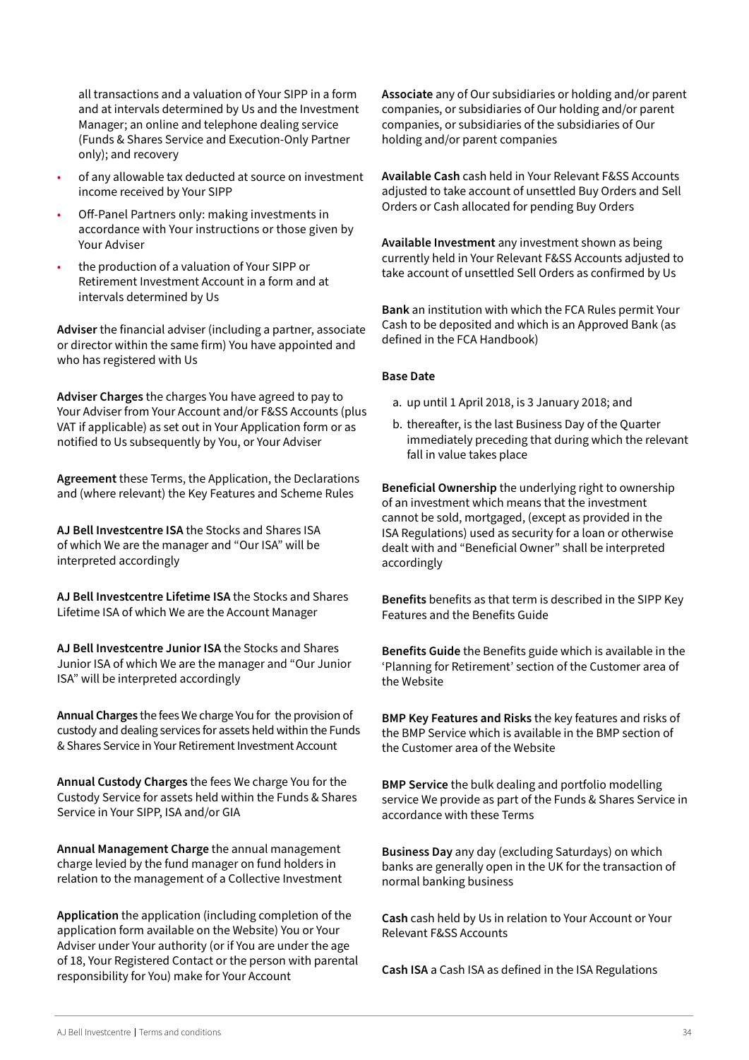all transactions and a valuation of Your SIPP in a form and at intervals determined by Us and the Investment Manager; an online and telephone dealing service (Funds & Shares Service and Execution-Only Partner only); and recovery

- of any allowable tax deducted at source on investment income received by Your SIPP
- Off-Panel Partners only: making investments in accordance with Your instructions or those given by Your Adviser
- the production of a valuation of Your SIPP or Retirement Investment Account in a form and at intervals determined by Us

**Adviser** the financial adviser (including a partner, associate or director within the same firm) You have appointed and who has registered with Us

**Adviser Charges** the charges You have agreed to pay to Your Adviser from Your Account and/or F&SS Accounts (plus VAT if applicable) as set out in Your Application form or as notified to Us subsequently by You, or Your Adviser

**Agreement** these Terms, the Application, the Declarations and (where relevant) the Key Features and Scheme Rules

**AJ Bell Investcentre ISA** the Stocks and Shares ISA of which We are the manager and "Our ISA" will be interpreted accordingly

**AJ Bell Investcentre Lifetime ISA** the Stocks and Shares Lifetime ISA of which We are the Account Manager

**AJ Bell Investcentre Junior ISA** the Stocks and Shares Junior ISA of which We are the manager and "Our Junior ISA" will be interpreted accordingly

**Annual Charges** the fees We charge You for the provision of custody and dealing services for assets held within the Funds & Shares Service in Your Retirement Investment Account

**Annual Custody Charges** the fees We charge You for the Custody Service for assets held within the Funds & Shares Service in Your SIPP, ISA and/or GIA

**Annual Management Charge** the annual management charge levied by the fund manager on fund holders in relation to the management of a Collective Investment

**Application** the application (including completion of the application form available on the Website) You or Your Adviser under Your authority (or if You are under the age of 18, Your Registered Contact or the person with parental responsibility for You) make for Your Account

**Associate** any of Our subsidiaries or holding and/or parent companies, or subsidiaries of Our holding and/or parent companies, or subsidiaries of the subsidiaries of Our holding and/or parent companies

**Available Cash** cash held in Your Relevant F&SS Accounts adjusted to take account of unsettled Buy Orders and Sell Orders or Cash allocated for pending Buy Orders

**Available Investment** any investment shown as being currently held in Your Relevant F&SS Accounts adjusted to take account of unsettled Sell Orders as confirmed by Us

**Bank** an institution with which the FCA Rules permit Your Cash to be deposited and which is an Approved Bank (as defined in the FCA Handbook)

**Base Date**

a. up until 1 April 2018, is 3 January 2018; and
b. thereafter, is the last Business Day of the Quarter immediately preceding that during which the relevant fall in value takes place

**Beneficial Ownership** the underlying right to ownership of an investment which means that the investment cannot be sold, mortgaged, (except as provided in the ISA Regulations) used as security for a loan or otherwise dealt with and "Beneficial Owner" shall be interpreted accordingly

**Benefits** benefits as that term is described in the SIPP Key Features and the Benefits Guide

**Benefits Guide** the Benefits guide which is available in the 'Planning for Retirement' section of the Customer area of the Website

**BMP Key Features and Risks** the key features and risks of the BMP Service which is available in the BMP section of the Customer area of the Website

**BMP Service** the bulk dealing and portfolio modelling service We provide as part of the Funds & Shares Service in accordance with these Terms

**Business Day** any day (excluding Saturdays) on which banks are generally open in the UK for the transaction of normal banking business

**Cash** cash held by Us in relation to Your Account or Your Relevant F&SS Accounts

**Cash ISA** a Cash ISA as defined in the ISA Regulations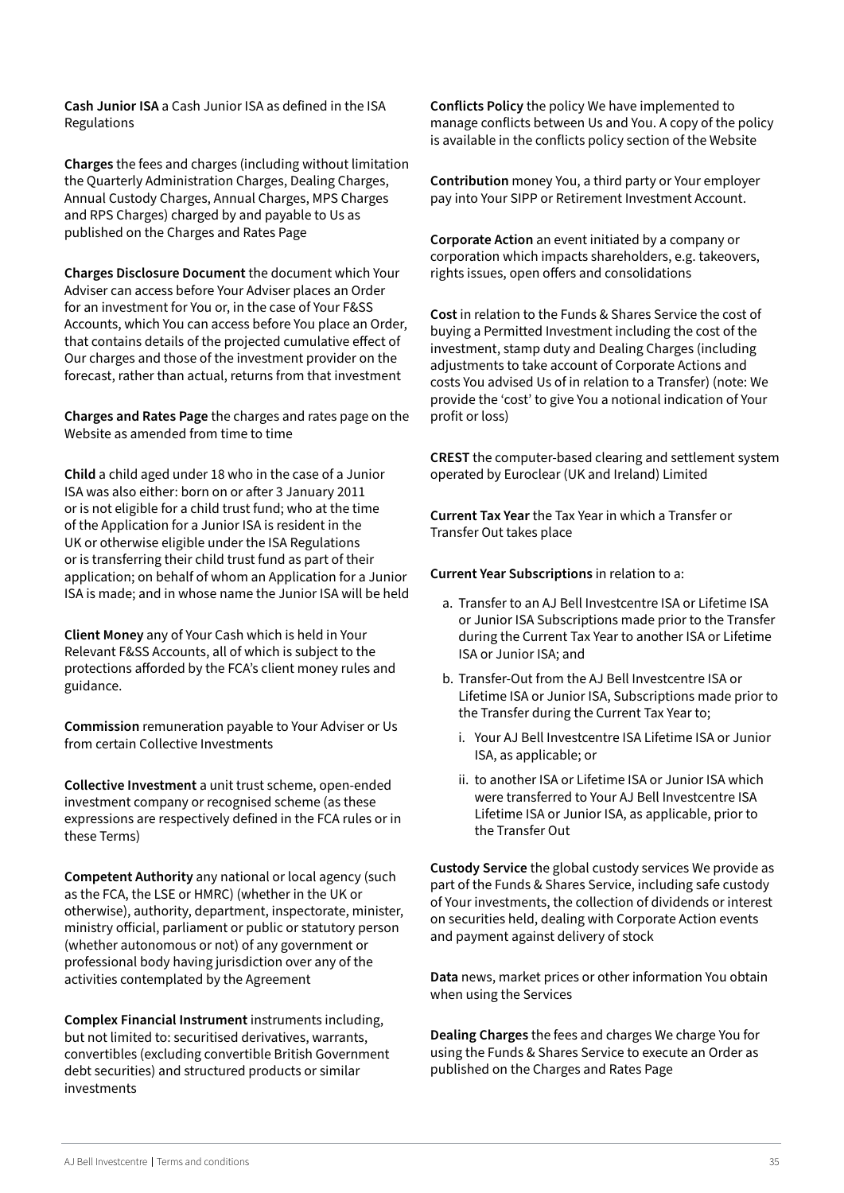**Cash Junior ISA** a Cash Junior ISA as defined in the ISA Regulations

**Charges** the fees and charges (including without limitation the Quarterly Administration Charges, Dealing Charges, Annual Custody Charges, Annual Charges, MPS Charges and RPS Charges) charged by and payable to Us as published on the Charges and Rates Page

**Charges Disclosure Document** the document which Your Adviser can access before Your Adviser places an Order for an investment for You or, in the case of Your F&SS Accounts, which You can access before You place an Order, that contains details of the projected cumulative effect of Our charges and those of the investment provider on the forecast, rather than actual, returns from that investment

**Charges and Rates Page** the charges and rates page on the Website as amended from time to time

**Child** a child aged under 18 who in the case of a Junior ISA was also either: born on or after 3 January 2011 or is not eligible for a child trust fund; who at the time of the Application for a Junior ISA is resident in the UK or otherwise eligible under the ISA Regulations or is transferring their child trust fund as part of their application; on behalf of whom an Application for a Junior ISA is made; and in whose name the Junior ISA will be held

**Client Money** any of Your Cash which is held in Your Relevant F&SS Accounts, all of which is subject to the protections afforded by the FCA's client money rules and guidance.

**Commission** remuneration payable to Your Adviser or Us from certain Collective Investments

**Collective Investment** a unit trust scheme, open-ended investment company or recognised scheme (as these expressions are respectively defined in the FCA rules or in these Terms)

**Competent Authority** any national or local agency (such as the FCA, the LSE or HMRC) (whether in the UK or otherwise), authority, department, inspectorate, minister, ministry official, parliament or public or statutory person (whether autonomous or not) of any government or professional body having jurisdiction over any of the activities contemplated by the Agreement

**Complex Financial Instrument** instruments including, but not limited to: securitised derivatives, warrants, convertibles (excluding convertible British Government debt securities) and structured products or similar investments

**Conflicts Policy** the policy We have implemented to manage conflicts between Us and You. A copy of the policy is available in the conflicts policy section of the Website

**Contribution** money You, a third party or Your employer pay into Your SIPP or Retirement Investment Account.

**Corporate Action** an event initiated by a company or corporation which impacts shareholders, e.g. takeovers, rights issues, open offers and consolidations

**Cost** in relation to the Funds & Shares Service the cost of buying a Permitted Investment including the cost of the investment, stamp duty and Dealing Charges (including adjustments to take account of Corporate Actions and costs You advised Us of in relation to a Transfer) (note: We provide the 'cost' to give You a notional indication of Your profit or loss)

**CREST** the computer-based clearing and settlement system operated by Euroclear (UK and Ireland) Limited

**Current Tax Year** the Tax Year in which a Transfer or Transfer Out takes place

**Current Year Subscriptions** in relation to a:

a. Transfer to an AJ Bell Investcentre ISA or Lifetime ISA or Junior ISA Subscriptions made prior to the Transfer during the Current Tax Year to another ISA or Lifetime ISA or Junior ISA; and
b. Transfer-Out from the AJ Bell Investcentre ISA or Lifetime ISA or Junior ISA, Subscriptions made prior to the Transfer during the Current Tax Year to;
   i. Your AJ Bell Investcentre ISA Lifetime ISA or Junior ISA, as applicable; or
   ii. to another ISA or Lifetime ISA or Junior ISA which were transferred to Your AJ Bell Investcentre ISA Lifetime ISA or Junior ISA, as applicable, prior to the Transfer Out

**Custody Service** the global custody services We provide as part of the Funds & Shares Service, including safe custody of Your investments, the collection of dividends or interest on securities held, dealing with Corporate Action events and payment against delivery of stock

**Data** news, market prices or other information You obtain when using the Services

**Dealing Charges** the fees and charges We charge You for using the Funds & Shares Service to execute an Order as published on the Charges and Rates Page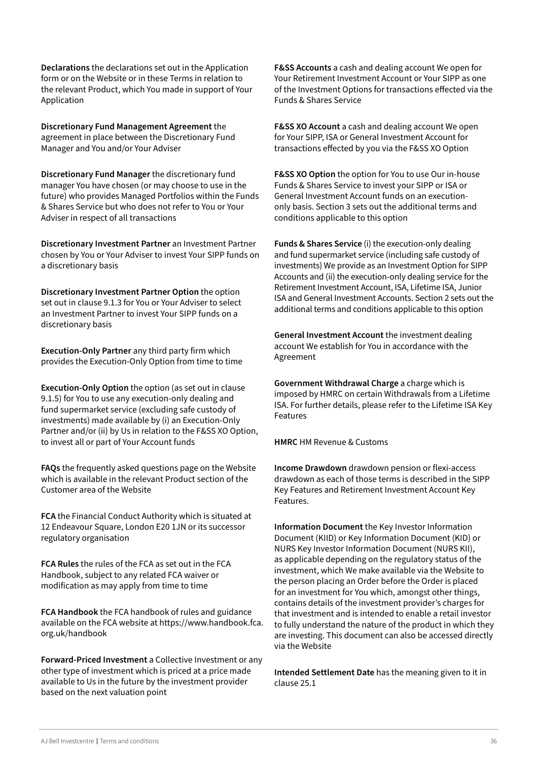**Declarations** the declarations set out in the Application form or on the Website or in these Terms in relation to the relevant Product, which You made in support of Your Application

**Discretionary Fund Management Agreement** the agreement in place between the Discretionary Fund Manager and You and/or Your Adviser

**Discretionary Fund Manager** the discretionary fund manager You have chosen (or may choose to use in the future) who provides Managed Portfolios within the Funds & Shares Service but who does not refer to You or Your Adviser in respect of all transactions

**Discretionary Investment Partner** an Investment Partner chosen by You or Your Adviser to invest Your SIPP funds on a discretionary basis

**Discretionary Investment Partner Option** the option set out in clause 9.1.3 for You or Your Adviser to select an Investment Partner to invest Your SIPP funds on a discretionary basis

**Execution-Only Partner** any third party firm which provides the Execution-Only Option from time to time

**Execution-Only Option** the option (as set out in clause 9.1.5) for You to use any execution-only dealing and fund supermarket service (excluding safe custody of investments) made available by (i) an Execution-Only Partner and/or (ii) by Us in relation to the F&SS XO Option, to invest all or part of Your Account funds

**FAQs** the frequently asked questions page on the Website which is available in the relevant Product section of the Customer area of the Website

**FCA** the Financial Conduct Authority which is situated at 12 Endeavour Square, London E20 1JN or its successor regulatory organisation

**FCA Rules** the rules of the FCA as set out in the FCA Handbook, subject to any related FCA waiver or modification as may apply from time to time

**FCA Handbook** the FCA handbook of rules and guidance available on the FCA website at https://www.handbook.fca.org.uk/handbook

**Forward-Priced Investment** a Collective Investment or any other type of investment which is priced at a price made available to Us in the future by the investment provider based on the next valuation point

**F&SS Accounts** a cash and dealing account We open for Your Retirement Investment Account or Your SIPP as one of the Investment Options for transactions effected via the Funds & Shares Service

**F&SS XO Account** a cash and dealing account We open for Your SIPP, ISA or General Investment Account for transactions effected by you via the F&SS XO Option

**F&SS XO Option** the option for You to use Our in-house Funds & Shares Service to invest your SIPP or ISA or General Investment Account funds on an execution-only basis. Section 3 sets out the additional terms and conditions applicable to this option

**Funds & Shares Service** (i) the execution-only dealing and fund supermarket service (including safe custody of investments) We provide as an Investment Option for SIPP Accounts and (ii) the execution-only dealing service for the Retirement Investment Account, ISA, Lifetime ISA, Junior ISA and General Investment Accounts. Section 2 sets out the additional terms and conditions applicable to this option

**General Investment Account** the investment dealing account We establish for You in accordance with the Agreement

**Government Withdrawal Charge** a charge which is imposed by HMRC on certain Withdrawals from a Lifetime ISA. For further details, please refer to the Lifetime ISA Key Features

**HMRC** HM Revenue & Customs

**Income Drawdown** drawdown pension or flexi-access drawdown as each of those terms is described in the SIPP Key Features and Retirement Investment Account Key Features.

**Information Document** the Key Investor Information Document (KIID) or Key Information Document (KID) or NURS Key Investor Information Document (NURS KII), as applicable depending on the regulatory status of the investment, which We make available via the Website to the person placing an Order before the Order is placed for an investment for You which, amongst other things, contains details of the investment provider's charges for that investment and is intended to enable a retail investor to fully understand the nature of the product in which they are investing. This document can also be accessed directly via the Website

**Intended Settlement Date** has the meaning given to it in clause 25.1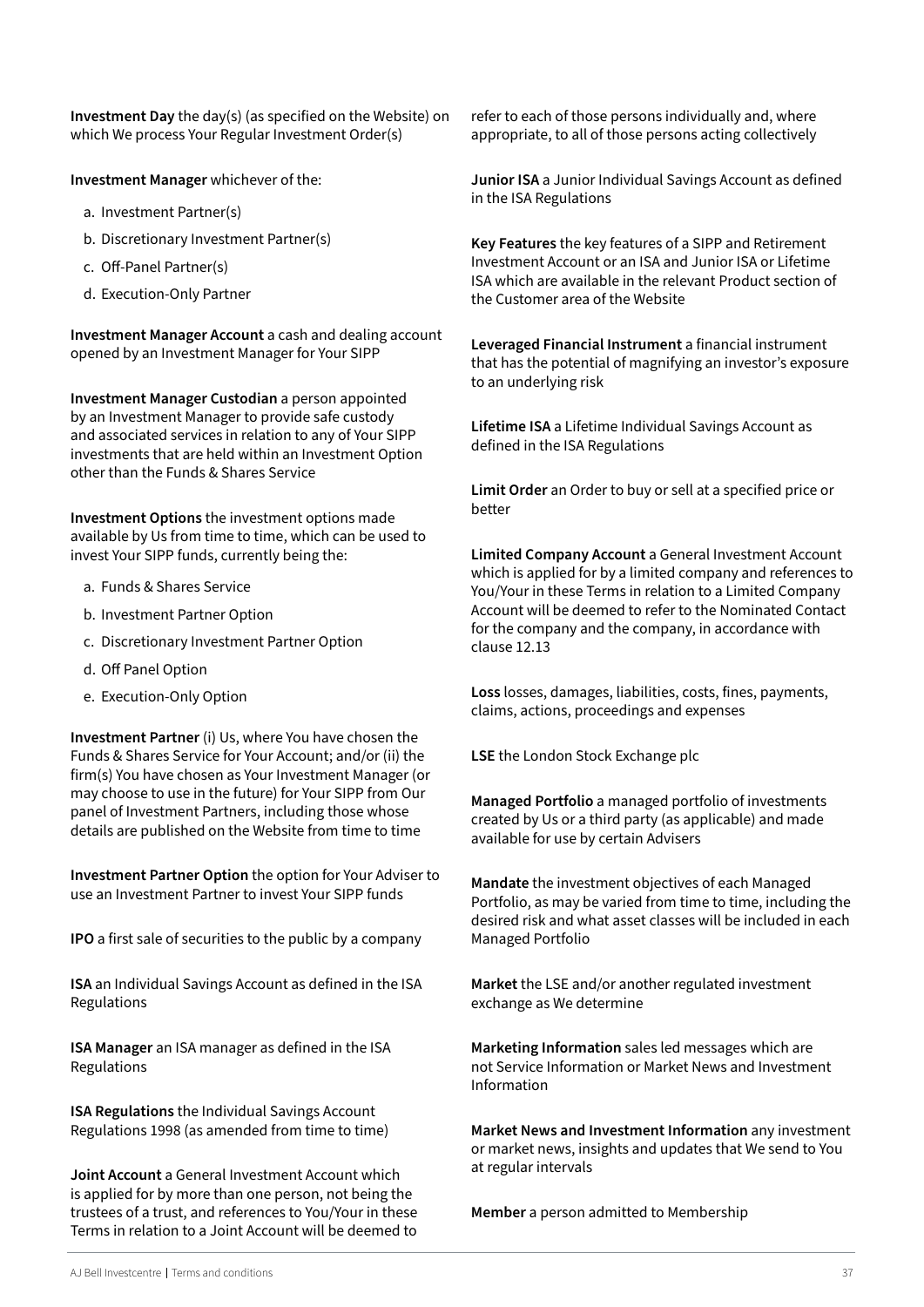**Investment Day** the day(s) (as specified on the Website) on which We process Your Regular Investment Order(s)

**Investment Manager** whichever of the:

a. Investment Partner(s)
b. Discretionary Investment Partner(s)
c. Off-Panel Partner(s)
d. Execution-Only Partner

**Investment Manager Account** a cash and dealing account opened by an Investment Manager for Your SIPP

**Investment Manager Custodian** a person appointed by an Investment Manager to provide safe custody and associated services in relation to any of Your SIPP investments that are held within an Investment Option other than the Funds & Shares Service

**Investment Options** the investment options made available by Us from time to time, which can be used to invest Your SIPP funds, currently being the:

a. Funds & Shares Service
b. Investment Partner Option
c. Discretionary Investment Partner Option
d. Off Panel Option
e. Execution-Only Option

**Investment Partner** (i) Us, where You have chosen the Funds & Shares Service for Your Account; and/or (ii) the firm(s) You have chosen as Your Investment Manager (or may choose to use in the future) for Your SIPP from Our panel of Investment Partners, including those whose details are published on the Website from time to time

**Investment Partner Option** the option for Your Adviser to use an Investment Partner to invest Your SIPP funds

**IPO** a first sale of securities to the public by a company

**ISA** an Individual Savings Account as defined in the ISA Regulations

**ISA Manager** an ISA manager as defined in the ISA Regulations

**ISA Regulations** the Individual Savings Account Regulations 1998 (as amended from time to time)

**Joint Account** a General Investment Account which is applied for by more than one person, not being the trustees of a trust, and references to You/Your in these Terms in relation to a Joint Account will be deemed to refer to each of those persons individually and, where appropriate, to all of those persons acting collectively

**Junior ISA** a Junior Individual Savings Account as defined in the ISA Regulations

**Key Features** the key features of a SIPP and Retirement Investment Account or an ISA and Junior ISA or Lifetime ISA which are available in the relevant Product section of the Customer area of the Website

**Leveraged Financial Instrument** a financial instrument that has the potential of magnifying an investor's exposure to an underlying risk

**Lifetime ISA** a Lifetime Individual Savings Account as defined in the ISA Regulations

**Limit Order** an Order to buy or sell at a specified price or better

**Limited Company Account** a General Investment Account which is applied for by a limited company and references to You/Your in these Terms in relation to a Limited Company Account will be deemed to refer to the Nominated Contact for the company and the company, in accordance with clause 12.13

**Loss** losses, damages, liabilities, costs, fines, payments, claims, actions, proceedings and expenses

**LSE** the London Stock Exchange plc

**Managed Portfolio** a managed portfolio of investments created by Us or a third party (as applicable) and made available for use by certain Advisers

**Mandate** the investment objectives of each Managed Portfolio, as may be varied from time to time, including the desired risk and what asset classes will be included in each Managed Portfolio

**Market** the LSE and/or another regulated investment exchange as We determine

**Marketing Information** sales led messages which are not Service Information or Market News and Investment Information

**Market News and Investment Information** any investment or market news, insights and updates that We send to You at regular intervals

**Member** a person admitted to Membership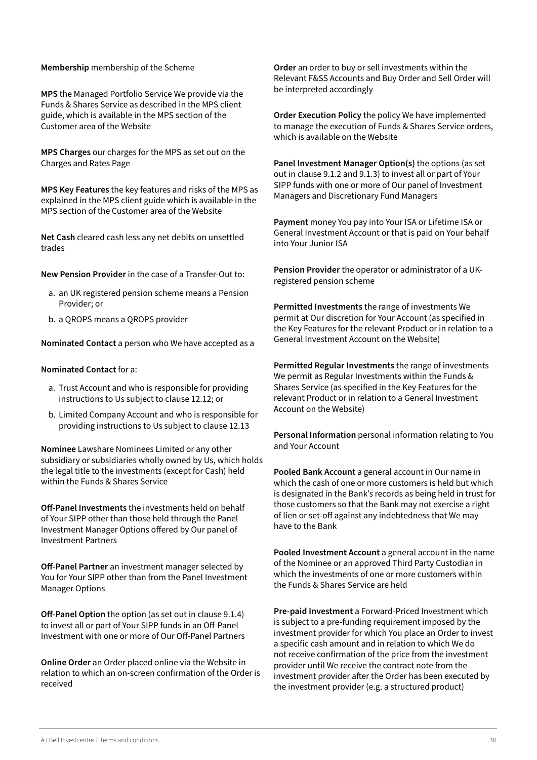**Membership** membership of the Scheme

**MPS** the Managed Portfolio Service We provide via the Funds & Shares Service as described in the MPS client guide, which is available in the MPS section of the Customer area of the Website

**MPS Charges** our charges for the MPS as set out on the Charges and Rates Page

**MPS Key Features** the key features and risks of the MPS as explained in the MPS client guide which is available in the MPS section of the Customer area of the Website

**Net Cash** cleared cash less any net debits on unsettled trades

**New Pension Provider** in the case of a Transfer-Out to:

a. an UK registered pension scheme means a Pension Provider; or
b. a QROPS means a QROPS provider

**Nominated Contact** a person who We have accepted as a

**Nominated Contact** for a:

a. Trust Account and who is responsible for providing instructions to Us subject to clause 12.12; or
b. Limited Company Account and who is responsible for providing instructions to Us subject to clause 12.13

**Nominee** Lawshare Nominees Limited or any other subsidiary or subsidiaries wholly owned by Us, which holds the legal title to the investments (except for Cash) held within the Funds & Shares Service

**Off-Panel Investments** the investments held on behalf of Your SIPP other than those held through the Panel Investment Manager Options offered by Our panel of Investment Partners

**Off-Panel Partner** an investment manager selected by You for Your SIPP other than from the Panel Investment Manager Options

**Off-Panel Option** the option (as set out in clause 9.1.4) to invest all or part of Your SIPP funds in an Off-Panel Investment with one or more of Our Off-Panel Partners

**Online Order** an Order placed online via the Website in relation to which an on-screen confirmation of the Order is received

**Order** an order to buy or sell investments within the Relevant F&SS Accounts and Buy Order and Sell Order will be interpreted accordingly

**Order Execution Policy** the policy We have implemented to manage the execution of Funds & Shares Service orders, which is available on the Website

**Panel Investment Manager Option(s)** the options (as set out in clause 9.1.2 and 9.1.3) to invest all or part of Your SIPP funds with one or more of Our panel of Investment Managers and Discretionary Fund Managers

**Payment** money You pay into Your ISA or Lifetime ISA or General Investment Account or that is paid on Your behalf into Your Junior ISA

**Pension Provider** the operator or administrator of a UK-registered pension scheme

**Permitted Investments** the range of investments We permit at Our discretion for Your Account (as specified in the Key Features for the relevant Product or in relation to a General Investment Account on the Website)

**Permitted Regular Investments** the range of investments We permit as Regular Investments within the Funds & Shares Service (as specified in the Key Features for the relevant Product or in relation to a General Investment Account on the Website)

**Personal Information** personal information relating to You and Your Account

**Pooled Bank Account** a general account in Our name in which the cash of one or more customers is held but which is designated in the Bank's records as being held in trust for those customers so that the Bank may not exercise a right of lien or set-off against any indebtedness that We may have to the Bank

**Pooled Investment Account** a general account in the name of the Nominee or an approved Third Party Custodian in which the investments of one or more customers within the Funds & Shares Service are held

**Pre-paid Investment** a Forward-Priced Investment which is subject to a pre-funding requirement imposed by the investment provider for which You place an Order to invest a specific cash amount and in relation to which We do not receive confirmation of the price from the investment provider until We receive the contract note from the investment provider after the Order has been executed by the investment provider (e.g. a structured product)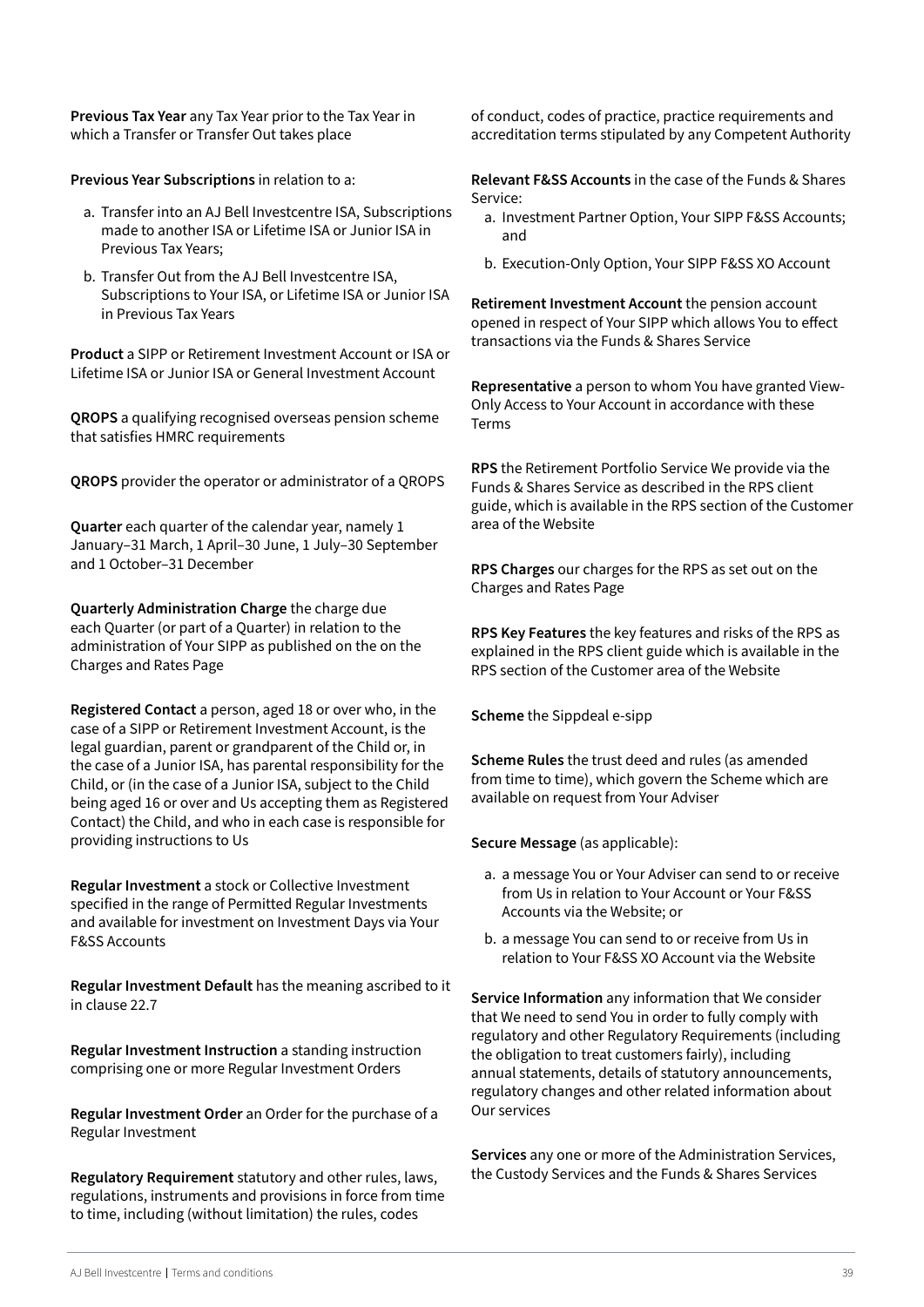**Previous Tax Year** any Tax Year prior to the Tax Year in which a Transfer or Transfer Out takes place

**Previous Year Subscriptions** in relation to a:

a. Transfer into an AJ Bell Investcentre ISA, Subscriptions made to another ISA or Lifetime ISA or Junior ISA in Previous Tax Years;

b. Transfer Out from the AJ Bell Investcentre ISA, Subscriptions to Your ISA, or Lifetime ISA or Junior ISA in Previous Tax Years

**Product** a SIPP or Retirement Investment Account or ISA or Lifetime ISA or Junior ISA or General Investment Account

**QROPS** a qualifying recognised overseas pension scheme that satisfies HMRC requirements

**QROPS** provider the operator or administrator of a QROPS

**Quarter** each quarter of the calendar year, namely 1 January–31 March, 1 April–30 June, 1 July–30 September and 1 October–31 December

**Quarterly Administration Charge** the charge due each Quarter (or part of a Quarter) in relation to the administration of Your SIPP as published on the on the Charges and Rates Page

**Registered Contact** a person, aged 18 or over who, in the case of a SIPP or Retirement Investment Account, is the legal guardian, parent or grandparent of the Child or, in the case of a Junior ISA, has parental responsibility for the Child, or (in the case of a Junior ISA, subject to the Child being aged 16 or over and Us accepting them as Registered Contact) the Child, and who in each case is responsible for providing instructions to Us

**Regular Investment** a stock or Collective Investment specified in the range of Permitted Regular Investments and available for investment on Investment Days via Your F&SS Accounts

**Regular Investment Default** has the meaning ascribed to it in clause 22.7

**Regular Investment Instruction** a standing instruction comprising one or more Regular Investment Orders

**Regular Investment Order** an Order for the purchase of a Regular Investment

**Regulatory Requirement** statutory and other rules, laws, regulations, instruments and provisions in force from time to time, including (without limitation) the rules, codes of conduct, codes of practice, practice requirements and accreditation terms stipulated by any Competent Authority

**Relevant F&SS Accounts** in the case of the Funds & Shares Service:

a. Investment Partner Option, Your SIPP F&SS Accounts; and

b. Execution-Only Option, Your SIPP F&SS XO Account

**Retirement Investment Account** the pension account opened in respect of Your SIPP which allows You to effect transactions via the Funds & Shares Service

**Representative** a person to whom You have granted View-Only Access to Your Account in accordance with these Terms

**RPS** the Retirement Portfolio Service We provide via the Funds & Shares Service as described in the RPS client guide, which is available in the RPS section of the Customer area of the Website

**RPS Charges** our charges for the RPS as set out on the Charges and Rates Page

**RPS Key Features** the key features and risks of the RPS as explained in the RPS client guide which is available in the RPS section of the Customer area of the Website

**Scheme** the Sippdeal e-sipp

**Scheme Rules** the trust deed and rules (as amended from time to time), which govern the Scheme which are available on request from Your Adviser

**Secure Message** (as applicable):

a. a message You or Your Adviser can send to or receive from Us in relation to Your Account or Your F&SS Accounts via the Website; or

b. a message You can send to or receive from Us in relation to Your F&SS XO Account via the Website

**Service Information** any information that We consider that We need to send You in order to fully comply with regulatory and other Regulatory Requirements (including the obligation to treat customers fairly), including annual statements, details of statutory announcements, regulatory changes and other related information about Our services

**Services** any one or more of the Administration Services, the Custody Services and the Funds & Shares Services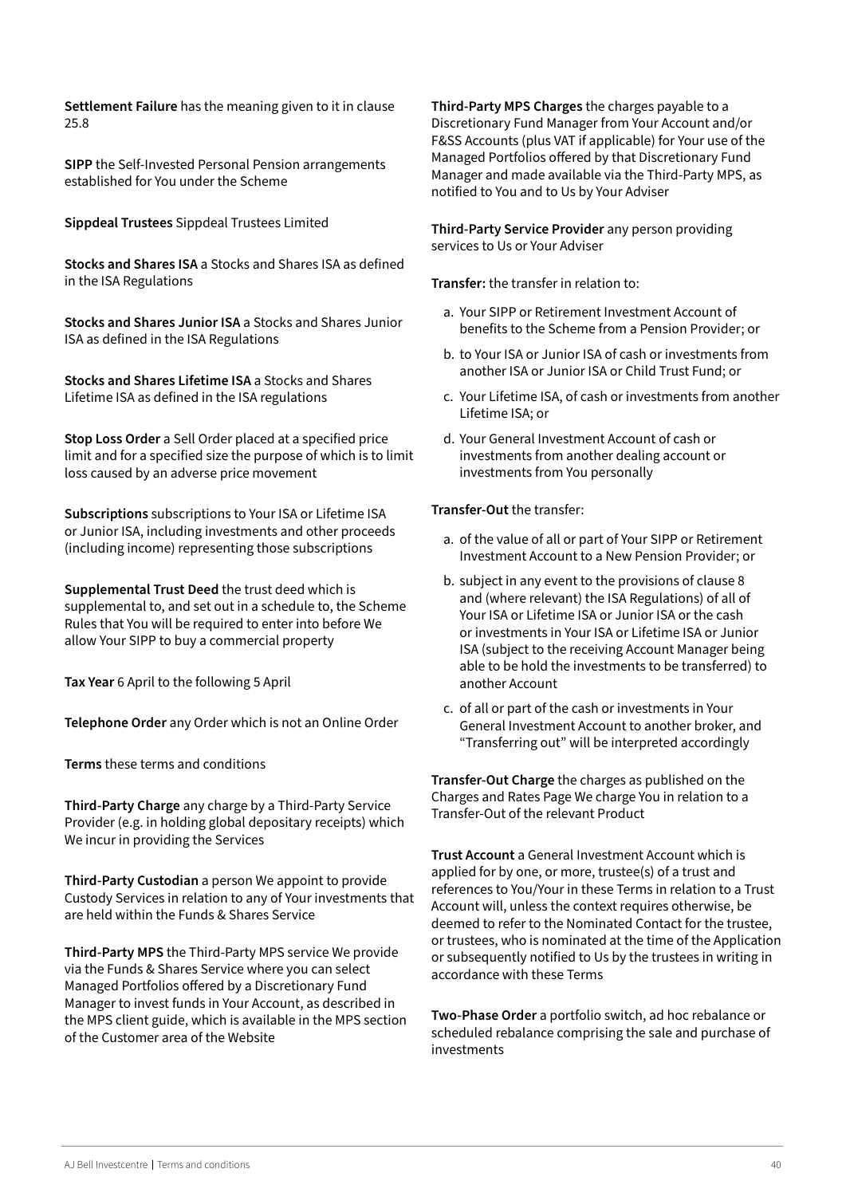**Settlement Failure** has the meaning given to it in clause 25.8

**SIPP** the Self-Invested Personal Pension arrangements established for You under the Scheme

**Sippdeal Trustees** Sippdeal Trustees Limited

**Stocks and Shares ISA** a Stocks and Shares ISA as defined in the ISA Regulations

**Stocks and Shares Junior ISA** a Stocks and Shares Junior ISA as defined in the ISA Regulations

**Stocks and Shares Lifetime ISA** a Stocks and Shares Lifetime ISA as defined in the ISA regulations

**Stop Loss Order** a Sell Order placed at a specified price limit and for a specified size the purpose of which is to limit loss caused by an adverse price movement

**Subscriptions** subscriptions to Your ISA or Lifetime ISA or Junior ISA, including investments and other proceeds (including income) representing those subscriptions

**Supplemental Trust Deed** the trust deed which is supplemental to, and set out in a schedule to, the Scheme Rules that You will be required to enter into before We allow Your SIPP to buy a commercial property

**Tax Year** 6 April to the following 5 April

**Telephone Order** any Order which is not an Online Order

**Terms** these terms and conditions

**Third-Party Charge** any charge by a Third-Party Service Provider (e.g. in holding global depositary receipts) which We incur in providing the Services

**Third-Party Custodian** a person We appoint to provide Custody Services in relation to any of Your investments that are held within the Funds & Shares Service

**Third-Party MPS** the Third-Party MPS service We provide via the Funds & Shares Service where you can select Managed Portfolios offered by a Discretionary Fund Manager to invest funds in Your Account, as described in the MPS client guide, which is available in the MPS section of the Customer area of the Website

**Third-Party MPS Charges** the charges payable to a Discretionary Fund Manager from Your Account and/or F&SS Accounts (plus VAT if applicable) for Your use of the Managed Portfolios offered by that Discretionary Fund Manager and made available via the Third-Party MPS, as notified to You and to Us by Your Adviser

**Third-Party Service Provider** any person providing services to Us or Your Adviser

**Transfer:** the transfer in relation to:

a. Your SIPP or Retirement Investment Account of benefits to the Scheme from a Pension Provider; or
b. to Your ISA or Junior ISA of cash or investments from another ISA or Junior ISA or Child Trust Fund; or
c. Your Lifetime ISA, of cash or investments from another Lifetime ISA; or
d. Your General Investment Account of cash or investments from another dealing account or investments from You personally

**Transfer-Out** the transfer:

a. of the value of all or part of Your SIPP or Retirement Investment Account to a New Pension Provider; or
b. subject in any event to the provisions of clause 8 and (where relevant) the ISA Regulations) of all of Your ISA or Lifetime ISA or Junior ISA or the cash or investments in Your ISA or Lifetime ISA or Junior ISA (subject to the receiving Account Manager being able to be hold the investments to be transferred) to another Account
c. of all or part of the cash or investments in Your General Investment Account to another broker, and "Transferring out" will be interpreted accordingly

**Transfer-Out Charge** the charges as published on the Charges and Rates Page We charge You in relation to a Transfer-Out of the relevant Product

**Trust Account** a General Investment Account which is applied for by one, or more, trustee(s) of a trust and references to You/Your in these Terms in relation to a Trust Account will, unless the context requires otherwise, be deemed to refer to the Nominated Contact for the trustee, or trustees, who is nominated at the time of the Application or subsequently notified to Us by the trustees in writing in accordance with these Terms

**Two-Phase Order** a portfolio switch, ad hoc rebalance or scheduled rebalance comprising the sale and purchase of investments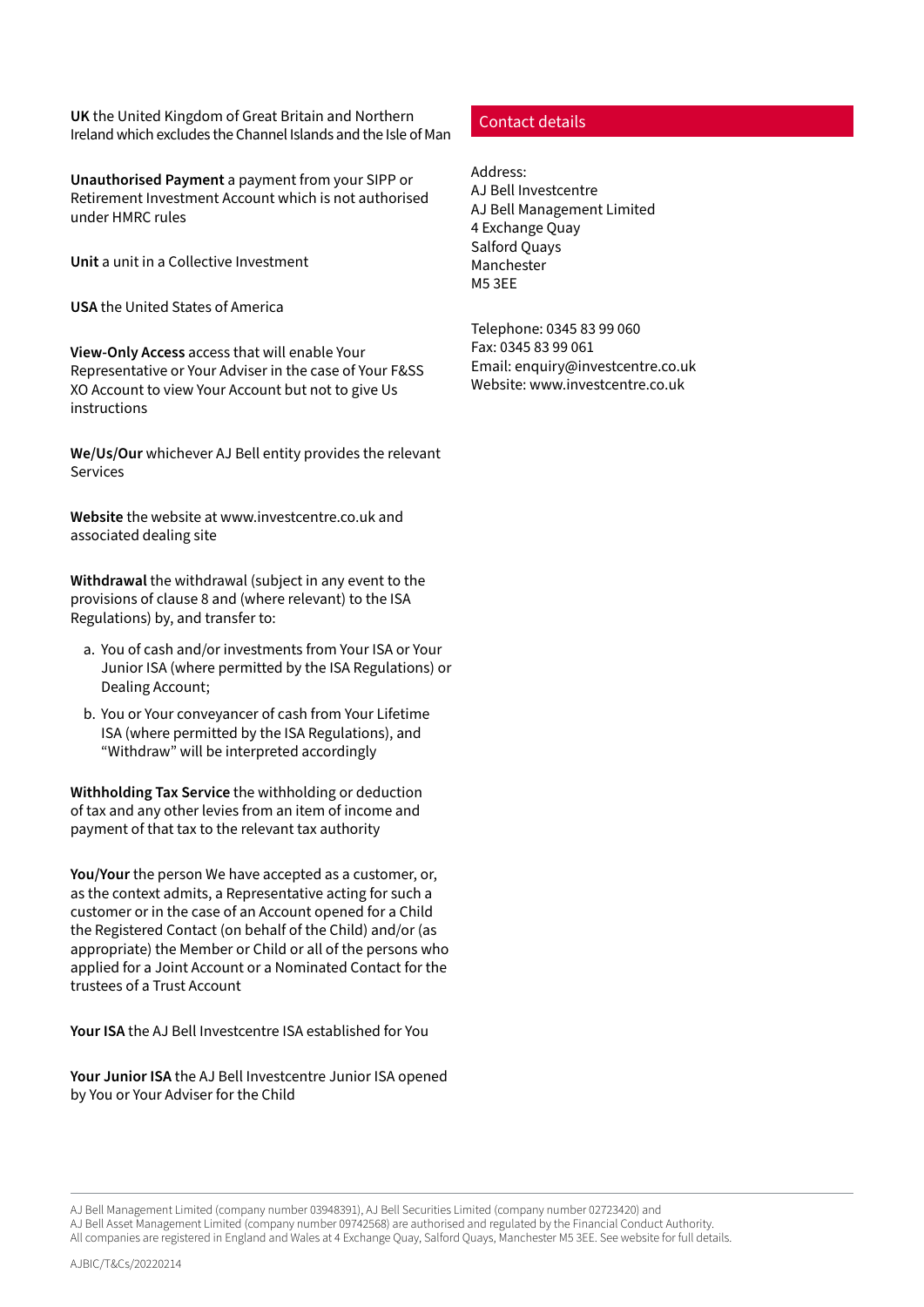**UK** the United Kingdom of Great Britain and Northern Ireland which excludes the Channel Islands and the Isle of Man

**Unauthorised Payment** a payment from your SIPP or Retirement Investment Account which is not authorised under HMRC rules

**Unit** a unit in a Collective Investment

**USA** the United States of America

**View-Only Access** access that will enable Your Representative or Your Adviser in the case of Your F&SS XO Account to view Your Account but not to give Us instructions

**We/Us/Our** whichever AJ Bell entity provides the relevant Services

**Website** the website at www.investcentre.co.uk and associated dealing site

**Withdrawal** the withdrawal (subject in any event to the provisions of clause 8 and (where relevant) to the ISA Regulations) by, and transfer to:

a. You of cash and/or investments from Your ISA or Your Junior ISA (where permitted by the ISA Regulations) or Dealing Account;

b. You or Your conveyancer of cash from Your Lifetime ISA (where permitted by the ISA Regulations), and "Withdraw" will be interpreted accordingly

**Withholding Tax Service** the withholding or deduction of tax and any other levies from an item of income and payment of that tax to the relevant tax authority

**You/Your** the person We have accepted as a customer, or, as the context admits, a Representative acting for such a customer or in the case of an Account opened for a Child the Registered Contact (on behalf of the Child) and/or (as appropriate) the Member or Child or all of the persons who applied for a Joint Account or a Nominated Contact for the trustees of a Trust Account

**Your ISA** the AJ Bell Investcentre ISA established for You

**Your Junior ISA** the AJ Bell Investcentre Junior ISA opened by You or Your Adviser for the Child

## Contact details

Address:
AJ Bell Investcentre
AJ Bell Management Limited
4 Exchange Quay
Salford Quays
Manchester
M5 3EE

Telephone: 0345 83 99 060
Fax: 0345 83 99 061
Email: enquiry@investcentre.co.uk
Website: www.investcentre.co.uk

AJ Bell Management Limited (company number 03948391), AJ Bell Securities Limited (company number 02723420) and AJ Bell Asset Management Limited (company number 09742568) are authorised and regulated by the Financial Conduct Authority. All companies are registered in England and Wales at 4 Exchange Quay, Salford Quays, Manchester M5 3EE. See website for full details.

AJBIC/T&Cs/20220214